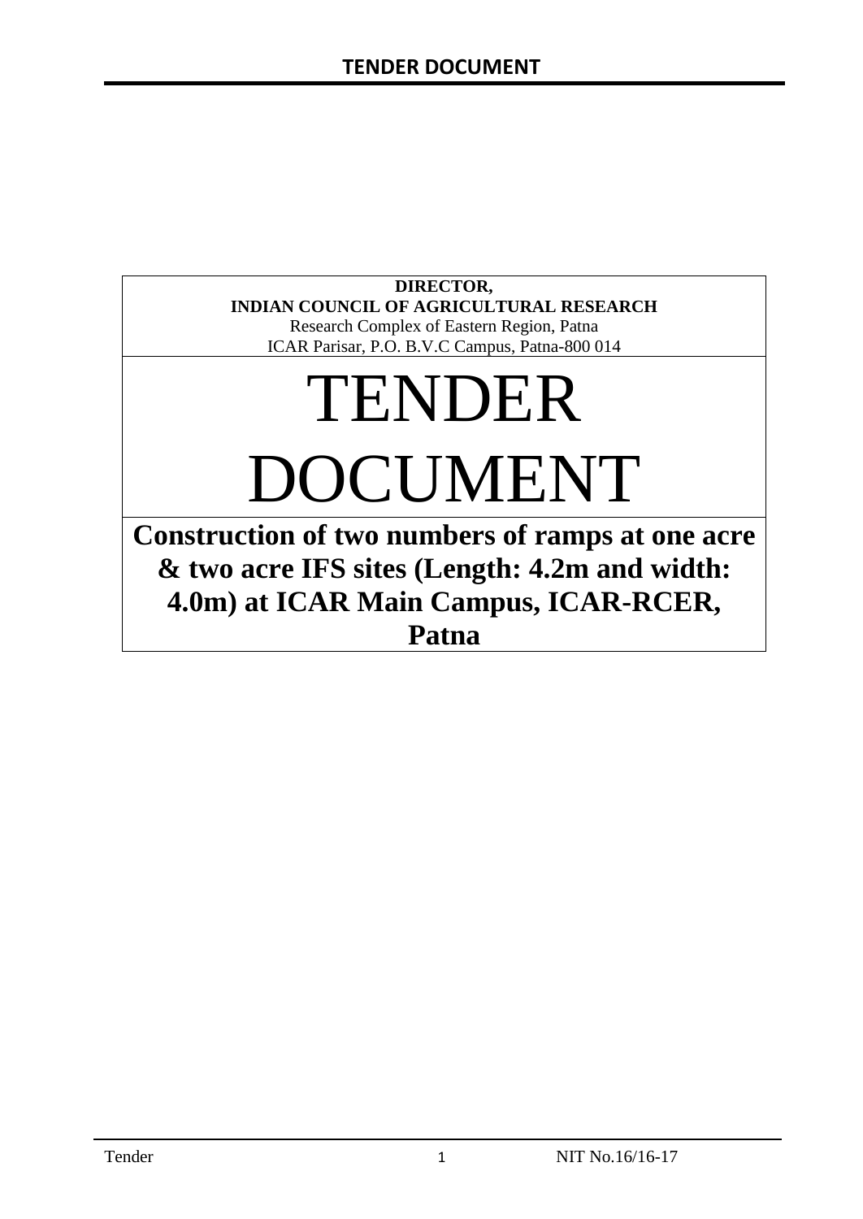**DIRECTOR,**
**INDIAN COUNCIL OF AGRICULTURAL RESEARCH**
Research Complex of Eastern Region, Patna
ICAR Parisar, P.O. B.V.C Campus, Patna-800 014

# TENDER DOCUMENT

## Construction of two numbers of ramps at one acre & two acre IFS sites (Length: 4.2m and width: 4.0m) at ICAR Main Campus, ICAR-RCER, Patna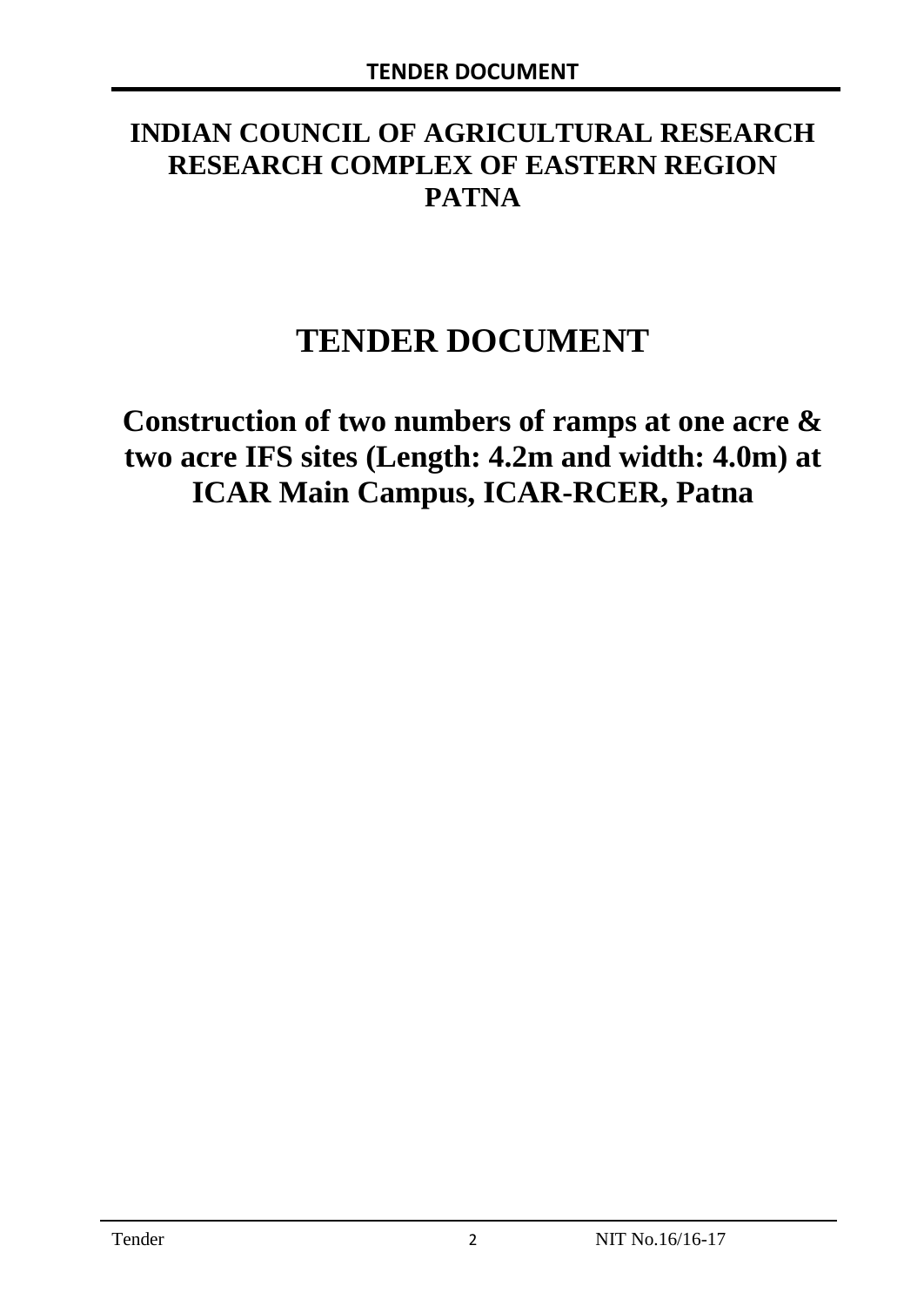# INDIAN COUNCIL OF AGRICULTURAL RESEARCH RESEARCH COMPLEX OF EASTERN REGION PATNA

# TENDER DOCUMENT

## Construction of two numbers of ramps at one acre & two acre IFS sites (Length: 4.2m and width: 4.0m) at ICAR Main Campus, ICAR-RCER, Patna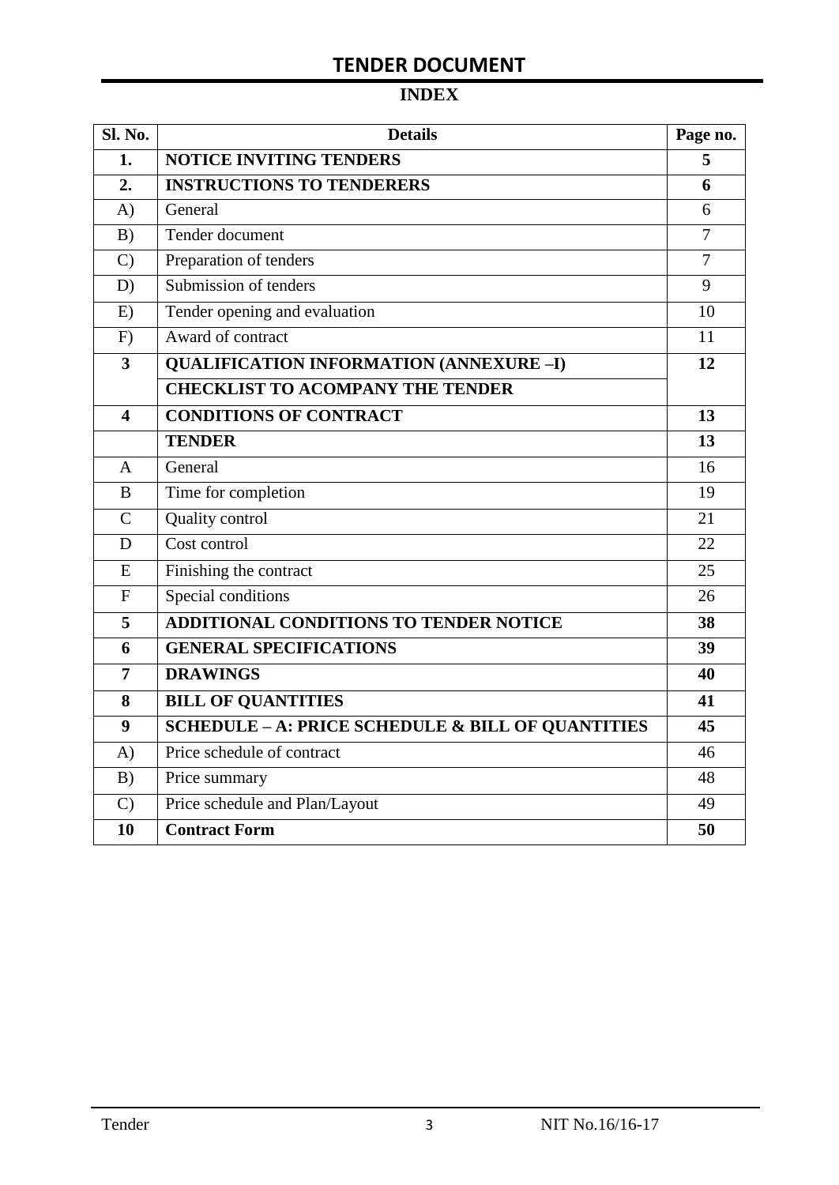## TENDER DOCUMENT

### INDEX

| Sl. No. | Details | Page no. |
|---|---|---|
| **1.** | **NOTICE INVITING TENDERS** | **5** |
| **2.** | **INSTRUCTIONS TO TENDERERS** | **6** |
| A) | General | 6 |
| B) | Tender document | 7 |
| C) | Preparation of tenders | 7 |
| D) | Submission of tenders | 9 |
| E) | Tender opening and evaluation | 10 |
| F) | Award of contract | 11 |
| **3** | **QUALIFICATION INFORMATION (ANNEXURE –I)** | **12** |
| | **CHECKLIST TO ACOMPANY THE TENDER** | |
| **4** | **CONDITIONS OF CONTRACT** | **13** |
| | **TENDER** | **13** |
| A | General | 16 |
| B | Time for completion | 19 |
| C | Quality control | 21 |
| D | Cost control | 22 |
| E | Finishing the contract | 25 |
| F | Special conditions | 26 |
| **5** | **ADDITIONAL CONDITIONS TO TENDER NOTICE** | **38** |
| **6** | **GENERAL SPECIFICATIONS** | **39** |
| **7** | **DRAWINGS** | **40** |
| **8** | **BILL OF QUANTITIES** | **41** |
| **9** | **SCHEDULE – A: PRICE SCHEDULE & BILL OF QUANTITIES** | **45** |
| A) | Price schedule of contract | 46 |
| B) | Price summary | 48 |
| C) | Price schedule and Plan/Layout | 49 |
| **10** | **Contract Form** | **50** |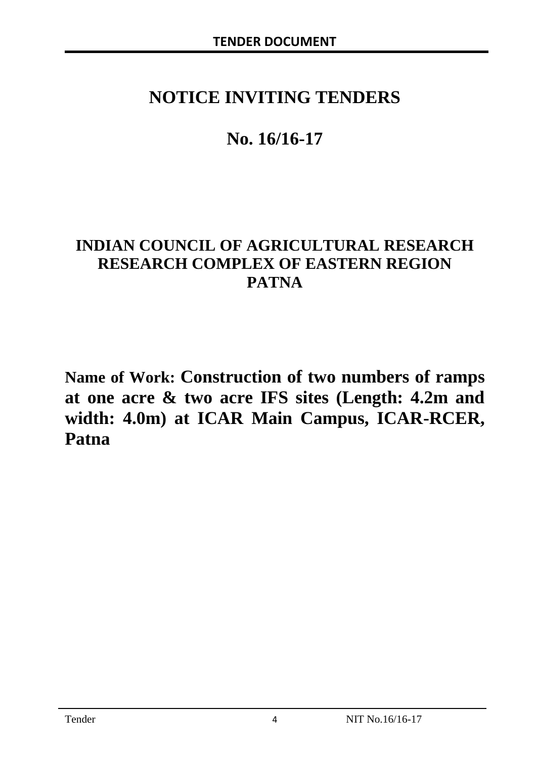# NOTICE INVITING TENDERS

## No. 16/16-17

## INDIAN COUNCIL OF AGRICULTURAL RESEARCH RESEARCH COMPLEX OF EASTERN REGION PATNA

**Name of Work: Construction of two numbers of ramps at one acre & two acre IFS sites (Length: 4.2m and width: 4.0m) at ICAR Main Campus, ICAR-RCER, Patna**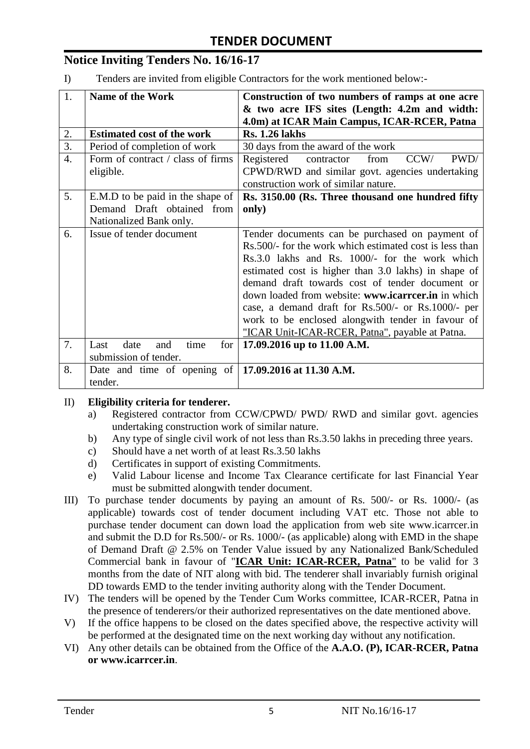# TENDER DOCUMENT

## Notice Inviting Tenders No. 16/16-17

I) Tenders are invited from eligible Contractors for the work mentioned below:-

| 1. | **Name of the Work** | **Construction of two numbers of ramps at one acre & two acre IFS sites (Length: 4.2m and width: 4.0m) at ICAR Main Campus, ICAR-RCER, Patna** |
|---|---|---|
| 2. | **Estimated cost of the work** | **Rs. 1.26 lakhs** |
| 3. | Period of completion of work | 30 days from the award of the work |
| 4. | Form of contract / class of firms eligible. | Registered contractor from CCW/ PWD/ CPWD/RWD and similar govt. agencies undertaking construction work of similar nature. |
| 5. | E.M.D to be paid in the shape of Demand Draft obtained from Nationalized Bank only. | **Rs. 3150.00 (Rs. Three thousand one hundred fifty only)** |
| 6. | Issue of tender document | Tender documents can be purchased on payment of Rs.500/- for the work which estimated cost is less than Rs.3.0 lakhs and Rs. 1000/- for the work which estimated cost is higher than 3.0 lakhs) in shape of demand draft towards cost of tender document or down loaded from website: **www.icarrcer.in** in which case, a demand draft for Rs.500/- or Rs.1000/- per work to be enclosed alongwith tender in favour of "ICAR Unit-ICAR-RCER, Patna", payable at Patna. |
| 7. | Last date and time for submission of tender. | **17.09.2016 up to 11.00 A.M.** |
| 8. | Date and time of opening of tender. | **17.09.2016 at 11.30 A.M.** |

II) **Eligibility criteria for tenderer.**

a) Registered contractor from CCW/CPWD/ PWD/ RWD and similar govt. agencies undertaking construction work of similar nature.
b) Any type of single civil work of not less than Rs.3.50 lakhs in preceding three years.
c) Should have a net worth of at least Rs.3.50 lakhs
d) Certificates in support of existing Commitments.
e) Valid Labour license and Income Tax Clearance certificate for last Financial Year must be submitted alongwith tender document.

III) To purchase tender documents by paying an amount of Rs. 500/- or Rs. 1000/- (as applicable) towards cost of tender document including VAT etc. Those not able to purchase tender document can down load the application from web site www.icarrcer.in and submit the D.D for Rs.500/- or Rs. 1000/- (as applicable) along with EMD in the shape of Demand Draft @ 2.5% on Tender Value issued by any Nationalized Bank/Scheduled Commercial bank in favour of "**ICAR Unit: ICAR-RCER, Patna**" to be valid for 3 months from the date of NIT along with bid. The tenderer shall invariably furnish original DD towards EMD to the tender inviting authority along with the Tender Document.

IV) The tenders will be opened by the Tender Cum Works committee, ICAR-RCER, Patna in the presence of tenderers/or their authorized representatives on the date mentioned above.

V) If the office happens to be closed on the dates specified above, the respective activity will be performed at the designated time on the next working day without any notification.

VI) Any other details can be obtained from the Office of the **A.A.O. (P), ICAR-RCER, Patna or www.icarrcer.in**.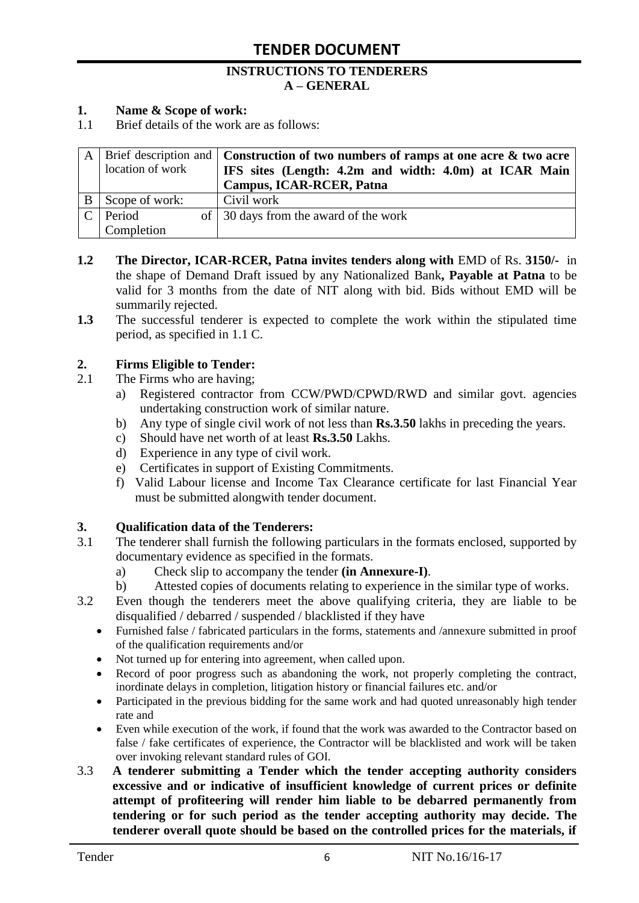# TENDER DOCUMENT

## INSTRUCTIONS TO TENDERERS
## A – GENERAL

**1. Name & Scope of work:**

1.1 Brief details of the work are as follows:

| | | |
|---|---|---|
| A | Brief description and location of work | **Construction of two numbers of ramps at one acre & two acre IFS sites (Length: 4.2m and width: 4.0m) at ICAR Main Campus, ICAR-RCER, Patna** |
| B | Scope of work: | Civil work |
| C | Period of Completion | 30 days from the award of the work |

**1.2** **The Director, ICAR-RCER, Patna invites tenders along with** EMD of Rs. **3150/-** in the shape of Demand Draft issued by any Nationalized Bank**, Payable at Patna** to be valid for 3 months from the date of NIT along with bid. Bids without EMD will be summarily rejected.

**1.3** The successful tenderer is expected to complete the work within the stipulated time period, as specified in 1.1 C.

**2. Firms Eligible to Tender:**

2.1 The Firms who are having;

a) Registered contractor from CCW/PWD/CPWD/RWD and similar govt. agencies undertaking construction work of similar nature.

b) Any type of single civil work of not less than **Rs.3.50** lakhs in preceding the years.

c) Should have net worth of at least **Rs.3.50** Lakhs.

d) Experience in any type of civil work.

e) Certificates in support of Existing Commitments.

f) Valid Labour license and Income Tax Clearance certificate for last Financial Year must be submitted alongwith tender document.

**3. Qualification data of the Tenderers:**

3.1 The tenderer shall furnish the following particulars in the formats enclosed, supported by documentary evidence as specified in the formats.

a) Check slip to accompany the tender **(in Annexure-I)**.

b) Attested copies of documents relating to experience in the similar type of works.

3.2 Even though the tenderers meet the above qualifying criteria, they are liable to be disqualified / debarred / suspended / blacklisted if they have

- Furnished false / fabricated particulars in the forms, statements and /annexure submitted in proof of the qualification requirements and/or
- Not turned up for entering into agreement, when called upon.
- Record of poor progress such as abandoning the work, not properly completing the contract, inordinate delays in completion, litigation history or financial failures etc. and/or
- Participated in the previous bidding for the same work and had quoted unreasonably high tender rate and
- Even while execution of the work, if found that the work was awarded to the Contractor based on false / fake certificates of experience, the Contractor will be blacklisted and work will be taken over invoking relevant standard rules of GOI.

3.3 **A tenderer submitting a Tender which the tender accepting authority considers excessive and or indicative of insufficient knowledge of current prices or definite attempt of profiteering will render him liable to be debarred permanently from tendering or for such period as the tender accepting authority may decide. The tenderer overall quote should be based on the controlled prices for the materials, if**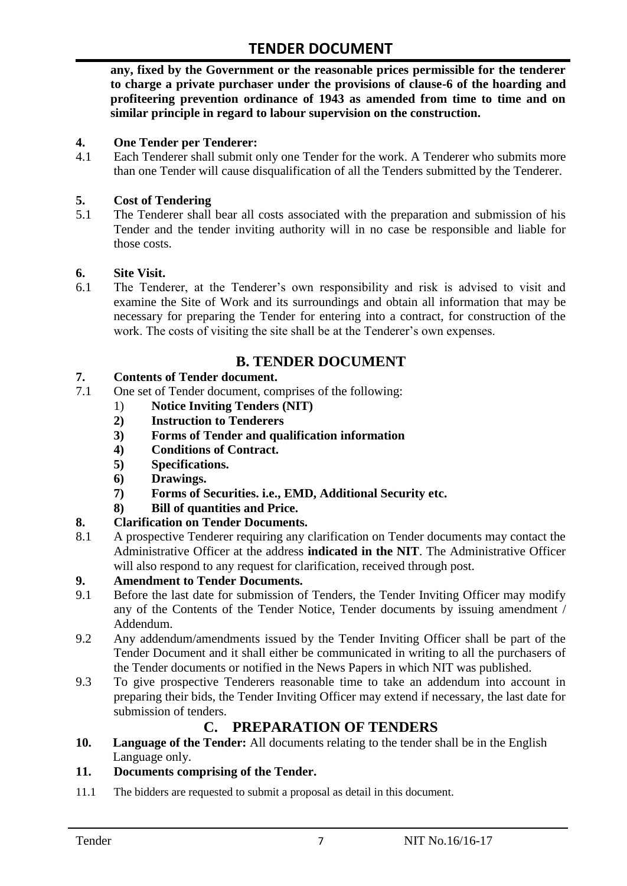**any, fixed by the Government or the reasonable prices permissible for the tenderer to charge a private purchaser under the provisions of clause-6 of the hoarding and profiteering prevention ordinance of 1943 as amended from time to time and on similar principle in regard to labour supervision on the construction.**

**4. One Tender per Tenderer:**

4.1 Each Tenderer shall submit only one Tender for the work. A Tenderer who submits more than one Tender will cause disqualification of all the Tenders submitted by the Tenderer.

**5. Cost of Tendering**

5.1 The Tenderer shall bear all costs associated with the preparation and submission of his Tender and the tender inviting authority will in no case be responsible and liable for those costs.

**6. Site Visit.**

6.1 The Tenderer, at the Tenderer's own responsibility and risk is advised to visit and examine the Site of Work and its surroundings and obtain all information that may be necessary for preparing the Tender for entering into a contract, for construction of the work. The costs of visiting the site shall be at the Tenderer's own expenses.

## B. TENDER DOCUMENT

**7. Contents of Tender document.**

7.1 One set of Tender document, comprises of the following:

1) **Notice Inviting Tenders (NIT)**
2) **Instruction to Tenderers**
3) **Forms of Tender and qualification information**
4) **Conditions of Contract.**
5) **Specifications.**
6) **Drawings.**
7) **Forms of Securities. i.e., EMD, Additional Security etc.**
8) **Bill of quantities and Price.**

**8. Clarification on Tender Documents.**

8.1 A prospective Tenderer requiring any clarification on Tender documents may contact the Administrative Officer at the address **indicated in the NIT**. The Administrative Officer will also respond to any request for clarification, received through post.

**9. Amendment to Tender Documents.**

9.1 Before the last date for submission of Tenders, the Tender Inviting Officer may modify any of the Contents of the Tender Notice, Tender documents by issuing amendment / Addendum.

9.2 Any addendum/amendments issued by the Tender Inviting Officer shall be part of the Tender Document and it shall either be communicated in writing to all the purchasers of the Tender documents or notified in the News Papers in which NIT was published.

9.3 To give prospective Tenderers reasonable time to take an addendum into account in preparing their bids, the Tender Inviting Officer may extend if necessary, the last date for submission of tenders.

## C. PREPARATION OF TENDERS

**10. Language of the Tender:** All documents relating to the tender shall be in the English Language only.

**11. Documents comprising of the Tender.**

11.1 The bidders are requested to submit a proposal as detail in this document.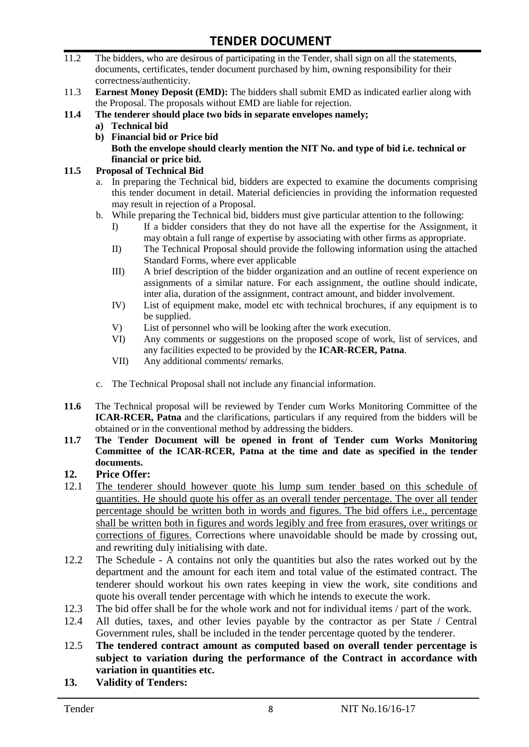11.2 The bidders, who are desirous of participating in the Tender, shall sign on all the statements, documents, certificates, tender document purchased by him, owning responsibility for their correctness/authenticity.

11.3 **Earnest Money Deposit (EMD):** The bidders shall submit EMD as indicated earlier along with the Proposal. The proposals without EMD are liable for rejection.

**11.4 The tenderer should place two bids in separate envelopes namely;**

**a) Technical bid**

**b) Financial bid or Price bid**

**Both the envelope should clearly mention the NIT No. and type of bid i.e. technical or financial or price bid.**

**11.5 Proposal of Technical Bid**

a. In preparing the Technical bid, bidders are expected to examine the documents comprising this tender document in detail. Material deficiencies in providing the information requested may result in rejection of a Proposal.

b. While preparing the Technical bid, bidders must give particular attention to the following:

I) If a bidder considers that they do not have all the expertise for the Assignment, it may obtain a full range of expertise by associating with other firms as appropriate.

II) The Technical Proposal should provide the following information using the attached Standard Forms, where ever applicable

III) A brief description of the bidder organization and an outline of recent experience on assignments of a similar nature. For each assignment, the outline should indicate, inter alia, duration of the assignment, contract amount, and bidder involvement.

IV) List of equipment make, model etc with technical brochures, if any equipment is to be supplied.

V) List of personnel who will be looking after the work execution.

VI) Any comments or suggestions on the proposed scope of work, list of services, and any facilities expected to be provided by the **ICAR-RCER, Patna**.

VII) Any additional comments/ remarks.

c. The Technical Proposal shall not include any financial information.

**11.6** The Technical proposal will be reviewed by Tender cum Works Monitoring Committee of the **ICAR-RCER, Patna** and the clarifications, particulars if any required from the bidders will be obtained or in the conventional method by addressing the bidders.

**11.7 The Tender Document will be opened in front of Tender cum Works Monitoring Committee of the ICAR-RCER, Patna at the time and date as specified in the tender documents.**

## 12. Price Offer:

12.1 <u>The tenderer should however quote his lump sum tender based on this schedule of quantities. He should quote his offer as an overall tender percentage. The over all tender percentage should be written both in words and figures. The bid offers i.e., percentage shall be written both in figures and words legibly and free from erasures, over writings or corrections of figures.</u> Corrections where unavoidable should be made by crossing out, and rewriting duly initialising with date.

12.2 The Schedule - A contains not only the quantities but also the rates worked out by the department and the amount for each item and total value of the estimated contract. The tenderer should workout his own rates keeping in view the work, site conditions and quote his overall tender percentage with which he intends to execute the work.

12.3 The bid offer shall be for the whole work and not for individual items / part of the work.

12.4 All duties, taxes, and other levies payable by the contractor as per State / Central Government rules, shall be included in the tender percentage quoted by the tenderer.

12.5 **The tendered contract amount as computed based on overall tender percentage is subject to variation during the performance of the Contract in accordance with variation in quantities etc.**

## 13. Validity of Tenders: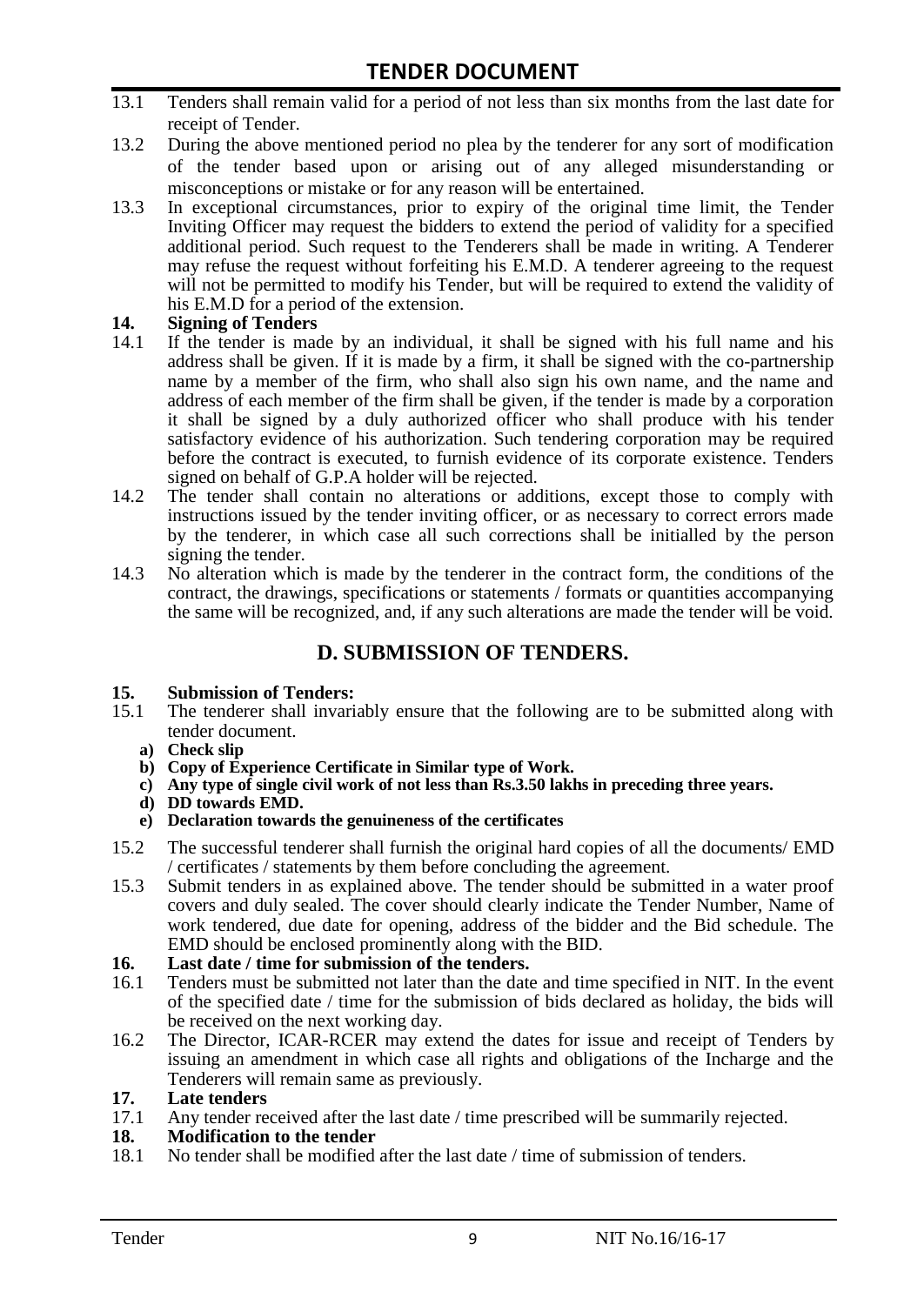13.1 Tenders shall remain valid for a period of not less than six months from the last date for receipt of Tender.

13.2 During the above mentioned period no plea by the tenderer for any sort of modification of the tender based upon or arising out of any alleged misunderstanding or misconceptions or mistake or for any reason will be entertained.

13.3 In exceptional circumstances, prior to expiry of the original time limit, the Tender Inviting Officer may request the bidders to extend the period of validity for a specified additional period. Such request to the Tenderers shall be made in writing. A Tenderer may refuse the request without forfeiting his E.M.D. A tenderer agreeing to the request will not be permitted to modify his Tender, but will be required to extend the validity of his E.M.D for a period of the extension.

**14. Signing of Tenders**

14.1 If the tender is made by an individual, it shall be signed with his full name and his address shall be given. If it is made by a firm, it shall be signed with the co-partnership name by a member of the firm, who shall also sign his own name, and the name and address of each member of the firm shall be given, if the tender is made by a corporation it shall be signed by a duly authorized officer who shall produce with his tender satisfactory evidence of his authorization. Such tendering corporation may be required before the contract is executed, to furnish evidence of its corporate existence. Tenders signed on behalf of G.P.A holder will be rejected.

14.2 The tender shall contain no alterations or additions, except those to comply with instructions issued by the tender inviting officer, or as necessary to correct errors made by the tenderer, in which case all such corrections shall be initialled by the person signing the tender.

14.3 No alteration which is made by the tenderer in the contract form, the conditions of the contract, the drawings, specifications or statements / formats or quantities accompanying the same will be recognized, and, if any such alterations are made the tender will be void.

## D. SUBMISSION OF TENDERS.

**15. Submission of Tenders:**

15.1 The tenderer shall invariably ensure that the following are to be submitted along with tender document.

**a) Check slip**
**b) Copy of Experience Certificate in Similar type of Work.**
**c) Any type of single civil work of not less than Rs.3.50 lakhs in preceding three years.**
**d) DD towards EMD.**
**e) Declaration towards the genuineness of the certificates**

15.2 The successful tenderer shall furnish the original hard copies of all the documents/ EMD / certificates / statements by them before concluding the agreement.

15.3 Submit tenders in as explained above. The tender should be submitted in a water proof covers and duly sealed. The cover should clearly indicate the Tender Number, Name of work tendered, due date for opening, address of the bidder and the Bid schedule. The EMD should be enclosed prominently along with the BID.

**16. Last date / time for submission of the tenders.**

16.1 Tenders must be submitted not later than the date and time specified in NIT. In the event of the specified date / time for the submission of bids declared as holiday, the bids will be received on the next working day.

16.2 The Director, ICAR-RCER may extend the dates for issue and receipt of Tenders by issuing an amendment in which case all rights and obligations of the Incharge and the Tenderers will remain same as previously.

**17. Late tenders**

17.1 Any tender received after the last date / time prescribed will be summarily rejected.

**18. Modification to the tender**

18.1 No tender shall be modified after the last date / time of submission of tenders.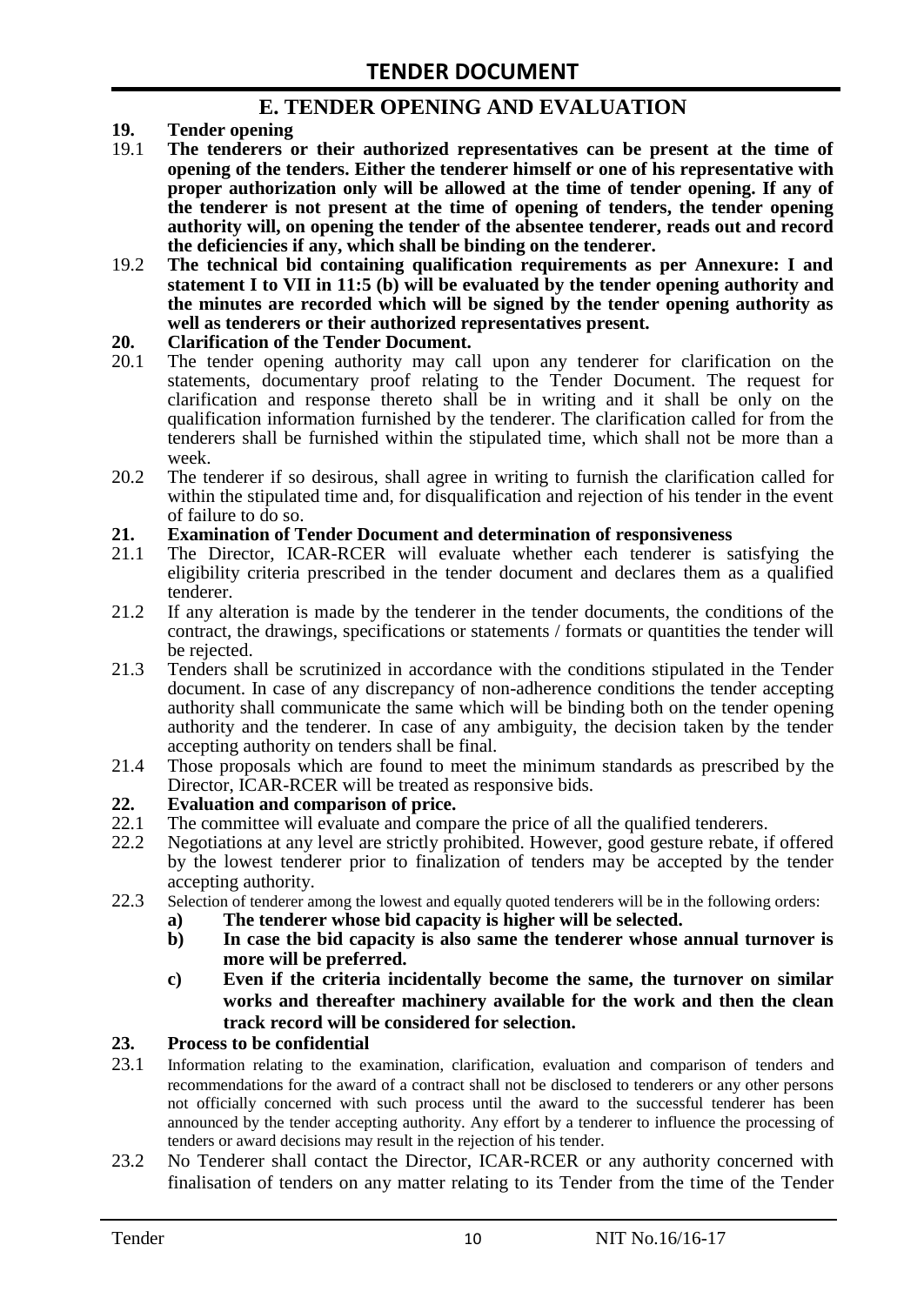## E. TENDER OPENING AND EVALUATION

**19. Tender opening**

19.1 **The tenderers or their authorized representatives can be present at the time of opening of the tenders. Either the tenderer himself or one of his representative with proper authorization only will be allowed at the time of tender opening. If any of the tenderer is not present at the time of opening of tenders, the tender opening authority will, on opening the tender of the absentee tenderer, reads out and record the deficiencies if any, which shall be binding on the tenderer.**

19.2 **The technical bid containing qualification requirements as per Annexure: I and statement I to VII in 11:5 (b) will be evaluated by the tender opening authority and the minutes are recorded which will be signed by the tender opening authority as well as tenderers or their authorized representatives present.**

**20. Clarification of the Tender Document.**

20.1 The tender opening authority may call upon any tenderer for clarification on the statements, documentary proof relating to the Tender Document. The request for clarification and response thereto shall be in writing and it shall be only on the qualification information furnished by the tenderer. The clarification called for from the tenderers shall be furnished within the stipulated time, which shall not be more than a week.

20.2 The tenderer if so desirous, shall agree in writing to furnish the clarification called for within the stipulated time and, for disqualification and rejection of his tender in the event of failure to do so.

**21. Examination of Tender Document and determination of responsiveness**

21.1 The Director, ICAR-RCER will evaluate whether each tenderer is satisfying the eligibility criteria prescribed in the tender document and declares them as a qualified tenderer.

21.2 If any alteration is made by the tenderer in the tender documents, the conditions of the contract, the drawings, specifications or statements / formats or quantities the tender will be rejected.

21.3 Tenders shall be scrutinized in accordance with the conditions stipulated in the Tender document. In case of any discrepancy of non-adherence conditions the tender accepting authority shall communicate the same which will be binding both on the tender opening authority and the tenderer. In case of any ambiguity, the decision taken by the tender accepting authority on tenders shall be final.

21.4 Those proposals which are found to meet the minimum standards as prescribed by the Director, ICAR-RCER will be treated as responsive bids.

**22. Evaluation and comparison of price.**

22.1 The committee will evaluate and compare the price of all the qualified tenderers.

22.2 Negotiations at any level are strictly prohibited. However, good gesture rebate, if offered by the lowest tenderer prior to finalization of tenders may be accepted by the tender accepting authority.

22.3 Selection of tenderer among the lowest and equally quoted tenderers will be in the following orders:

**a) The tenderer whose bid capacity is higher will be selected.**

**b) In case the bid capacity is also same the tenderer whose annual turnover is more will be preferred.**

**c) Even if the criteria incidentally become the same, the turnover on similar works and thereafter machinery available for the work and then the clean track record will be considered for selection.**

**23. Process to be confidential**

23.1 Information relating to the examination, clarification, evaluation and comparison of tenders and recommendations for the award of a contract shall not be disclosed to tenderers or any other persons not officially concerned with such process until the award to the successful tenderer has been announced by the tender accepting authority. Any effort by a tenderer to influence the processing of tenders or award decisions may result in the rejection of his tender.

23.2 No Tenderer shall contact the Director, ICAR-RCER or any authority concerned with finalisation of tenders on any matter relating to its Tender from the time of the Tender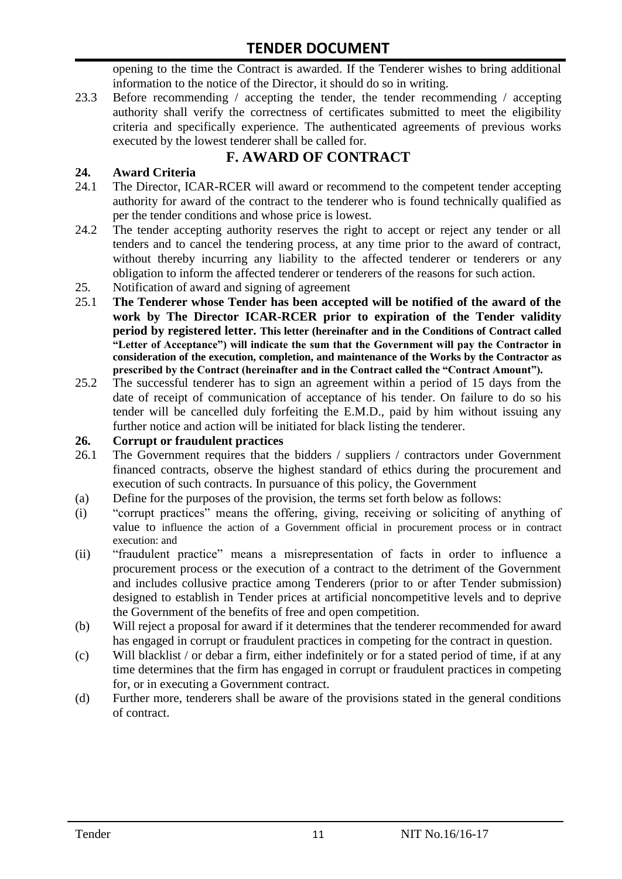opening to the time the Contract is awarded. If the Tenderer wishes to bring additional information to the notice of the Director, it should do so in writing.

23.3 Before recommending / accepting the tender, the tender recommending / accepting authority shall verify the correctness of certificates submitted to meet the eligibility criteria and specifically experience. The authenticated agreements of previous works executed by the lowest tenderer shall be called for.

## F. AWARD OF CONTRACT

**24. Award Criteria**

24.1 The Director, ICAR-RCER will award or recommend to the competent tender accepting authority for award of the contract to the tenderer who is found technically qualified as per the tender conditions and whose price is lowest.

24.2 The tender accepting authority reserves the right to accept or reject any tender or all tenders and to cancel the tendering process, at any time prior to the award of contract, without thereby incurring any liability to the affected tenderer or tenderers or any obligation to inform the affected tenderer or tenderers of the reasons for such action.

25. Notification of award and signing of agreement

25.1 **The Tenderer whose Tender has been accepted will be notified of the award of the work by The Director ICAR-RCER prior to expiration of the Tender validity period by registered letter. This letter (hereinafter and in the Conditions of Contract called "Letter of Acceptance") will indicate the sum that the Government will pay the Contractor in consideration of the execution, completion, and maintenance of the Works by the Contractor as prescribed by the Contract (hereinafter and in the Contract called the "Contract Amount").**

25.2 The successful tenderer has to sign an agreement within a period of 15 days from the date of receipt of communication of acceptance of his tender. On failure to do so his tender will be cancelled duly forfeiting the E.M.D., paid by him without issuing any further notice and action will be initiated for black listing the tenderer.

**26. Corrupt or fraudulent practices**

26.1 The Government requires that the bidders / suppliers / contractors under Government financed contracts, observe the highest standard of ethics during the procurement and execution of such contracts. In pursuance of this policy, the Government

(a) Define for the purposes of the provision, the terms set forth below as follows:

(i) "corrupt practices" means the offering, giving, receiving or soliciting of anything of value to influence the action of a Government official in procurement process or in contract execution: and

(ii) "fraudulent practice" means a misrepresentation of facts in order to influence a procurement process or the execution of a contract to the detriment of the Government and includes collusive practice among Tenderers (prior to or after Tender submission) designed to establish in Tender prices at artificial noncompetitive levels and to deprive the Government of the benefits of free and open competition.

(b) Will reject a proposal for award if it determines that the tenderer recommended for award has engaged in corrupt or fraudulent practices in competing for the contract in question.

(c) Will blacklist / or debar a firm, either indefinitely or for a stated period of time, if at any time determines that the firm has engaged in corrupt or fraudulent practices in competing for, or in executing a Government contract.

(d) Further more, tenderers shall be aware of the provisions stated in the general conditions of contract.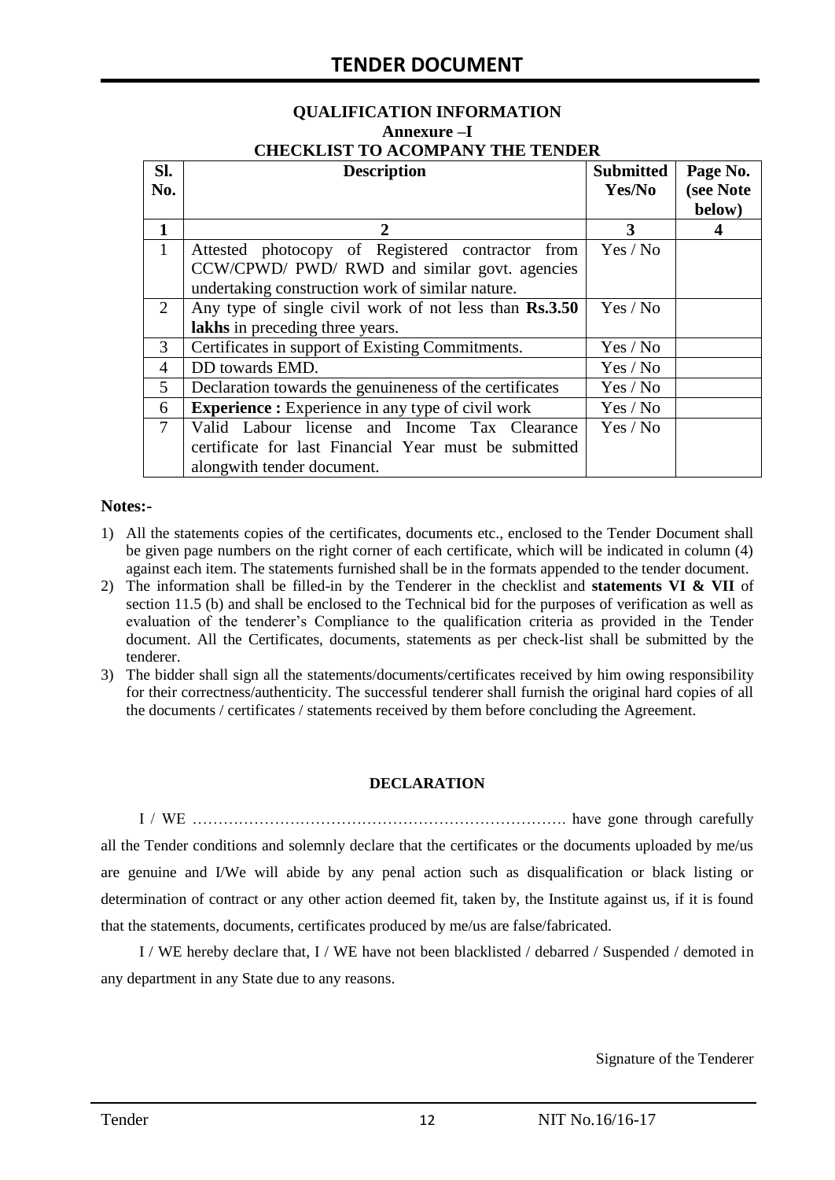## QUALIFICATION INFORMATION

### Annexure –I

### CHECKLIST TO ACOMPANY THE TENDER

| Sl. No. | Description | Submitted Yes/No | Page No. (see Note below) |
|---|---|---|---|
| **1** | **2** | **3** | **4** |
| 1 | Attested photocopy of Registered contractor from CCW/CPWD/ PWD/ RWD and similar govt. agencies undertaking construction work of similar nature. | Yes / No | |
| 2 | Any type of single civil work of not less than **Rs.3.50 lakhs** in preceding three years. | Yes / No | |
| 3 | Certificates in support of Existing Commitments. | Yes / No | |
| 4 | DD towards EMD. | Yes / No | |
| 5 | Declaration towards the genuineness of the certificates | Yes / No | |
| 6 | **Experience :** Experience in any type of civil work | Yes / No | |
| 7 | Valid Labour license and Income Tax Clearance certificate for last Financial Year must be submitted alongwith tender document. | Yes / No | |

**Notes:-**

1) All the statements copies of the certificates, documents etc., enclosed to the Tender Document shall be given page numbers on the right corner of each certificate, which will be indicated in column (4) against each item. The statements furnished shall be in the formats appended to the tender document.
2) The information shall be filled-in by the Tenderer in the checklist and **statements VI & VII** of section 11.5 (b) and shall be enclosed to the Technical bid for the purposes of verification as well as evaluation of the tenderer's Compliance to the qualification criteria as provided in the Tender document. All the Certificates, documents, statements as per check-list shall be submitted by the tenderer.
3) The bidder shall sign all the statements/documents/certificates received by him owing responsibility for their correctness/authenticity. The successful tenderer shall furnish the original hard copies of all the documents / certificates / statements received by them before concluding the Agreement.

**DECLARATION**

I / WE ………………………………………………………………. have gone through carefully all the Tender conditions and solemnly declare that the certificates or the documents uploaded by me/us are genuine and I/We will abide by any penal action such as disqualification or black listing or determination of contract or any other action deemed fit, taken by, the Institute against us, if it is found that the statements, documents, certificates produced by me/us are false/fabricated.

I / WE hereby declare that, I / WE have not been blacklisted / debarred / Suspended / demoted in any department in any State due to any reasons.

Signature of the Tenderer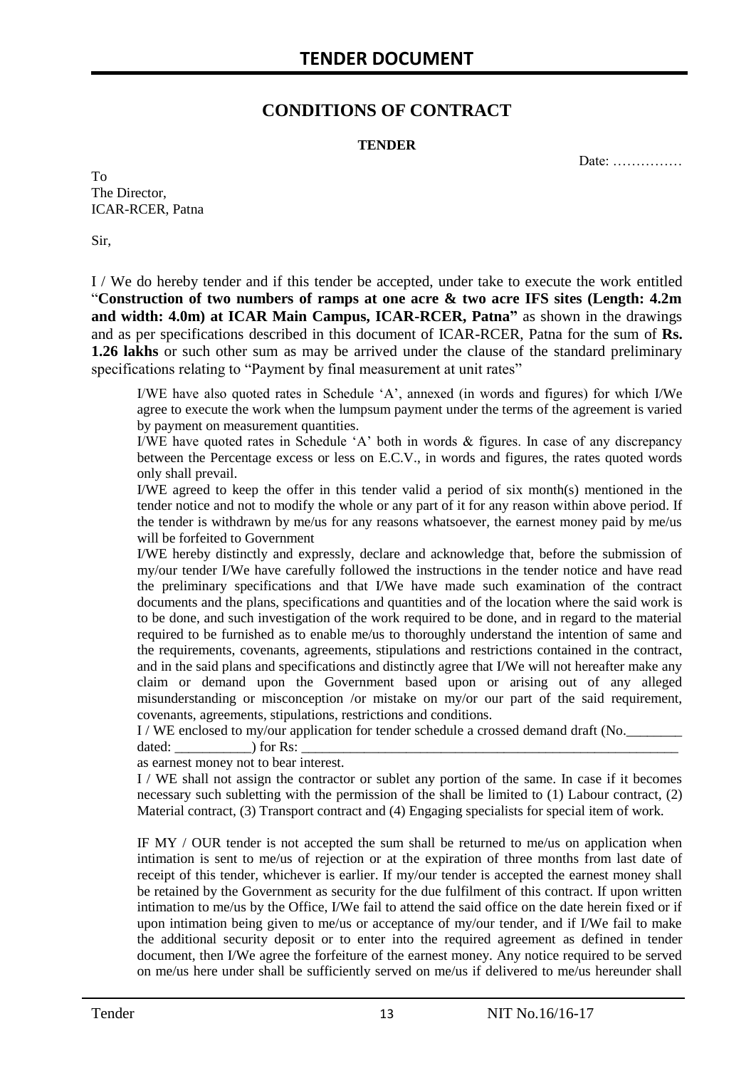# CONDITIONS OF CONTRACT

**TENDER**

Date: ……………

To
The Director,
ICAR-RCER, Patna

Sir,

I / We do hereby tender and if this tender be accepted, under take to execute the work entitled "**Construction of two numbers of ramps at one acre & two acre IFS sites (Length: 4.2m and width: 4.0m) at ICAR Main Campus, ICAR-RCER, Patna"** as shown in the drawings and as per specifications described in this document of ICAR-RCER, Patna for the sum of **Rs. 1.26 lakhs** or such other sum as may be arrived under the clause of the standard preliminary specifications relating to "Payment by final measurement at unit rates"

I/WE have also quoted rates in Schedule 'A', annexed (in words and figures) for which I/We agree to execute the work when the lumpsum payment under the terms of the agreement is varied by payment on measurement quantities.

I/WE have quoted rates in Schedule 'A' both in words & figures. In case of any discrepancy between the Percentage excess or less on E.C.V., in words and figures, the rates quoted words only shall prevail.

I/WE agreed to keep the offer in this tender valid a period of six month(s) mentioned in the tender notice and not to modify the whole or any part of it for any reason within above period. If the tender is withdrawn by me/us for any reasons whatsoever, the earnest money paid by me/us will be forfeited to Government

I/WE hereby distinctly and expressly, declare and acknowledge that, before the submission of my/our tender I/We have carefully followed the instructions in the tender notice and have read the preliminary specifications and that I/We have made such examination of the contract documents and the plans, specifications and quantities and of the location where the said work is to be done, and such investigation of the work required to be done, and in regard to the material required to be furnished as to enable me/us to thoroughly understand the intention of same and the requirements, covenants, agreements, stipulations and restrictions contained in the contract, and in the said plans and specifications and distinctly agree that I/We will not hereafter make any claim or demand upon the Government based upon or arising out of any alleged misunderstanding or misconception /or mistake on my/or our part of the said requirement, covenants, agreements, stipulations, restrictions and conditions.

I / WE enclosed to my/our application for tender schedule a crossed demand draft (No.________ dated: ___________) for Rs: ___________________________________________________________ as earnest money not to bear interest.

I / WE shall not assign the contractor or sublet any portion of the same. In case if it becomes necessary such subletting with the permission of the shall be limited to (1) Labour contract, (2) Material contract, (3) Transport contract and (4) Engaging specialists for special item of work.

IF MY / OUR tender is not accepted the sum shall be returned to me/us on application when intimation is sent to me/us of rejection or at the expiration of three months from last date of receipt of this tender, whichever is earlier. If my/our tender is accepted the earnest money shall be retained by the Government as security for the due fulfilment of this contract. If upon written intimation to me/us by the Office, I/We fail to attend the said office on the date herein fixed or if upon intimation being given to me/us or acceptance of my/our tender, and if I/We fail to make the additional security deposit or to enter into the required agreement as defined in tender document, then I/We agree the forfeiture of the earnest money. Any notice required to be served on me/us here under shall be sufficiently served on me/us if delivered to me/us hereunder shall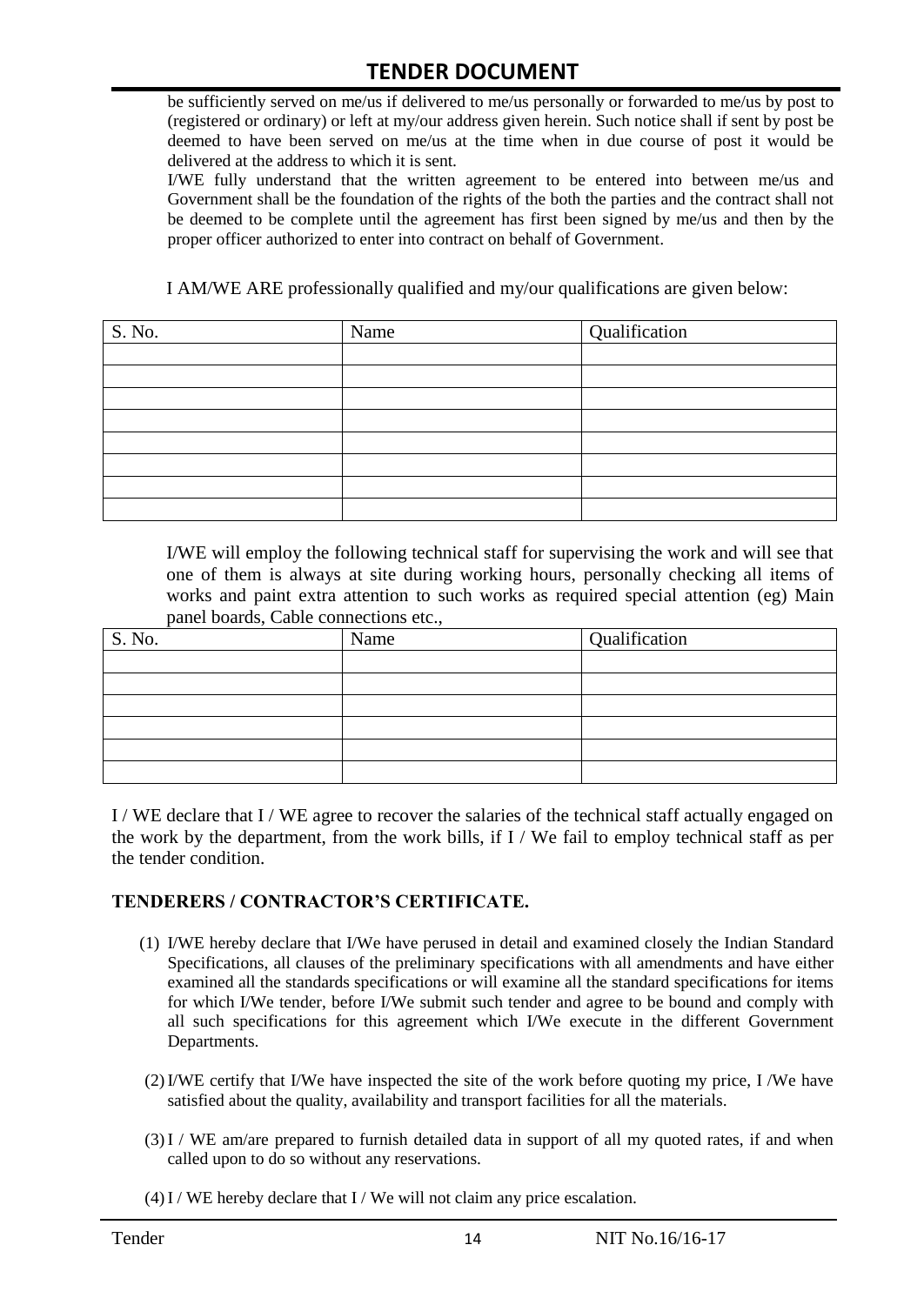be sufficiently served on me/us if delivered to me/us personally or forwarded to me/us by post to (registered or ordinary) or left at my/our address given herein. Such notice shall if sent by post be deemed to have been served on me/us at the time when in due course of post it would be delivered at the address to which it is sent.

I/WE fully understand that the written agreement to be entered into between me/us and Government shall be the foundation of the rights of the both the parties and the contract shall not be deemed to be complete until the agreement has first been signed by me/us and then by the proper officer authorized to enter into contract on behalf of Government.

I AM/WE ARE professionally qualified and my/our qualifications are given below:

| S. No. | Name | Qualification |
|---|---|---|
| | | |
| | | |
| | | |
| | | |
| | | |
| | | |
| | | |
| | | |

I/WE will employ the following technical staff for supervising the work and will see that one of them is always at site during working hours, personally checking all items of works and paint extra attention to such works as required special attention (eg) Main panel boards, Cable connections etc.,

| S. No. | Name | Qualification |
|---|---|---|
| | | |
| | | |
| | | |
| | | |
| | | |
| | | |

I / WE declare that I / WE agree to recover the salaries of the technical staff actually engaged on the work by the department, from the work bills, if I / We fail to employ technical staff as per the tender condition.

## TENDERERS / CONTRACTOR'S CERTIFICATE.

(1) I/WE hereby declare that I/We have perused in detail and examined closely the Indian Standard Specifications, all clauses of the preliminary specifications with all amendments and have either examined all the standards specifications or will examine all the standard specifications for items for which I/We tender, before I/We submit such tender and agree to be bound and comply with all such specifications for this agreement which I/We execute in the different Government Departments.

(2) I/WE certify that I/We have inspected the site of the work before quoting my price, I /We have satisfied about the quality, availability and transport facilities for all the materials.

(3) I / WE am/are prepared to furnish detailed data in support of all my quoted rates, if and when called upon to do so without any reservations.

(4) I / WE hereby declare that I / We will not claim any price escalation.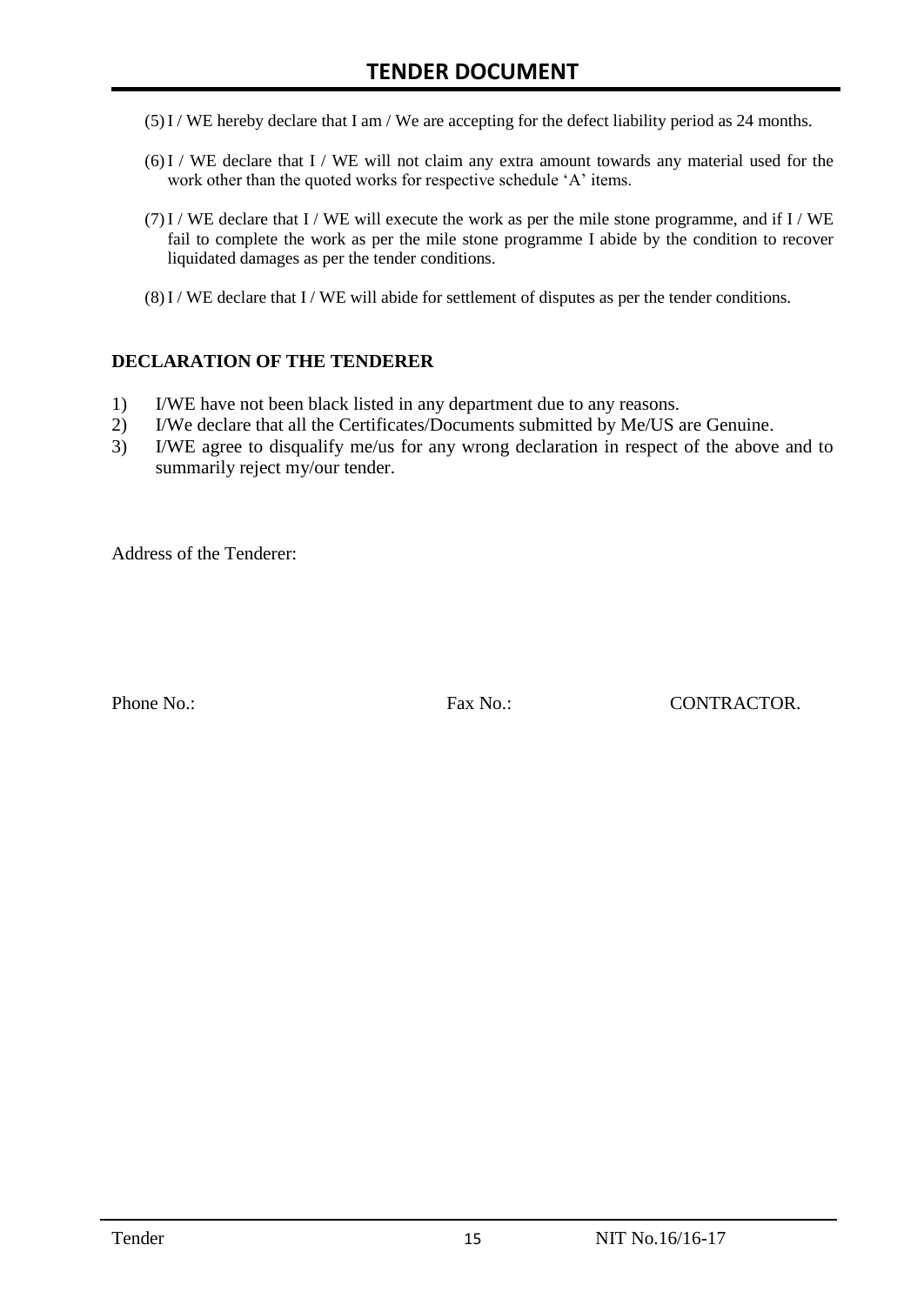(5) I / WE hereby declare that I am / We are accepting for the defect liability period as 24 months.

(6) I / WE declare that I / WE will not claim any extra amount towards any material used for the work other than the quoted works for respective schedule 'A' items.

(7) I / WE declare that I / WE will execute the work as per the mile stone programme, and if I / WE fail to complete the work as per the mile stone programme I abide by the condition to recover liquidated damages as per the tender conditions.

(8) I / WE declare that I / WE will abide for settlement of disputes as per the tender conditions.

**DECLARATION OF THE TENDERER**

1) I/WE have not been black listed in any department due to any reasons.
2) I/We declare that all the Certificates/Documents submitted by Me/US are Genuine.
3) I/WE agree to disqualify me/us for any wrong declaration in respect of the above and to summarily reject my/our tender.

Address of the Tenderer:

Phone No.: Fax No.: CONTRACTOR.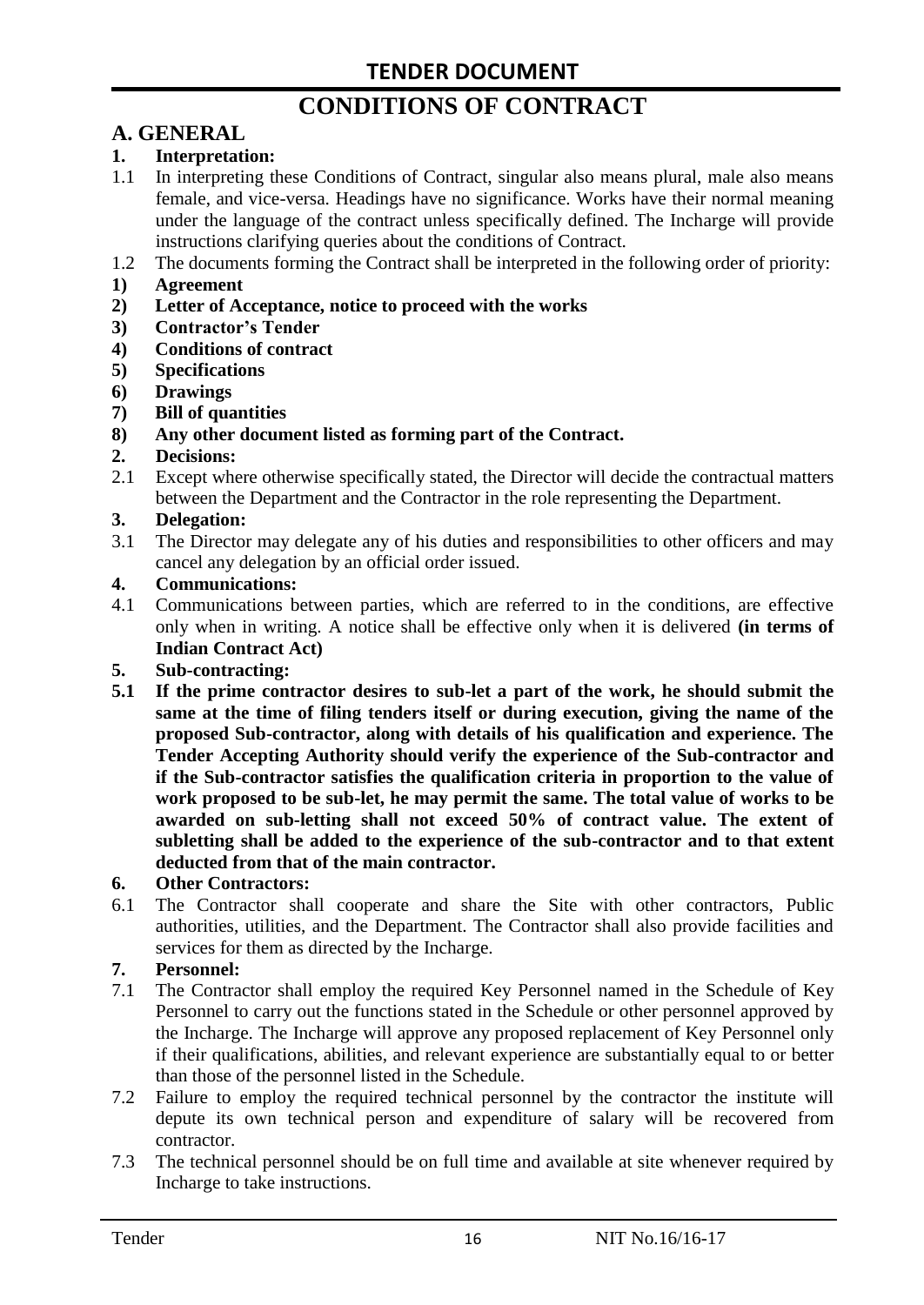# CONDITIONS OF CONTRACT

## A. GENERAL

**1. Interpretation:**

1.1 In interpreting these Conditions of Contract, singular also means plural, male also means female, and vice-versa. Headings have no significance. Works have their normal meaning under the language of the contract unless specifically defined. The Incharge will provide instructions clarifying queries about the conditions of Contract.

1.2 The documents forming the Contract shall be interpreted in the following order of priority:

**1) Agreement**

**2) Letter of Acceptance, notice to proceed with the works**

**3) Contractor's Tender**

**4) Conditions of contract**

**5) Specifications**

**6) Drawings**

**7) Bill of quantities**

**8) Any other document listed as forming part of the Contract.**

**2. Decisions:**

2.1 Except where otherwise specifically stated, the Director will decide the contractual matters between the Department and the Contractor in the role representing the Department.

**3. Delegation:**

3.1 The Director may delegate any of his duties and responsibilities to other officers and may cancel any delegation by an official order issued.

**4. Communications:**

4.1 Communications between parties, which are referred to in the conditions, are effective only when in writing. A notice shall be effective only when it is delivered **(in terms of Indian Contract Act)**

**5. Sub-contracting:**

**5.1 If the prime contractor desires to sub-let a part of the work, he should submit the same at the time of filing tenders itself or during execution, giving the name of the proposed Sub-contractor, along with details of his qualification and experience. The Tender Accepting Authority should verify the experience of the Sub-contractor and if the Sub-contractor satisfies the qualification criteria in proportion to the value of work proposed to be sub-let, he may permit the same. The total value of works to be awarded on sub-letting shall not exceed 50% of contract value. The extent of subletting shall be added to the experience of the sub-contractor and to that extent deducted from that of the main contractor.**

**6. Other Contractors:**

6.1 The Contractor shall cooperate and share the Site with other contractors, Public authorities, utilities, and the Department. The Contractor shall also provide facilities and services for them as directed by the Incharge.

**7. Personnel:**

7.1 The Contractor shall employ the required Key Personnel named in the Schedule of Key Personnel to carry out the functions stated in the Schedule or other personnel approved by the Incharge. The Incharge will approve any proposed replacement of Key Personnel only if their qualifications, abilities, and relevant experience are substantially equal to or better than those of the personnel listed in the Schedule.

7.2 Failure to employ the required technical personnel by the contractor the institute will depute its own technical person and expenditure of salary will be recovered from contractor.

7.3 The technical personnel should be on full time and available at site whenever required by Incharge to take instructions.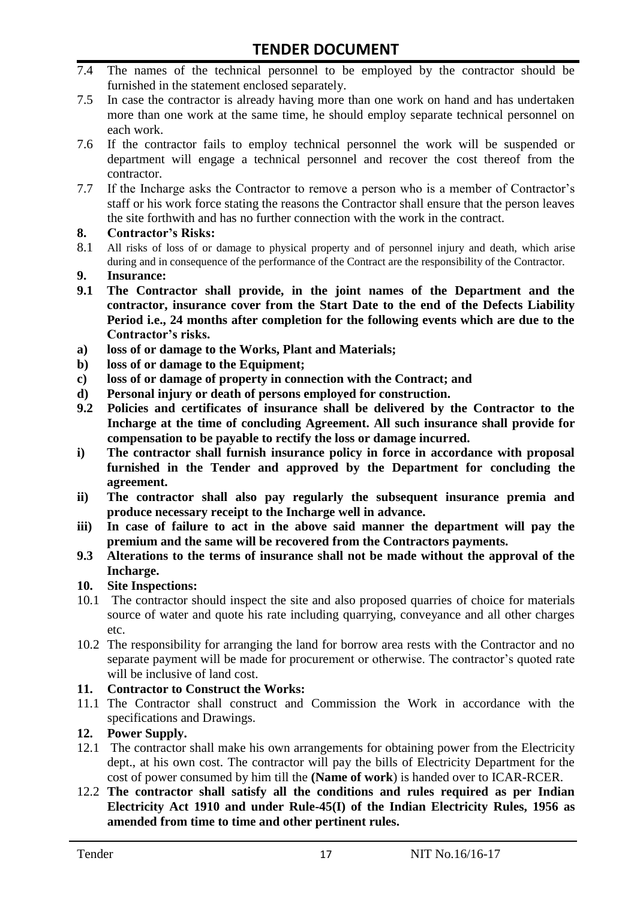7.4 The names of the technical personnel to be employed by the contractor should be furnished in the statement enclosed separately.

7.5 In case the contractor is already having more than one work on hand and has undertaken more than one work at the same time, he should employ separate technical personnel on each work.

7.6 If the contractor fails to employ technical personnel the work will be suspended or department will engage a technical personnel and recover the cost thereof from the contractor.

7.7 If the Incharge asks the Contractor to remove a person who is a member of Contractor's staff or his work force stating the reasons the Contractor shall ensure that the person leaves the site forthwith and has no further connection with the work in the contract.

**8. Contractor's Risks:**

8.1 All risks of loss of or damage to physical property and of personnel injury and death, which arise during and in consequence of the performance of the Contract are the responsibility of the Contractor.

**9. Insurance:**

**9.1 The Contractor shall provide, in the joint names of the Department and the contractor, insurance cover from the Start Date to the end of the Defects Liability Period i.e., 24 months after completion for the following events which are due to the Contractor's risks.**

**a) loss of or damage to the Works, Plant and Materials;**

**b) loss of or damage to the Equipment;**

**c) loss of or damage of property in connection with the Contract; and**

**d) Personal injury or death of persons employed for construction.**

**9.2 Policies and certificates of insurance shall be delivered by the Contractor to the Incharge at the time of concluding Agreement. All such insurance shall provide for compensation to be payable to rectify the loss or damage incurred.**

**i) The contractor shall furnish insurance policy in force in accordance with proposal furnished in the Tender and approved by the Department for concluding the agreement.**

**ii) The contractor shall also pay regularly the subsequent insurance premia and produce necessary receipt to the Incharge well in advance.**

**iii) In case of failure to act in the above said manner the department will pay the premium and the same will be recovered from the Contractors payments.**

**9.3 Alterations to the terms of insurance shall not be made without the approval of the Incharge.**

**10. Site Inspections:**

10.1 The contractor should inspect the site and also proposed quarries of choice for materials source of water and quote his rate including quarrying, conveyance and all other charges etc.

10.2 The responsibility for arranging the land for borrow area rests with the Contractor and no separate payment will be made for procurement or otherwise. The contractor's quoted rate will be inclusive of land cost.

**11. Contractor to Construct the Works:**

11.1 The Contractor shall construct and Commission the Work in accordance with the specifications and Drawings.

**12. Power Supply.**

12.1 The contractor shall make his own arrangements for obtaining power from the Electricity dept., at his own cost. The contractor will pay the bills of Electricity Department for the cost of power consumed by him till the **(Name of work**) is handed over to ICAR-RCER.

12.2 **The contractor shall satisfy all the conditions and rules required as per Indian Electricity Act 1910 and under Rule-45(I) of the Indian Electricity Rules, 1956 as amended from time to time and other pertinent rules.**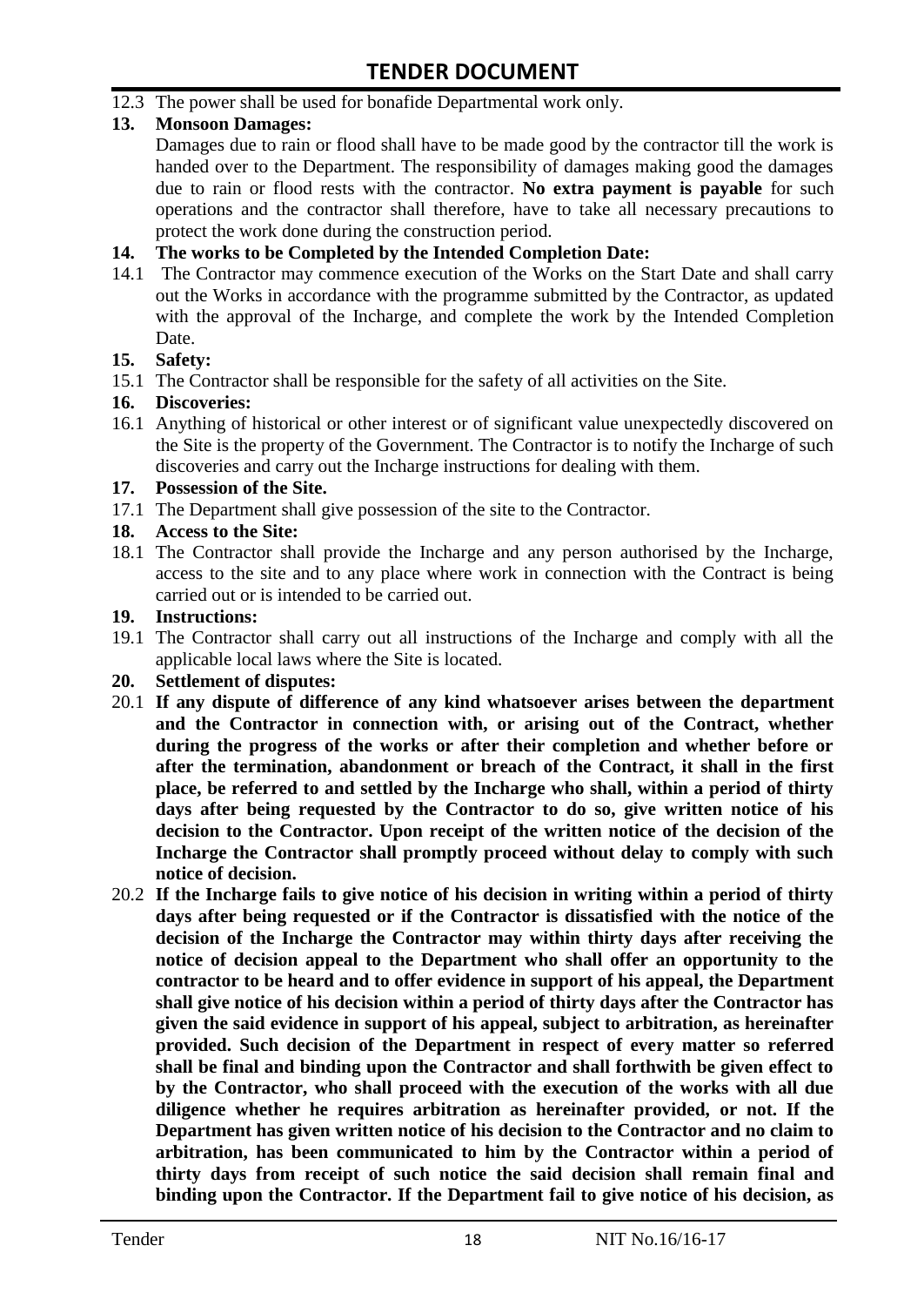12.3 The power shall be used for bonafide Departmental work only.

**13. Monsoon Damages:**

Damages due to rain or flood shall have to be made good by the contractor till the work is handed over to the Department. The responsibility of damages making good the damages due to rain or flood rests with the contractor. **No extra payment is payable** for such operations and the contractor shall therefore, have to take all necessary precautions to protect the work done during the construction period.

**14. The works to be Completed by the Intended Completion Date:**

14.1 The Contractor may commence execution of the Works on the Start Date and shall carry out the Works in accordance with the programme submitted by the Contractor, as updated with the approval of the Incharge, and complete the work by the Intended Completion Date.

**15. Safety:**

15.1 The Contractor shall be responsible for the safety of all activities on the Site.

**16. Discoveries:**

16.1 Anything of historical or other interest or of significant value unexpectedly discovered on the Site is the property of the Government. The Contractor is to notify the Incharge of such discoveries and carry out the Incharge instructions for dealing with them.

**17. Possession of the Site.**

17.1 The Department shall give possession of the site to the Contractor.

**18. Access to the Site:**

18.1 The Contractor shall provide the Incharge and any person authorised by the Incharge, access to the site and to any place where work in connection with the Contract is being carried out or is intended to be carried out.

**19. Instructions:**

19.1 The Contractor shall carry out all instructions of the Incharge and comply with all the applicable local laws where the Site is located.

**20. Settlement of disputes:**

20.1 **If any dispute of difference of any kind whatsoever arises between the department and the Contractor in connection with, or arising out of the Contract, whether during the progress of the works or after their completion and whether before or after the termination, abandonment or breach of the Contract, it shall in the first place, be referred to and settled by the Incharge who shall, within a period of thirty days after being requested by the Contractor to do so, give written notice of his decision to the Contractor. Upon receipt of the written notice of the decision of the Incharge the Contractor shall promptly proceed without delay to comply with such notice of decision.**

20.2 **If the Incharge fails to give notice of his decision in writing within a period of thirty days after being requested or if the Contractor is dissatisfied with the notice of the decision of the Incharge the Contractor may within thirty days after receiving the notice of decision appeal to the Department who shall offer an opportunity to the contractor to be heard and to offer evidence in support of his appeal, the Department shall give notice of his decision within a period of thirty days after the Contractor has given the said evidence in support of his appeal, subject to arbitration, as hereinafter provided. Such decision of the Department in respect of every matter so referred shall be final and binding upon the Contractor and shall forthwith be given effect to by the Contractor, who shall proceed with the execution of the works with all due diligence whether he requires arbitration as hereinafter provided, or not. If the Department has given written notice of his decision to the Contractor and no claim to arbitration, has been communicated to him by the Contractor within a period of thirty days from receipt of such notice the said decision shall remain final and binding upon the Contractor. If the Department fail to give notice of his decision, as**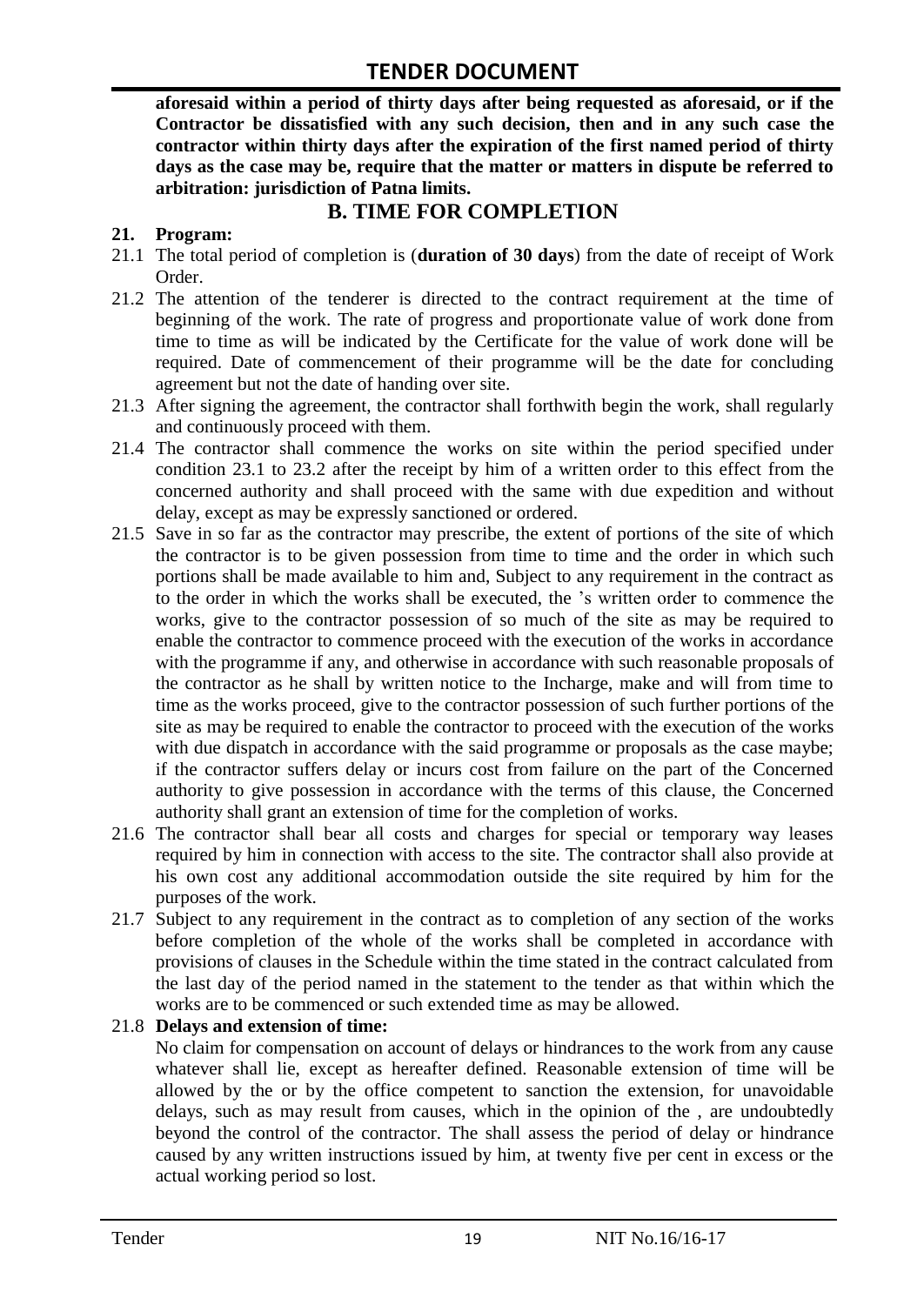**aforesaid within a period of thirty days after being requested as aforesaid, or if the Contractor be dissatisfied with any such decision, then and in any such case the contractor within thirty days after the expiration of the first named period of thirty days as the case may be, require that the matter or matters in dispute be referred to arbitration: jurisdiction of Patna limits.**

## B. TIME FOR COMPLETION

**21. Program:**

21.1 The total period of completion is (**duration of 30 days**) from the date of receipt of Work Order.

21.2 The attention of the tenderer is directed to the contract requirement at the time of beginning of the work. The rate of progress and proportionate value of work done from time to time as will be indicated by the Certificate for the value of work done will be required. Date of commencement of their programme will be the date for concluding agreement but not the date of handing over site.

21.3 After signing the agreement, the contractor shall forthwith begin the work, shall regularly and continuously proceed with them.

21.4 The contractor shall commence the works on site within the period specified under condition 23.1 to 23.2 after the receipt by him of a written order to this effect from the concerned authority and shall proceed with the same with due expedition and without delay, except as may be expressly sanctioned or ordered.

21.5 Save in so far as the contractor may prescribe, the extent of portions of the site of which the contractor is to be given possession from time to time and the order in which such portions shall be made available to him and, Subject to any requirement in the contract as to the order in which the works shall be executed, the 's written order to commence the works, give to the contractor possession of so much of the site as may be required to enable the contractor to commence proceed with the execution of the works in accordance with the programme if any, and otherwise in accordance with such reasonable proposals of the contractor as he shall by written notice to the Incharge, make and will from time to time as the works proceed, give to the contractor possession of such further portions of the site as may be required to enable the contractor to proceed with the execution of the works with due dispatch in accordance with the said programme or proposals as the case maybe; if the contractor suffers delay or incurs cost from failure on the part of the Concerned authority to give possession in accordance with the terms of this clause, the Concerned authority shall grant an extension of time for the completion of works.

21.6 The contractor shall bear all costs and charges for special or temporary way leases required by him in connection with access to the site. The contractor shall also provide at his own cost any additional accommodation outside the site required by him for the purposes of the work.

21.7 Subject to any requirement in the contract as to completion of any section of the works before completion of the whole of the works shall be completed in accordance with provisions of clauses in the Schedule within the time stated in the contract calculated from the last day of the period named in the statement to the tender as that within which the works are to be commenced or such extended time as may be allowed.

21.8 **Delays and extension of time:**

No claim for compensation on account of delays or hindrances to the work from any cause whatever shall lie, except as hereafter defined. Reasonable extension of time will be allowed by the or by the office competent to sanction the extension, for unavoidable delays, such as may result from causes, which in the opinion of the , are undoubtedly beyond the control of the contractor. The shall assess the period of delay or hindrance caused by any written instructions issued by him, at twenty five per cent in excess or the actual working period so lost.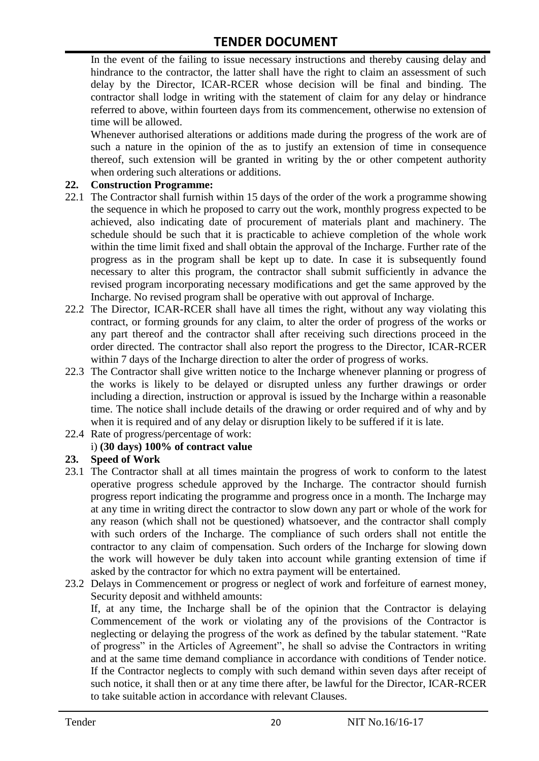In the event of the failing to issue necessary instructions and thereby causing delay and hindrance to the contractor, the latter shall have the right to claim an assessment of such delay by the Director, ICAR-RCER whose decision will be final and binding. The contractor shall lodge in writing with the statement of claim for any delay or hindrance referred to above, within fourteen days from its commencement, otherwise no extension of time will be allowed.

Whenever authorised alterations or additions made during the progress of the work are of such a nature in the opinion of the as to justify an extension of time in consequence thereof, such extension will be granted in writing by the or other competent authority when ordering such alterations or additions.

**22. Construction Programme:**

22.1 The Contractor shall furnish within 15 days of the order of the work a programme showing the sequence in which he proposed to carry out the work, monthly progress expected to be achieved, also indicating date of procurement of materials plant and machinery. The schedule should be such that it is practicable to achieve completion of the whole work within the time limit fixed and shall obtain the approval of the Incharge. Further rate of the progress as in the program shall be kept up to date. In case it is subsequently found necessary to alter this program, the contractor shall submit sufficiently in advance the revised program incorporating necessary modifications and get the same approved by the Incharge. No revised program shall be operative with out approval of Incharge.

22.2 The Director, ICAR-RCER shall have all times the right, without any way violating this contract, or forming grounds for any claim, to alter the order of progress of the works or any part thereof and the contractor shall after receiving such directions proceed in the order directed. The contractor shall also report the progress to the Director, ICAR-RCER within 7 days of the Incharge direction to alter the order of progress of works.

22.3 The Contractor shall give written notice to the Incharge whenever planning or progress of the works is likely to be delayed or disrupted unless any further drawings or order including a direction, instruction or approval is issued by the Incharge within a reasonable time. The notice shall include details of the drawing or order required and of why and by when it is required and of any delay or disruption likely to be suffered if it is late.

22.4 Rate of progress/percentage of work:

i) **(30 days) 100% of contract value**

**23. Speed of Work**

23.1 The Contractor shall at all times maintain the progress of work to conform to the latest operative progress schedule approved by the Incharge. The contractor should furnish progress report indicating the programme and progress once in a month. The Incharge may at any time in writing direct the contractor to slow down any part or whole of the work for any reason (which shall not be questioned) whatsoever, and the contractor shall comply with such orders of the Incharge. The compliance of such orders shall not entitle the contractor to any claim of compensation. Such orders of the Incharge for slowing down the work will however be duly taken into account while granting extension of time if asked by the contractor for which no extra payment will be entertained.

23.2 Delays in Commencement or progress or neglect of work and forfeiture of earnest money, Security deposit and withheld amounts:

If, at any time, the Incharge shall be of the opinion that the Contractor is delaying Commencement of the work or violating any of the provisions of the Contractor is neglecting or delaying the progress of the work as defined by the tabular statement. "Rate of progress" in the Articles of Agreement", he shall so advise the Contractors in writing and at the same time demand compliance in accordance with conditions of Tender notice. If the Contractor neglects to comply with such demand within seven days after receipt of such notice, it shall then or at any time there after, be lawful for the Director, ICAR-RCER to take suitable action in accordance with relevant Clauses.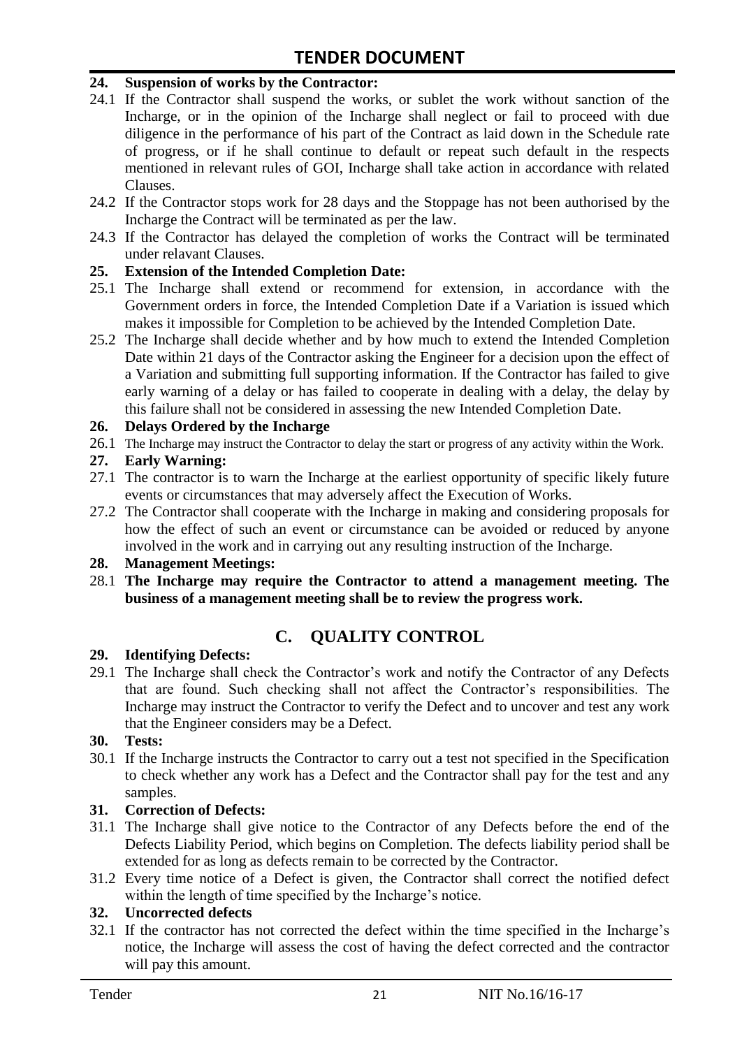**24. Suspension of works by the Contractor:**

24.1 If the Contractor shall suspend the works, or sublet the work without sanction of the Incharge, or in the opinion of the Incharge shall neglect or fail to proceed with due diligence in the performance of his part of the Contract as laid down in the Schedule rate of progress, or if he shall continue to default or repeat such default in the respects mentioned in relevant rules of GOI, Incharge shall take action in accordance with related Clauses.

24.2 If the Contractor stops work for 28 days and the Stoppage has not been authorised by the Incharge the Contract will be terminated as per the law.

24.3 If the Contractor has delayed the completion of works the Contract will be terminated under relavant Clauses.

**25. Extension of the Intended Completion Date:**

25.1 The Incharge shall extend or recommend for extension, in accordance with the Government orders in force, the Intended Completion Date if a Variation is issued which makes it impossible for Completion to be achieved by the Intended Completion Date.

25.2 The Incharge shall decide whether and by how much to extend the Intended Completion Date within 21 days of the Contractor asking the Engineer for a decision upon the effect of a Variation and submitting full supporting information. If the Contractor has failed to give early warning of a delay or has failed to cooperate in dealing with a delay, the delay by this failure shall not be considered in assessing the new Intended Completion Date.

**26. Delays Ordered by the Incharge**

26.1 The Incharge may instruct the Contractor to delay the start or progress of any activity within the Work.

**27. Early Warning:**

27.1 The contractor is to warn the Incharge at the earliest opportunity of specific likely future events or circumstances that may adversely affect the Execution of Works.

27.2 The Contractor shall cooperate with the Incharge in making and considering proposals for how the effect of such an event or circumstance can be avoided or reduced by anyone involved in the work and in carrying out any resulting instruction of the Incharge.

**28. Management Meetings:**

28.1 **The Incharge may require the Contractor to attend a management meeting. The business of a management meeting shall be to review the progress work.**

## C. QUALITY CONTROL

**29. Identifying Defects:**

29.1 The Incharge shall check the Contractor's work and notify the Contractor of any Defects that are found. Such checking shall not affect the Contractor's responsibilities. The Incharge may instruct the Contractor to verify the Defect and to uncover and test any work that the Engineer considers may be a Defect.

**30. Tests:**

30.1 If the Incharge instructs the Contractor to carry out a test not specified in the Specification to check whether any work has a Defect and the Contractor shall pay for the test and any samples.

**31. Correction of Defects:**

31.1 The Incharge shall give notice to the Contractor of any Defects before the end of the Defects Liability Period, which begins on Completion. The defects liability period shall be extended for as long as defects remain to be corrected by the Contractor.

31.2 Every time notice of a Defect is given, the Contractor shall correct the notified defect within the length of time specified by the Incharge's notice.

**32. Uncorrected defects**

32.1 If the contractor has not corrected the defect within the time specified in the Incharge's notice, the Incharge will assess the cost of having the defect corrected and the contractor will pay this amount.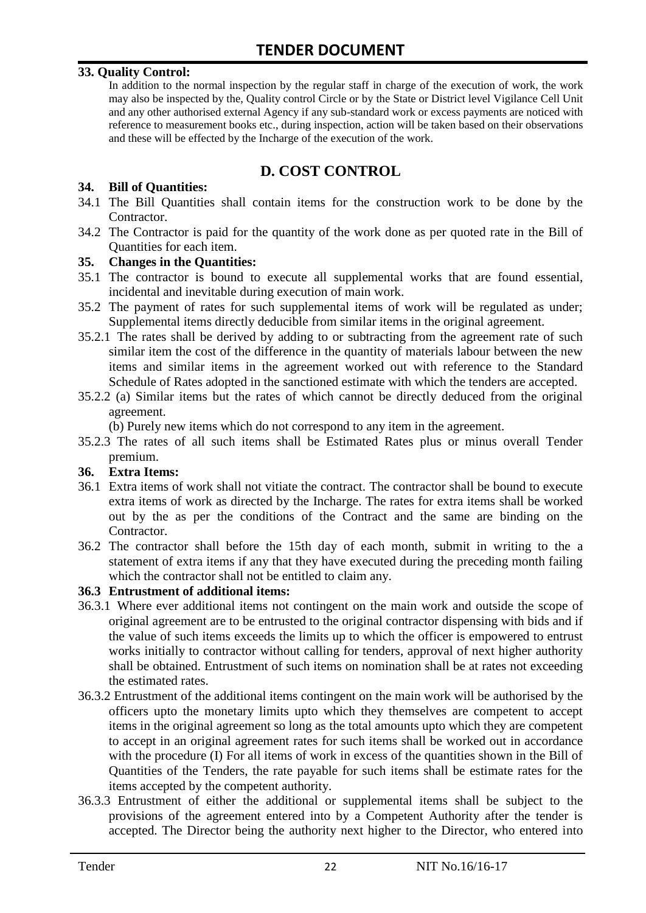**33. Quality Control:**

In addition to the normal inspection by the regular staff in charge of the execution of work, the work may also be inspected by the, Quality control Circle or by the State or District level Vigilance Cell Unit and any other authorised external Agency if any sub-standard work or excess payments are noticed with reference to measurement books etc., during inspection, action will be taken based on their observations and these will be effected by the Incharge of the execution of the work.

## D. COST CONTROL

**34. Bill of Quantities:**

34.1 The Bill Quantities shall contain items for the construction work to be done by the Contractor.

34.2 The Contractor is paid for the quantity of the work done as per quoted rate in the Bill of Quantities for each item.

**35. Changes in the Quantities:**

35.1 The contractor is bound to execute all supplemental works that are found essential, incidental and inevitable during execution of main work.

35.2 The payment of rates for such supplemental items of work will be regulated as under; Supplemental items directly deducible from similar items in the original agreement.

35.2.1 The rates shall be derived by adding to or subtracting from the agreement rate of such similar item the cost of the difference in the quantity of materials labour between the new items and similar items in the agreement worked out with reference to the Standard Schedule of Rates adopted in the sanctioned estimate with which the tenders are accepted.

35.2.2 (a) Similar items but the rates of which cannot be directly deduced from the original agreement.

(b) Purely new items which do not correspond to any item in the agreement.

35.2.3 The rates of all such items shall be Estimated Rates plus or minus overall Tender premium.

**36. Extra Items:**

36.1 Extra items of work shall not vitiate the contract. The contractor shall be bound to execute extra items of work as directed by the Incharge. The rates for extra items shall be worked out by the as per the conditions of the Contract and the same are binding on the Contractor.

36.2 The contractor shall before the 15th day of each month, submit in writing to the a statement of extra items if any that they have executed during the preceding month failing which the contractor shall not be entitled to claim any.

**36.3 Entrustment of additional items:**

36.3.1 Where ever additional items not contingent on the main work and outside the scope of original agreement are to be entrusted to the original contractor dispensing with bids and if the value of such items exceeds the limits up to which the officer is empowered to entrust works initially to contractor without calling for tenders, approval of next higher authority shall be obtained. Entrustment of such items on nomination shall be at rates not exceeding the estimated rates.

36.3.2 Entrustment of the additional items contingent on the main work will be authorised by the officers upto the monetary limits upto which they themselves are competent to accept items in the original agreement so long as the total amounts upto which they are competent to accept in an original agreement rates for such items shall be worked out in accordance with the procedure (I) For all items of work in excess of the quantities shown in the Bill of Quantities of the Tenders, the rate payable for such items shall be estimate rates for the items accepted by the competent authority.

36.3.3 Entrustment of either the additional or supplemental items shall be subject to the provisions of the agreement entered into by a Competent Authority after the tender is accepted. The Director being the authority next higher to the Director, who entered into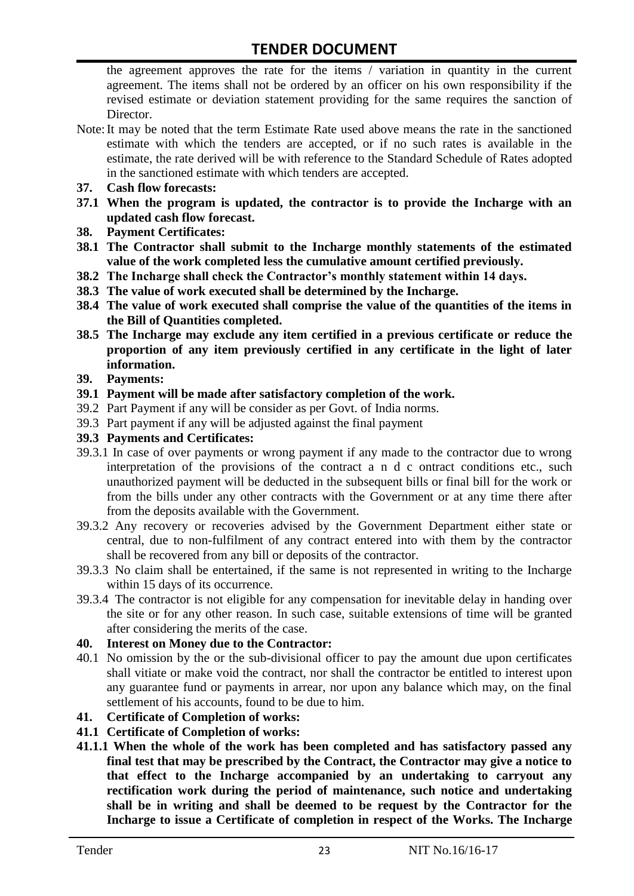the agreement approves the rate for the items / variation in quantity in the current agreement. The items shall not be ordered by an officer on his own responsibility if the revised estimate or deviation statement providing for the same requires the sanction of Director.

Note: It may be noted that the term Estimate Rate used above means the rate in the sanctioned estimate with which the tenders are accepted, or if no such rates is available in the estimate, the rate derived will be with reference to the Standard Schedule of Rates adopted in the sanctioned estimate with which tenders are accepted.

**37. Cash flow forecasts:**

**37.1 When the program is updated, the contractor is to provide the Incharge with an updated cash flow forecast.**

**38. Payment Certificates:**

**38.1 The Contractor shall submit to the Incharge monthly statements of the estimated value of the work completed less the cumulative amount certified previously.**

**38.2 The Incharge shall check the Contractor's monthly statement within 14 days.**

**38.3 The value of work executed shall be determined by the Incharge.**

**38.4 The value of work executed shall comprise the value of the quantities of the items in the Bill of Quantities completed.**

**38.5 The Incharge may exclude any item certified in a previous certificate or reduce the proportion of any item previously certified in any certificate in the light of later information.**

**39. Payments:**

**39.1 Payment will be made after satisfactory completion of the work.**

39.2 Part Payment if any will be consider as per Govt. of India norms.

39.3 Part payment if any will be adjusted against the final payment

**39.3 Payments and Certificates:**

39.3.1 In case of over payments or wrong payment if any made to the contractor due to wrong interpretation of the provisions of the contract a n d c ontract conditions etc., such unauthorized payment will be deducted in the subsequent bills or final bill for the work or from the bills under any other contracts with the Government or at any time there after from the deposits available with the Government.

39.3.2 Any recovery or recoveries advised by the Government Department either state or central, due to non-fulfilment of any contract entered into with them by the contractor shall be recovered from any bill or deposits of the contractor.

39.3.3 No claim shall be entertained, if the same is not represented in writing to the Incharge within 15 days of its occurrence.

39.3.4 The contractor is not eligible for any compensation for inevitable delay in handing over the site or for any other reason. In such case, suitable extensions of time will be granted after considering the merits of the case.

**40. Interest on Money due to the Contractor:**

40.1 No omission by the or the sub-divisional officer to pay the amount due upon certificates shall vitiate or make void the contract, nor shall the contractor be entitled to interest upon any guarantee fund or payments in arrear, nor upon any balance which may, on the final settlement of his accounts, found to be due to him.

**41. Certificate of Completion of works:**

**41.1 Certificate of Completion of works:**

**41.1.1 When the whole of the work has been completed and has satisfactory passed any final test that may be prescribed by the Contract, the Contractor may give a notice to that effect to the Incharge accompanied by an undertaking to carryout any rectification work during the period of maintenance, such notice and undertaking shall be in writing and shall be deemed to be request by the Contractor for the Incharge to issue a Certificate of completion in respect of the Works. The Incharge**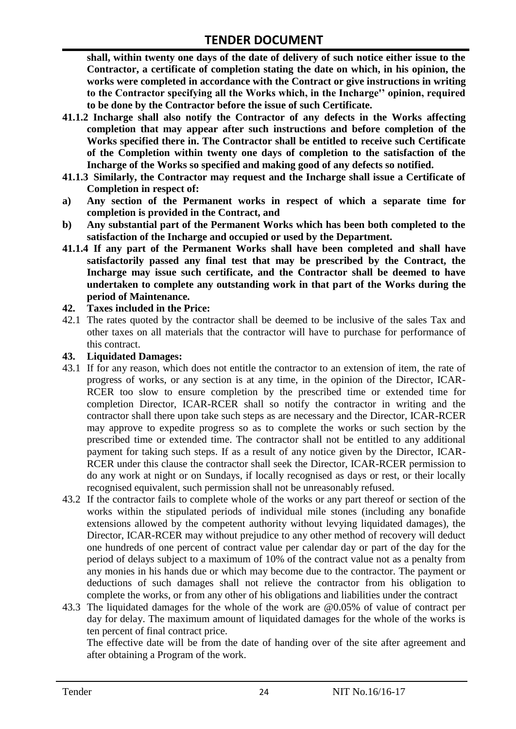**shall, within twenty one days of the date of delivery of such notice either issue to the Contractor, a certificate of completion stating the date on which, in his opinion, the works were completed in accordance with the Contract or give instructions in writing to the Contractor specifying all the Works which, in the Incharge'' opinion, required to be done by the Contractor before the issue of such Certificate.**

**41.1.2 Incharge shall also notify the Contractor of any defects in the Works affecting completion that may appear after such instructions and before completion of the Works specified there in. The Contractor shall be entitled to receive such Certificate of the Completion within twenty one days of completion to the satisfaction of the Incharge of the Works so specified and making good of any defects so notified.**

**41.1.3 Similarly, the Contractor may request and the Incharge shall issue a Certificate of Completion in respect of:**

**a) Any section of the Permanent works in respect of which a separate time for completion is provided in the Contract, and**

**b) Any substantial part of the Permanent Works which has been both completed to the satisfaction of the Incharge and occupied or used by the Department.**

**41.1.4 If any part of the Permanent Works shall have been completed and shall have satisfactorily passed any final test that may be prescribed by the Contract, the Incharge may issue such certificate, and the Contractor shall be deemed to have undertaken to complete any outstanding work in that part of the Works during the period of Maintenance.**

**42. Taxes included in the Price:**

42.1 The rates quoted by the contractor shall be deemed to be inclusive of the sales Tax and other taxes on all materials that the contractor will have to purchase for performance of this contract.

**43. Liquidated Damages:**

43.1 If for any reason, which does not entitle the contractor to an extension of item, the rate of progress of works, or any section is at any time, in the opinion of the Director, ICAR-RCER too slow to ensure completion by the prescribed time or extended time for completion Director, ICAR-RCER shall so notify the contractor in writing and the contractor shall there upon take such steps as are necessary and the Director, ICAR-RCER may approve to expedite progress so as to complete the works or such section by the prescribed time or extended time. The contractor shall not be entitled to any additional payment for taking such steps. If as a result of any notice given by the Director, ICAR-RCER under this clause the contractor shall seek the Director, ICAR-RCER permission to do any work at night or on Sundays, if locally recognised as days or rest, or their locally recognised equivalent, such permission shall not be unreasonably refused.

43.2 If the contractor fails to complete whole of the works or any part thereof or section of the works within the stipulated periods of individual mile stones (including any bonafide extensions allowed by the competent authority without levying liquidated damages), the Director, ICAR-RCER may without prejudice to any other method of recovery will deduct one hundreds of one percent of contract value per calendar day or part of the day for the period of delays subject to a maximum of 10% of the contract value not as a penalty from any monies in his hands due or which may become due to the contractor. The payment or deductions of such damages shall not relieve the contractor from his obligation to complete the works, or from any other of his obligations and liabilities under the contract

43.3 The liquidated damages for the whole of the work are @0.05% of value of contract per day for delay. The maximum amount of liquidated damages for the whole of the works is ten percent of final contract price.

The effective date will be from the date of handing over of the site after agreement and after obtaining a Program of the work.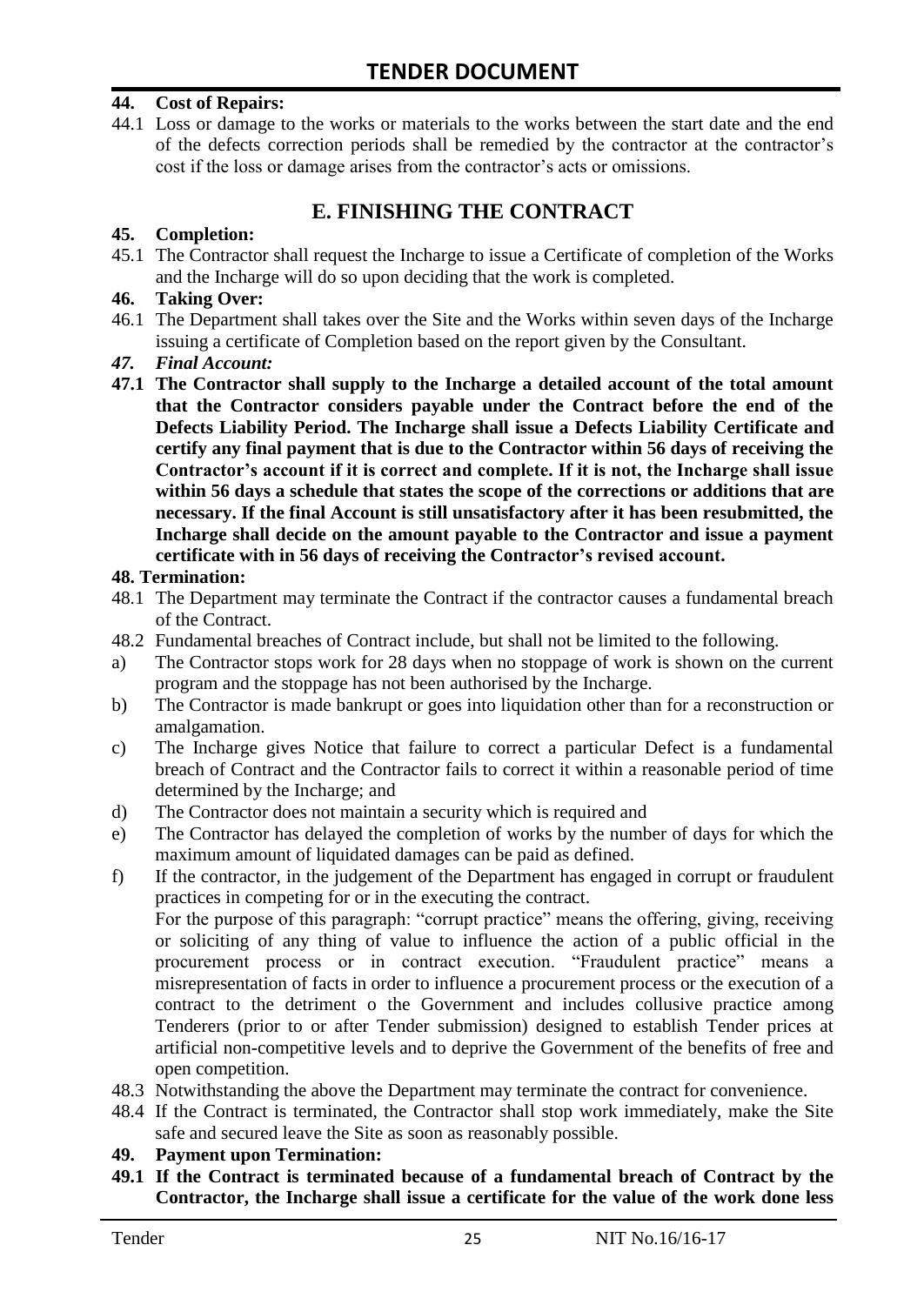**44. Cost of Repairs:**

44.1 Loss or damage to the works or materials to the works between the start date and the end of the defects correction periods shall be remedied by the contractor at the contractor's cost if the loss or damage arises from the contractor's acts or omissions.

## E. FINISHING THE CONTRACT

**45. Completion:**

45.1 The Contractor shall request the Incharge to issue a Certificate of completion of the Works and the Incharge will do so upon deciding that the work is completed.

**46. Taking Over:**

46.1 The Department shall takes over the Site and the Works within seven days of the Incharge issuing a certificate of Completion based on the report given by the Consultant.

***47. Final Account:***

**47.1 The Contractor shall supply to the Incharge a detailed account of the total amount that the Contractor considers payable under the Contract before the end of the Defects Liability Period. The Incharge shall issue a Defects Liability Certificate and certify any final payment that is due to the Contractor within 56 days of receiving the Contractor's account if it is correct and complete. If it is not, the Incharge shall issue within 56 days a schedule that states the scope of the corrections or additions that are necessary. If the final Account is still unsatisfactory after it has been resubmitted, the Incharge shall decide on the amount payable to the Contractor and issue a payment certificate with in 56 days of receiving the Contractor's revised account.**

**48. Termination:**

48.1 The Department may terminate the Contract if the contractor causes a fundamental breach of the Contract.

48.2 Fundamental breaches of Contract include, but shall not be limited to the following.

a) The Contractor stops work for 28 days when no stoppage of work is shown on the current program and the stoppage has not been authorised by the Incharge.

b) The Contractor is made bankrupt or goes into liquidation other than for a reconstruction or amalgamation.

c) The Incharge gives Notice that failure to correct a particular Defect is a fundamental breach of Contract and the Contractor fails to correct it within a reasonable period of time determined by the Incharge; and

d) The Contractor does not maintain a security which is required and

e) The Contractor has delayed the completion of works by the number of days for which the maximum amount of liquidated damages can be paid as defined.

f) If the contractor, in the judgement of the Department has engaged in corrupt or fraudulent practices in competing for or in the executing the contract.

For the purpose of this paragraph: "corrupt practice" means the offering, giving, receiving or soliciting of any thing of value to influence the action of a public official in the procurement process or in contract execution. "Fraudulent practice" means a misrepresentation of facts in order to influence a procurement process or the execution of a contract to the detriment o the Government and includes collusive practice among Tenderers (prior to or after Tender submission) designed to establish Tender prices at artificial non-competitive levels and to deprive the Government of the benefits of free and open competition.

48.3 Notwithstanding the above the Department may terminate the contract for convenience.

48.4 If the Contract is terminated, the Contractor shall stop work immediately, make the Site safe and secured leave the Site as soon as reasonably possible.

**49. Payment upon Termination:**

**49.1 If the Contract is terminated because of a fundamental breach of Contract by the Contractor, the Incharge shall issue a certificate for the value of the work done less**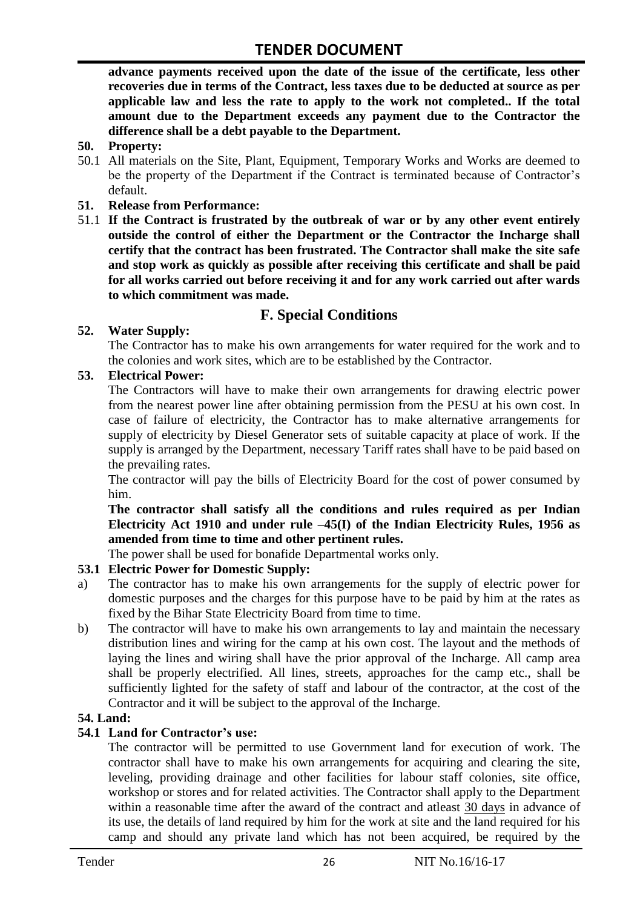**advance payments received upon the date of the issue of the certificate, less other recoveries due in terms of the Contract, less taxes due to be deducted at source as per applicable law and less the rate to apply to the work not completed.. If the total amount due to the Department exceeds any payment due to the Contractor the difference shall be a debt payable to the Department.**

**50. Property:**

50.1 All materials on the Site, Plant, Equipment, Temporary Works and Works are deemed to be the property of the Department if the Contract is terminated because of Contractor's default.

**51. Release from Performance:**

51.1 **If the Contract is frustrated by the outbreak of war or by any other event entirely outside the control of either the Department or the Contractor the Incharge shall certify that the contract has been frustrated. The Contractor shall make the site safe and stop work as quickly as possible after receiving this certificate and shall be paid for all works carried out before receiving it and for any work carried out after wards to which commitment was made.**

## F. Special Conditions

**52. Water Supply:**

The Contractor has to make his own arrangements for water required for the work and to the colonies and work sites, which are to be established by the Contractor.

**53. Electrical Power:**

The Contractors will have to make their own arrangements for drawing electric power from the nearest power line after obtaining permission from the PESU at his own cost. In case of failure of electricity, the Contractor has to make alternative arrangements for supply of electricity by Diesel Generator sets of suitable capacity at place of work. If the supply is arranged by the Department, necessary Tariff rates shall have to be paid based on the prevailing rates.

The contractor will pay the bills of Electricity Board for the cost of power consumed by him.

**The contractor shall satisfy all the conditions and rules required as per Indian Electricity Act 1910 and under rule –45(I) of the Indian Electricity Rules, 1956 as amended from time to time and other pertinent rules.**

The power shall be used for bonafide Departmental works only.

**53.1 Electric Power for Domestic Supply:**

a) The contractor has to make his own arrangements for the supply of electric power for domestic purposes and the charges for this purpose have to be paid by him at the rates as fixed by the Bihar State Electricity Board from time to time.

b) The contractor will have to make his own arrangements to lay and maintain the necessary distribution lines and wiring for the camp at his own cost. The layout and the methods of laying the lines and wiring shall have the prior approval of the Incharge. All camp area shall be properly electrified. All lines, streets, approaches for the camp etc., shall be sufficiently lighted for the safety of staff and labour of the contractor, at the cost of the Contractor and it will be subject to the approval of the Incharge.

**54. Land:**

**54.1 Land for Contractor's use:**

The contractor will be permitted to use Government land for execution of work. The contractor shall have to make his own arrangements for acquiring and clearing the site, leveling, providing drainage and other facilities for labour staff colonies, site office, workshop or stores and for related activities. The Contractor shall apply to the Department within a reasonable time after the award of the contract and atleast 30 days in advance of its use, the details of land required by him for the work at site and the land required for his camp and should any private land which has not been acquired, be required by the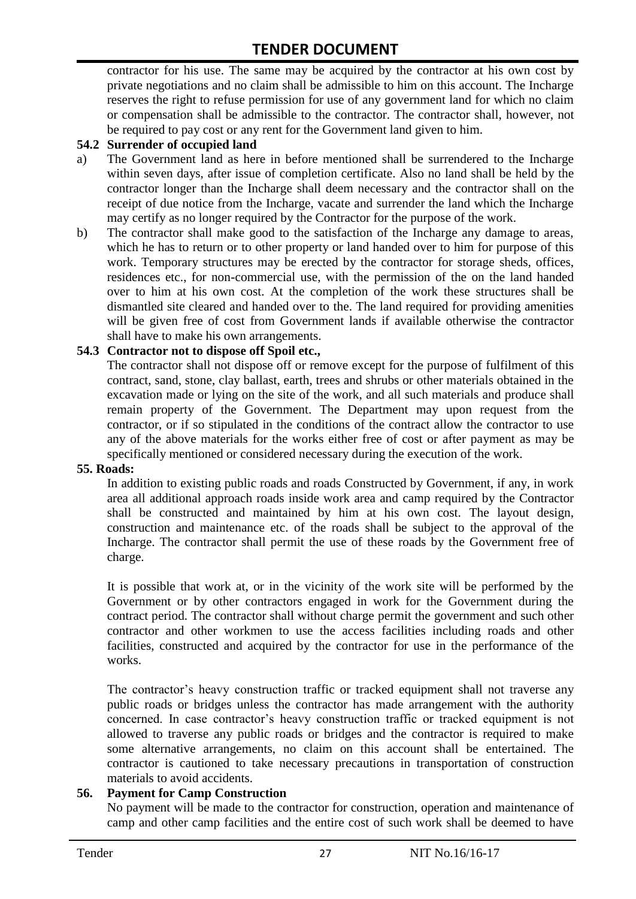contractor for his use. The same may be acquired by the contractor at his own cost by private negotiations and no claim shall be admissible to him on this account. The Incharge reserves the right to refuse permission for use of any government land for which no claim or compensation shall be admissible to the contractor. The contractor shall, however, not be required to pay cost or any rent for the Government land given to him.

**54.2 Surrender of occupied land**

a) The Government land as here in before mentioned shall be surrendered to the Incharge within seven days, after issue of completion certificate. Also no land shall be held by the contractor longer than the Incharge shall deem necessary and the contractor shall on the receipt of due notice from the Incharge, vacate and surrender the land which the Incharge may certify as no longer required by the Contractor for the purpose of the work.

b) The contractor shall make good to the satisfaction of the Incharge any damage to areas, which he has to return or to other property or land handed over to him for purpose of this work. Temporary structures may be erected by the contractor for storage sheds, offices, residences etc., for non-commercial use, with the permission of the on the land handed over to him at his own cost. At the completion of the work these structures shall be dismantled site cleared and handed over to the. The land required for providing amenities will be given free of cost from Government lands if available otherwise the contractor shall have to make his own arrangements.

**54.3 Contractor not to dispose off Spoil etc.,**

The contractor shall not dispose off or remove except for the purpose of fulfilment of this contract, sand, stone, clay ballast, earth, trees and shrubs or other materials obtained in the excavation made or lying on the site of the work, and all such materials and produce shall remain property of the Government. The Department may upon request from the contractor, or if so stipulated in the conditions of the contract allow the contractor to use any of the above materials for the works either free of cost or after payment as may be specifically mentioned or considered necessary during the execution of the work.

**55. Roads:**

In addition to existing public roads and roads Constructed by Government, if any, in work area all additional approach roads inside work area and camp required by the Contractor shall be constructed and maintained by him at his own cost. The layout design, construction and maintenance etc. of the roads shall be subject to the approval of the Incharge. The contractor shall permit the use of these roads by the Government free of charge.

It is possible that work at, or in the vicinity of the work site will be performed by the Government or by other contractors engaged in work for the Government during the contract period. The contractor shall without charge permit the government and such other contractor and other workmen to use the access facilities including roads and other facilities, constructed and acquired by the contractor for use in the performance of the works.

The contractor's heavy construction traffic or tracked equipment shall not traverse any public roads or bridges unless the contractor has made arrangement with the authority concerned. In case contractor's heavy construction traffic or tracked equipment is not allowed to traverse any public roads or bridges and the contractor is required to make some alternative arrangements, no claim on this account shall be entertained. The contractor is cautioned to take necessary precautions in transportation of construction materials to avoid accidents.

**56. Payment for Camp Construction**

No payment will be made to the contractor for construction, operation and maintenance of camp and other camp facilities and the entire cost of such work shall be deemed to have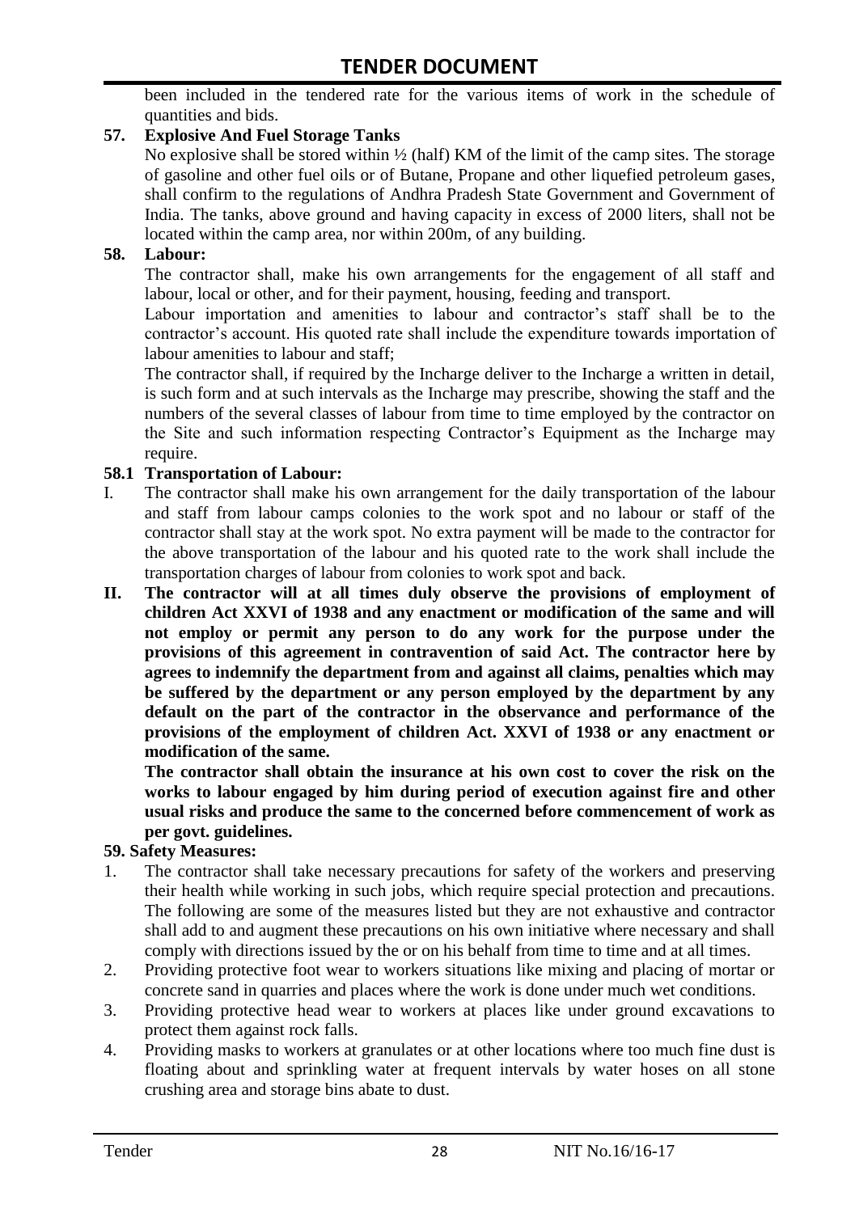been included in the tendered rate for the various items of work in the schedule of quantities and bids.

**57. Explosive And Fuel Storage Tanks**

No explosive shall be stored within ½ (half) KM of the limit of the camp sites. The storage of gasoline and other fuel oils or of Butane, Propane and other liquefied petroleum gases, shall confirm to the regulations of Andhra Pradesh State Government and Government of India. The tanks, above ground and having capacity in excess of 2000 liters, shall not be located within the camp area, nor within 200m, of any building.

**58. Labour:**

The contractor shall, make his own arrangements for the engagement of all staff and labour, local or other, and for their payment, housing, feeding and transport.

Labour importation and amenities to labour and contractor's staff shall be to the contractor's account. His quoted rate shall include the expenditure towards importation of labour amenities to labour and staff;

The contractor shall, if required by the Incharge deliver to the Incharge a written in detail, is such form and at such intervals as the Incharge may prescribe, showing the staff and the numbers of the several classes of labour from time to time employed by the contractor on the Site and such information respecting Contractor's Equipment as the Incharge may require.

**58.1 Transportation of Labour:**

I. The contractor shall make his own arrangement for the daily transportation of the labour and staff from labour camps colonies to the work spot and no labour or staff of the contractor shall stay at the work spot. No extra payment will be made to the contractor for the above transportation of the labour and his quoted rate to the work shall include the transportation charges of labour from colonies to work spot and back.

**II. The contractor will at all times duly observe the provisions of employment of children Act XXVI of 1938 and any enactment or modification of the same and will not employ or permit any person to do any work for the purpose under the provisions of this agreement in contravention of said Act. The contractor here by agrees to indemnify the department from and against all claims, penalties which may be suffered by the department or any person employed by the department by any default on the part of the contractor in the observance and performance of the provisions of the employment of children Act. XXVI of 1938 or any enactment or modification of the same.**

**The contractor shall obtain the insurance at his own cost to cover the risk on the works to labour engaged by him during period of execution against fire and other usual risks and produce the same to the concerned before commencement of work as per govt. guidelines.**

**59. Safety Measures:**

1. The contractor shall take necessary precautions for safety of the workers and preserving their health while working in such jobs, which require special protection and precautions. The following are some of the measures listed but they are not exhaustive and contractor shall add to and augment these precautions on his own initiative where necessary and shall comply with directions issued by the or on his behalf from time to time and at all times.
2. Providing protective foot wear to workers situations like mixing and placing of mortar or concrete sand in quarries and places where the work is done under much wet conditions.
3. Providing protective head wear to workers at places like under ground excavations to protect them against rock falls.
4. Providing masks to workers at granulates or at other locations where too much fine dust is floating about and sprinkling water at frequent intervals by water hoses on all stone crushing area and storage bins abate to dust.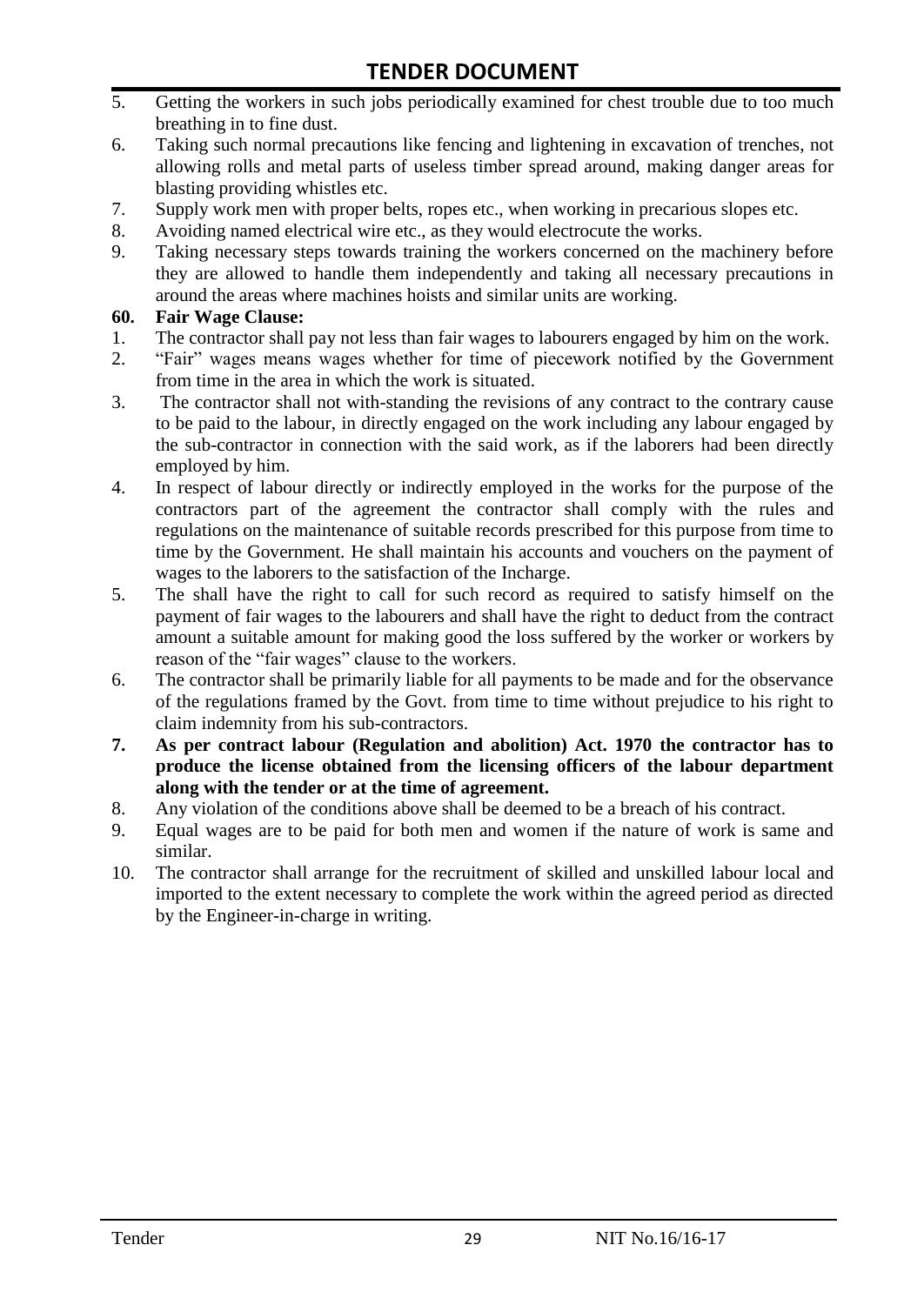5. Getting the workers in such jobs periodically examined for chest trouble due to too much breathing in to fine dust.
6. Taking such normal precautions like fencing and lightening in excavation of trenches, not allowing rolls and metal parts of useless timber spread around, making danger areas for blasting providing whistles etc.
7. Supply work men with proper belts, ropes etc., when working in precarious slopes etc.
8. Avoiding named electrical wire etc., as they would electrocute the works.
9. Taking necessary steps towards training the workers concerned on the machinery before they are allowed to handle them independently and taking all necessary precautions in around the areas where machines hoists and similar units are working.

**60. Fair Wage Clause:**

1. The contractor shall pay not less than fair wages to labourers engaged by him on the work.
2. "Fair" wages means wages whether for time of piecework notified by the Government from time in the area in which the work is situated.
3. The contractor shall not with-standing the revisions of any contract to the contrary cause to be paid to the labour, in directly engaged on the work including any labour engaged by the sub-contractor in connection with the said work, as if the laborers had been directly employed by him.
4. In respect of labour directly or indirectly employed in the works for the purpose of the contractors part of the agreement the contractor shall comply with the rules and regulations on the maintenance of suitable records prescribed for this purpose from time to time by the Government. He shall maintain his accounts and vouchers on the payment of wages to the laborers to the satisfaction of the Incharge.
5. The shall have the right to call for such record as required to satisfy himself on the payment of fair wages to the labourers and shall have the right to deduct from the contract amount a suitable amount for making good the loss suffered by the worker or workers by reason of the "fair wages" clause to the workers.
6. The contractor shall be primarily liable for all payments to be made and for the observance of the regulations framed by the Govt. from time to time without prejudice to his right to claim indemnity from his sub-contractors.
7. **As per contract labour (Regulation and abolition) Act. 1970 the contractor has to produce the license obtained from the licensing officers of the labour department along with the tender or at the time of agreement.**
8. Any violation of the conditions above shall be deemed to be a breach of his contract.
9. Equal wages are to be paid for both men and women if the nature of work is same and similar.
10. The contractor shall arrange for the recruitment of skilled and unskilled labour local and imported to the extent necessary to complete the work within the agreed period as directed by the Engineer-in-charge in writing.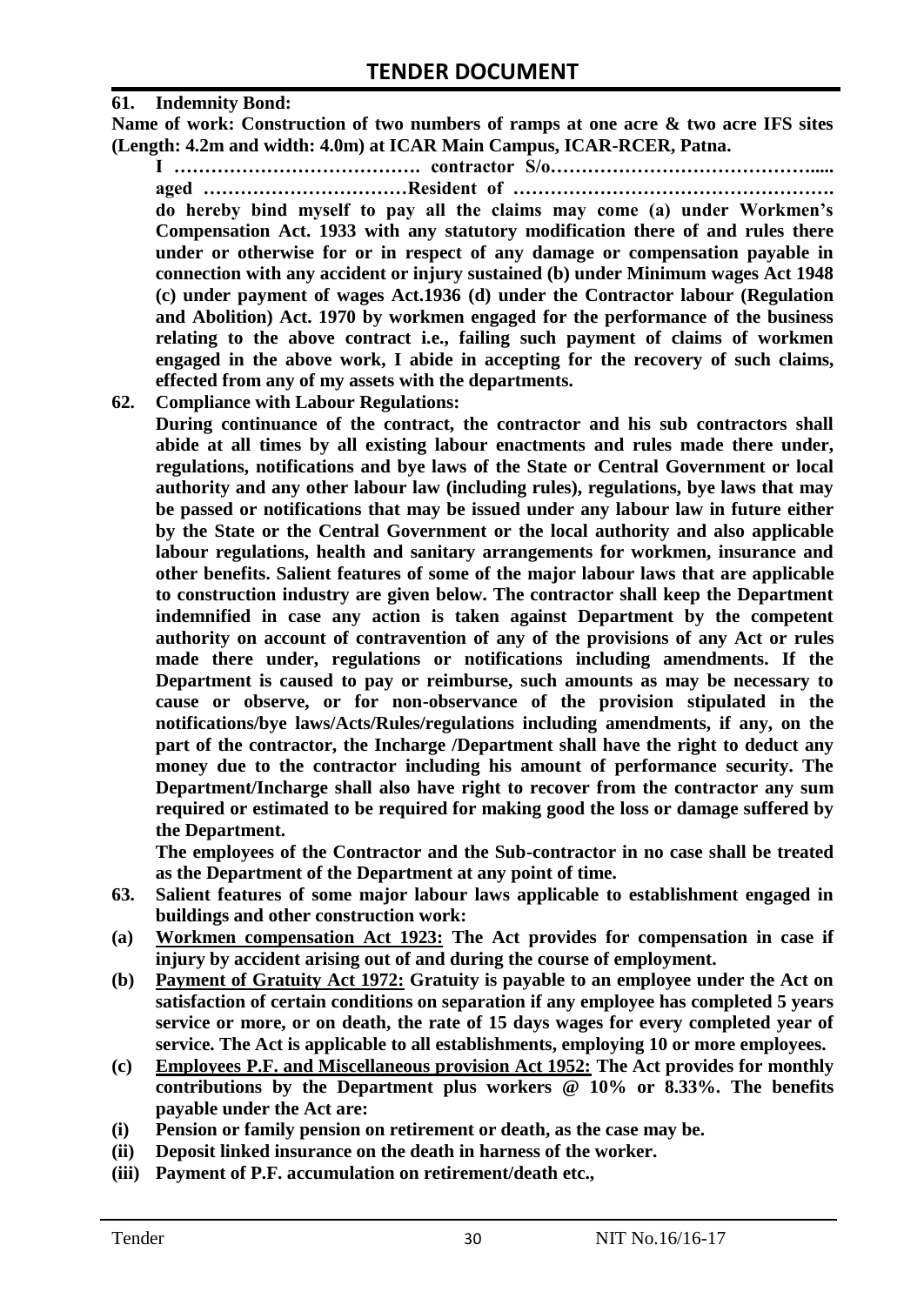**61. Indemnity Bond:**

**Name of work: Construction of two numbers of ramps at one acre & two acre IFS sites (Length: 4.2m and width: 4.0m) at ICAR Main Campus, ICAR-RCER, Patna.**

**I …………………………………. contractor S/o……………………………………..... aged ……………………………Resident of ……………………………………………. do hereby bind myself to pay all the claims may come (a) under Workmen's Compensation Act. 1933 with any statutory modification there of and rules there under or otherwise for or in respect of any damage or compensation payable in connection with any accident or injury sustained (b) under Minimum wages Act 1948 (c) under payment of wages Act.1936 (d) under the Contractor labour (Regulation and Abolition) Act. 1970 by workmen engaged for the performance of the business relating to the above contract i.e., failing such payment of claims of workmen engaged in the above work, I abide in accepting for the recovery of such claims, effected from any of my assets with the departments.**

**62. Compliance with Labour Regulations:**

**During continuance of the contract, the contractor and his sub contractors shall abide at all times by all existing labour enactments and rules made there under, regulations, notifications and bye laws of the State or Central Government or local authority and any other labour law (including rules), regulations, bye laws that may be passed or notifications that may be issued under any labour law in future either by the State or the Central Government or the local authority and also applicable labour regulations, health and sanitary arrangements for workmen, insurance and other benefits. Salient features of some of the major labour laws that are applicable to construction industry are given below. The contractor shall keep the Department indemnified in case any action is taken against Department by the competent authority on account of contravention of any of the provisions of any Act or rules made there under, regulations or notifications including amendments. If the Department is caused to pay or reimburse, such amounts as may be necessary to cause or observe, or for non-observance of the provision stipulated in the notifications/bye laws/Acts/Rules/regulations including amendments, if any, on the part of the contractor, the Incharge /Department shall have the right to deduct any money due to the contractor including his amount of performance security. The Department/Incharge shall also have right to recover from the contractor any sum required or estimated to be required for making good the loss or damage suffered by the Department.**

**The employees of the Contractor and the Sub-contractor in no case shall be treated as the Department of the Department at any point of time.**

**63. Salient features of some major labour laws applicable to establishment engaged in buildings and other construction work:**

**(a) Workmen compensation Act 1923: The Act provides for compensation in case if injury by accident arising out of and during the course of employment.**

**(b) Payment of Gratuity Act 1972: Gratuity is payable to an employee under the Act on satisfaction of certain conditions on separation if any employee has completed 5 years service or more, or on death, the rate of 15 days wages for every completed year of service. The Act is applicable to all establishments, employing 10 or more employees.**

**(c) Employees P.F. and Miscellaneous provision Act 1952: The Act provides for monthly contributions by the Department plus workers @ 10% or 8.33%. The benefits payable under the Act are:**

**(i) Pension or family pension on retirement or death, as the case may be.**

**(ii) Deposit linked insurance on the death in harness of the worker.**

**(iii) Payment of P.F. accumulation on retirement/death etc.,**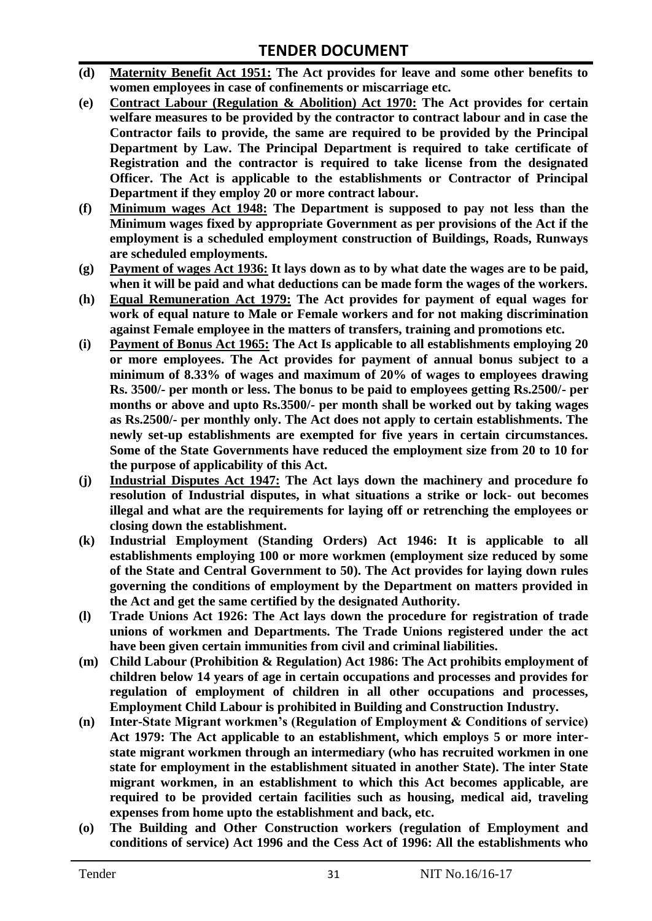- **(d)** **Maternity Benefit Act 1951: The Act provides for leave and some other benefits to women employees in case of confinements or miscarriage etc.**
- **(e)** **Contract Labour (Regulation & Abolition) Act 1970: The Act provides for certain welfare measures to be provided by the contractor to contract labour and in case the Contractor fails to provide, the same are required to be provided by the Principal Department by Law. The Principal Department is required to take certificate of Registration and the contractor is required to take license from the designated Officer. The Act is applicable to the establishments or Contractor of Principal Department if they employ 20 or more contract labour.**
- **(f)** **Minimum wages Act 1948: The Department is supposed to pay not less than the Minimum wages fixed by appropriate Government as per provisions of the Act if the employment is a scheduled employment construction of Buildings, Roads, Runways are scheduled employments.**
- **(g)** **Payment of wages Act 1936: It lays down as to by what date the wages are to be paid, when it will be paid and what deductions can be made form the wages of the workers.**
- **(h)** **Equal Remuneration Act 1979: The Act provides for payment of equal wages for work of equal nature to Male or Female workers and for not making discrimination against Female employee in the matters of transfers, training and promotions etc.**
- **(i)** **Payment of Bonus Act 1965: The Act Is applicable to all establishments employing 20 or more employees. The Act provides for payment of annual bonus subject to a minimum of 8.33% of wages and maximum of 20% of wages to employees drawing Rs. 3500/- per month or less. The bonus to be paid to employees getting Rs.2500/- per months or above and upto Rs.3500/- per month shall be worked out by taking wages as Rs.2500/- per monthly only. The Act does not apply to certain establishments. The newly set-up establishments are exempted for five years in certain circumstances. Some of the State Governments have reduced the employment size from 20 to 10 for the purpose of applicability of this Act.**
- **(j)** **Industrial Disputes Act 1947: The Act lays down the machinery and procedure fo resolution of Industrial disputes, in what situations a strike or lock- out becomes illegal and what are the requirements for laying off or retrenching the employees or closing down the establishment.**
- **(k)** **Industrial Employment (Standing Orders) Act 1946: It is applicable to all establishments employing 100 or more workmen (employment size reduced by some of the State and Central Government to 50). The Act provides for laying down rules governing the conditions of employment by the Department on matters provided in the Act and get the same certified by the designated Authority.**
- **(l)** **Trade Unions Act 1926: The Act lays down the procedure for registration of trade unions of workmen and Departments. The Trade Unions registered under the act have been given certain immunities from civil and criminal liabilities.**
- **(m)** **Child Labour (Prohibition & Regulation) Act 1986: The Act prohibits employment of children below 14 years of age in certain occupations and processes and provides for regulation of employment of children in all other occupations and processes, Employment Child Labour is prohibited in Building and Construction Industry.**
- **(n)** **Inter-State Migrant workmen's (Regulation of Employment & Conditions of service) Act 1979: The Act applicable to an establishment, which employs 5 or more inter-state migrant workmen through an intermediary (who has recruited workmen in one state for employment in the establishment situated in another State). The inter State migrant workmen, in an establishment to which this Act becomes applicable, are required to be provided certain facilities such as housing, medical aid, traveling expenses from home upto the establishment and back, etc.**
- **(o)** **The Building and Other Construction workers (regulation of Employment and conditions of service) Act 1996 and the Cess Act of 1996: All the establishments who**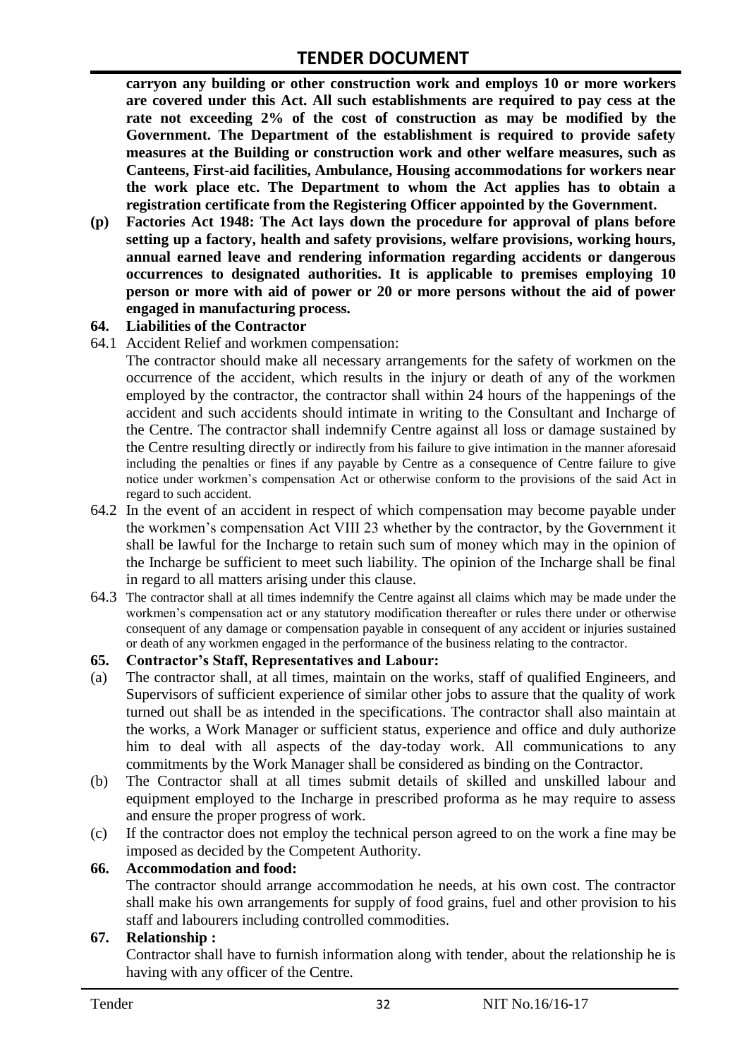**carryon any building or other construction work and employs 10 or more workers are covered under this Act. All such establishments are required to pay cess at the rate not exceeding 2% of the cost of construction as may be modified by the Government. The Department of the establishment is required to provide safety measures at the Building or construction work and other welfare measures, such as Canteens, First-aid facilities, Ambulance, Housing accommodations for workers near the work place etc. The Department to whom the Act applies has to obtain a registration certificate from the Registering Officer appointed by the Government.**

**(p) Factories Act 1948: The Act lays down the procedure for approval of plans before setting up a factory, health and safety provisions, welfare provisions, working hours, annual earned leave and rendering information regarding accidents or dangerous occurrences to designated authorities. It is applicable to premises employing 10 person or more with aid of power or 20 or more persons without the aid of power engaged in manufacturing process.**

**64. Liabilities of the Contractor**

64.1 Accident Relief and workmen compensation:

The contractor should make all necessary arrangements for the safety of workmen on the occurrence of the accident, which results in the injury or death of any of the workmen employed by the contractor, the contractor shall within 24 hours of the happenings of the accident and such accidents should intimate in writing to the Consultant and Incharge of the Centre. The contractor shall indemnify Centre against all loss or damage sustained by the Centre resulting directly or indirectly from his failure to give intimation in the manner aforesaid including the penalties or fines if any payable by Centre as a consequence of Centre failure to give notice under workmen's compensation Act or otherwise conform to the provisions of the said Act in regard to such accident.

64.2 In the event of an accident in respect of which compensation may become payable under the workmen's compensation Act VIII 23 whether by the contractor, by the Government it shall be lawful for the Incharge to retain such sum of money which may in the opinion of the Incharge be sufficient to meet such liability. The opinion of the Incharge shall be final in regard to all matters arising under this clause.

64.3 The contractor shall at all times indemnify the Centre against all claims which may be made under the workmen's compensation act or any statutory modification thereafter or rules there under or otherwise consequent of any damage or compensation payable in consequent of any accident or injuries sustained or death of any workmen engaged in the performance of the business relating to the contractor.

**65. Contractor's Staff, Representatives and Labour:**

(a) The contractor shall, at all times, maintain on the works, staff of qualified Engineers, and Supervisors of sufficient experience of similar other jobs to assure that the quality of work turned out shall be as intended in the specifications. The contractor shall also maintain at the works, a Work Manager or sufficient status, experience and office and duly authorize him to deal with all aspects of the day-today work. All communications to any commitments by the Work Manager shall be considered as binding on the Contractor.

(b) The Contractor shall at all times submit details of skilled and unskilled labour and equipment employed to the Incharge in prescribed proforma as he may require to assess and ensure the proper progress of work.

(c) If the contractor does not employ the technical person agreed to on the work a fine may be imposed as decided by the Competent Authority.

**66. Accommodation and food:**

The contractor should arrange accommodation he needs, at his own cost. The contractor shall make his own arrangements for supply of food grains, fuel and other provision to his staff and labourers including controlled commodities.

**67. Relationship :**

Contractor shall have to furnish information along with tender, about the relationship he is having with any officer of the Centre.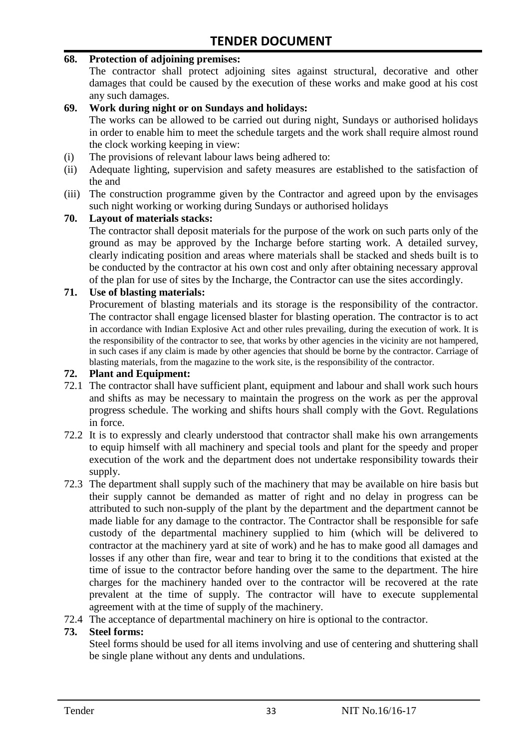**68. Protection of adjoining premises:**

The contractor shall protect adjoining sites against structural, decorative and other damages that could be caused by the execution of these works and make good at his cost any such damages.

**69. Work during night or on Sundays and holidays:**

The works can be allowed to be carried out during night, Sundays or authorised holidays in order to enable him to meet the schedule targets and the work shall require almost round the clock working keeping in view:

(i) The provisions of relevant labour laws being adhered to:

(ii) Adequate lighting, supervision and safety measures are established to the satisfaction of the and

(iii) The construction programme given by the Contractor and agreed upon by the envisages such night working or working during Sundays or authorised holidays

**70. Layout of materials stacks:**

The contractor shall deposit materials for the purpose of the work on such parts only of the ground as may be approved by the Incharge before starting work. A detailed survey, clearly indicating position and areas where materials shall be stacked and sheds built is to be conducted by the contractor at his own cost and only after obtaining necessary approval of the plan for use of sites by the Incharge, the Contractor can use the sites accordingly.

**71. Use of blasting materials:**

Procurement of blasting materials and its storage is the responsibility of the contractor. The contractor shall engage licensed blaster for blasting operation. The contractor is to act in accordance with Indian Explosive Act and other rules prevailing, during the execution of work. It is the responsibility of the contractor to see, that works by other agencies in the vicinity are not hampered, in such cases if any claim is made by other agencies that should be borne by the contractor. Carriage of blasting materials, from the magazine to the work site, is the responsibility of the contractor.

**72. Plant and Equipment:**

72.1 The contractor shall have sufficient plant, equipment and labour and shall work such hours and shifts as may be necessary to maintain the progress on the work as per the approval progress schedule. The working and shifts hours shall comply with the Govt. Regulations in force.

72.2 It is to expressly and clearly understood that contractor shall make his own arrangements to equip himself with all machinery and special tools and plant for the speedy and proper execution of the work and the department does not undertake responsibility towards their supply.

72.3 The department shall supply such of the machinery that may be available on hire basis but their supply cannot be demanded as matter of right and no delay in progress can be attributed to such non-supply of the plant by the department and the department cannot be made liable for any damage to the contractor. The Contractor shall be responsible for safe custody of the departmental machinery supplied to him (which will be delivered to contractor at the machinery yard at site of work) and he has to make good all damages and losses if any other than fire, wear and tear to bring it to the conditions that existed at the time of issue to the contractor before handing over the same to the department. The hire charges for the machinery handed over to the contractor will be recovered at the rate prevalent at the time of supply. The contractor will have to execute supplemental agreement with at the time of supply of the machinery.

72.4 The acceptance of departmental machinery on hire is optional to the contractor.

**73. Steel forms:**

Steel forms should be used for all items involving and use of centering and shuttering shall be single plane without any dents and undulations.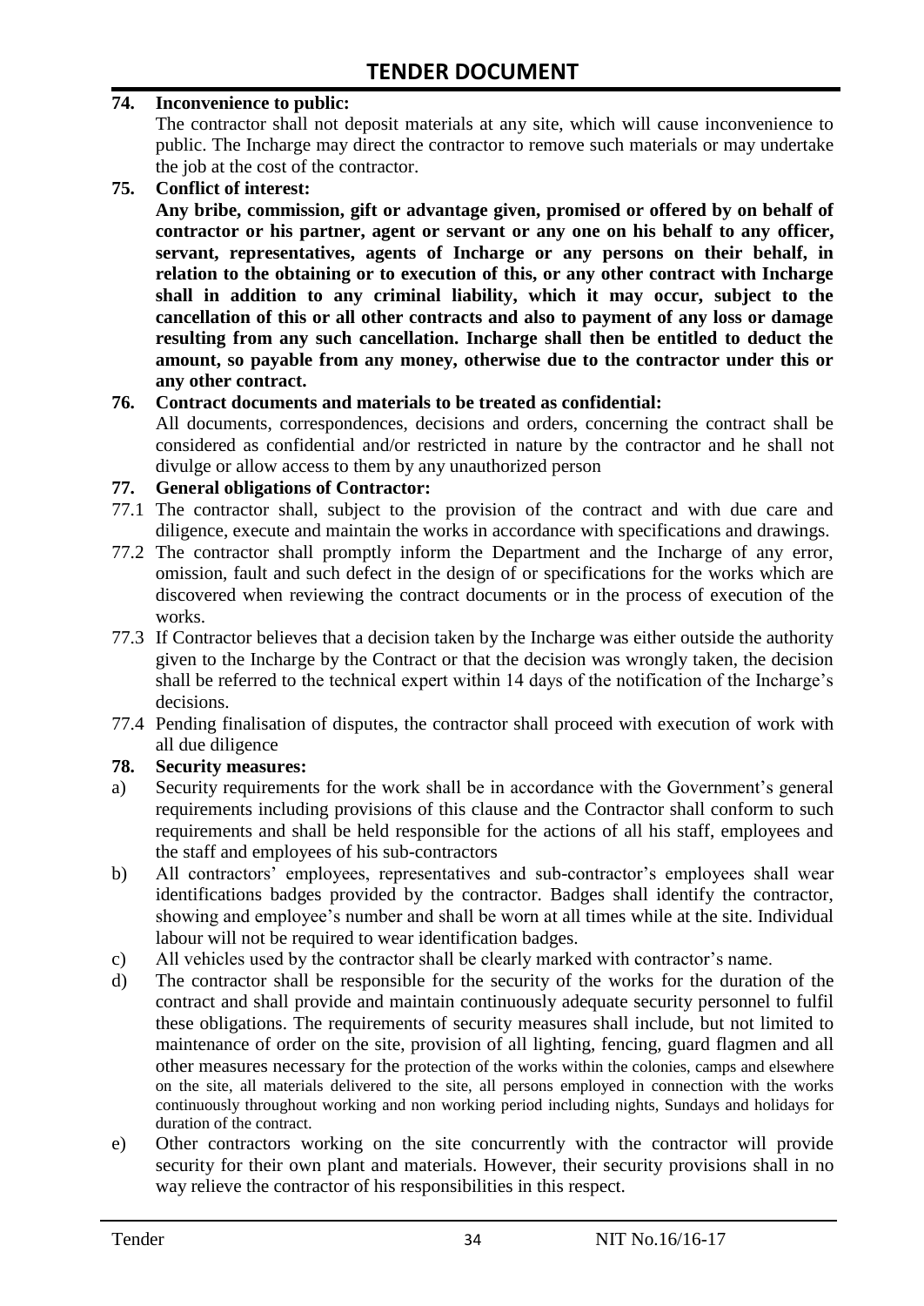**74. Inconvenience to public:**

The contractor shall not deposit materials at any site, which will cause inconvenience to public. The Incharge may direct the contractor to remove such materials or may undertake the job at the cost of the contractor.

**75. Conflict of interest:**

**Any bribe, commission, gift or advantage given, promised or offered by on behalf of contractor or his partner, agent or servant or any one on his behalf to any officer, servant, representatives, agents of Incharge or any persons on their behalf, in relation to the obtaining or to execution of this, or any other contract with Incharge shall in addition to any criminal liability, which it may occur, subject to the cancellation of this or all other contracts and also to payment of any loss or damage resulting from any such cancellation. Incharge shall then be entitled to deduct the amount, so payable from any money, otherwise due to the contractor under this or any other contract.**

**76. Contract documents and materials to be treated as confidential:**

All documents, correspondences, decisions and orders, concerning the contract shall be considered as confidential and/or restricted in nature by the contractor and he shall not divulge or allow access to them by any unauthorized person

**77. General obligations of Contractor:**

77.1 The contractor shall, subject to the provision of the contract and with due care and diligence, execute and maintain the works in accordance with specifications and drawings.

77.2 The contractor shall promptly inform the Department and the Incharge of any error, omission, fault and such defect in the design of or specifications for the works which are discovered when reviewing the contract documents or in the process of execution of the works.

77.3 If Contractor believes that a decision taken by the Incharge was either outside the authority given to the Incharge by the Contract or that the decision was wrongly taken, the decision shall be referred to the technical expert within 14 days of the notification of the Incharge's decisions.

77.4 Pending finalisation of disputes, the contractor shall proceed with execution of work with all due diligence

**78. Security measures:**

a) Security requirements for the work shall be in accordance with the Government's general requirements including provisions of this clause and the Contractor shall conform to such requirements and shall be held responsible for the actions of all his staff, employees and the staff and employees of his sub-contractors

b) All contractors' employees, representatives and sub-contractor's employees shall wear identifications badges provided by the contractor. Badges shall identify the contractor, showing and employee's number and shall be worn at all times while at the site. Individual labour will not be required to wear identification badges.

c) All vehicles used by the contractor shall be clearly marked with contractor's name.

d) The contractor shall be responsible for the security of the works for the duration of the contract and shall provide and maintain continuously adequate security personnel to fulfil these obligations. The requirements of security measures shall include, but not limited to maintenance of order on the site, provision of all lighting, fencing, guard flagmen and all other measures necessary for the protection of the works within the colonies, camps and elsewhere on the site, all materials delivered to the site, all persons employed in connection with the works continuously throughout working and non working period including nights, Sundays and holidays for duration of the contract.

e) Other contractors working on the site concurrently with the contractor will provide security for their own plant and materials. However, their security provisions shall in no way relieve the contractor of his responsibilities in this respect.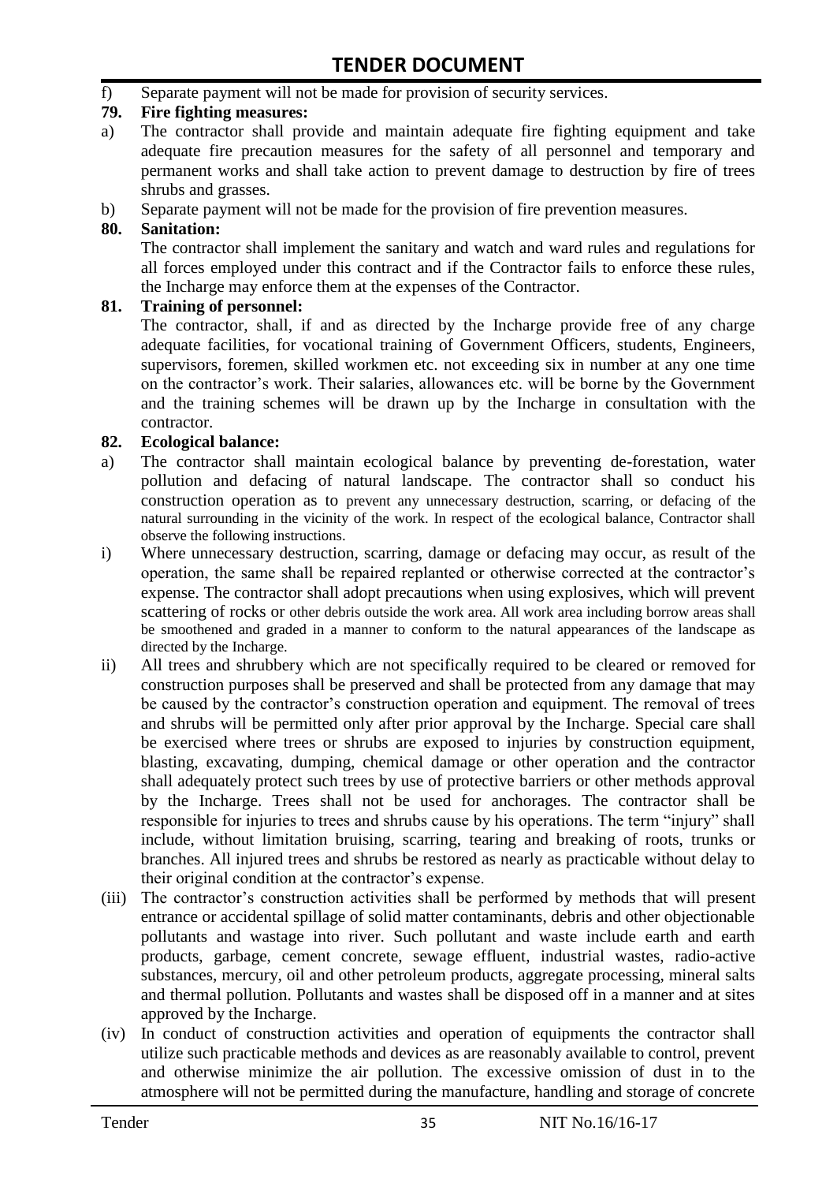f) Separate payment will not be made for provision of security services.

**79. Fire fighting measures:**

a) The contractor shall provide and maintain adequate fire fighting equipment and take adequate fire precaution measures for the safety of all personnel and temporary and permanent works and shall take action to prevent damage to destruction by fire of trees shrubs and grasses.

b) Separate payment will not be made for the provision of fire prevention measures.

**80. Sanitation:**

The contractor shall implement the sanitary and watch and ward rules and regulations for all forces employed under this contract and if the Contractor fails to enforce these rules, the Incharge may enforce them at the expenses of the Contractor.

**81. Training of personnel:**

The contractor, shall, if and as directed by the Incharge provide free of any charge adequate facilities, for vocational training of Government Officers, students, Engineers, supervisors, foremen, skilled workmen etc. not exceeding six in number at any one time on the contractor's work. Their salaries, allowances etc. will be borne by the Government and the training schemes will be drawn up by the Incharge in consultation with the contractor.

**82. Ecological balance:**

a) The contractor shall maintain ecological balance by preventing de-forestation, water pollution and defacing of natural landscape. The contractor shall so conduct his construction operation as to prevent any unnecessary destruction, scarring, or defacing of the natural surrounding in the vicinity of the work. In respect of the ecological balance, Contractor shall observe the following instructions.

i) Where unnecessary destruction, scarring, damage or defacing may occur, as result of the operation, the same shall be repaired replanted or otherwise corrected at the contractor's expense. The contractor shall adopt precautions when using explosives, which will prevent scattering of rocks or other debris outside the work area. All work area including borrow areas shall be smoothened and graded in a manner to conform to the natural appearances of the landscape as directed by the Incharge.

ii) All trees and shrubbery which are not specifically required to be cleared or removed for construction purposes shall be preserved and shall be protected from any damage that may be caused by the contractor's construction operation and equipment. The removal of trees and shrubs will be permitted only after prior approval by the Incharge. Special care shall be exercised where trees or shrubs are exposed to injuries by construction equipment, blasting, excavating, dumping, chemical damage or other operation and the contractor shall adequately protect such trees by use of protective barriers or other methods approval by the Incharge. Trees shall not be used for anchorages. The contractor shall be responsible for injuries to trees and shrubs cause by his operations. The term "injury" shall include, without limitation bruising, scarring, tearing and breaking of roots, trunks or branches. All injured trees and shrubs be restored as nearly as practicable without delay to their original condition at the contractor's expense.

(iii) The contractor's construction activities shall be performed by methods that will present entrance or accidental spillage of solid matter contaminants, debris and other objectionable pollutants and wastage into river. Such pollutant and waste include earth and earth products, garbage, cement concrete, sewage effluent, industrial wastes, radio-active substances, mercury, oil and other petroleum products, aggregate processing, mineral salts and thermal pollution. Pollutants and wastes shall be disposed off in a manner and at sites approved by the Incharge.

(iv) In conduct of construction activities and operation of equipments the contractor shall utilize such practicable methods and devices as are reasonably available to control, prevent and otherwise minimize the air pollution. The excessive omission of dust in to the atmosphere will not be permitted during the manufacture, handling and storage of concrete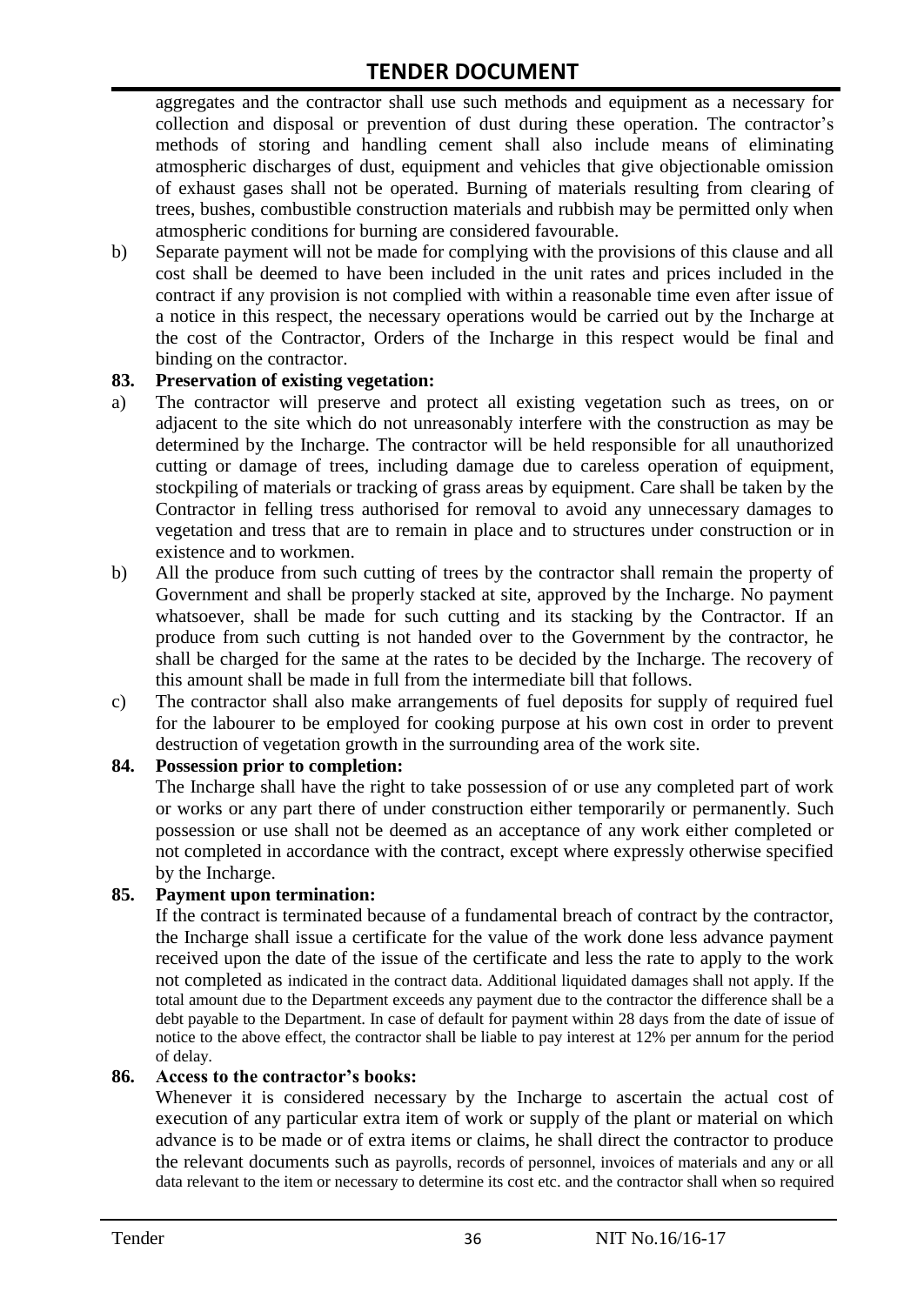aggregates and the contractor shall use such methods and equipment as a necessary for collection and disposal or prevention of dust during these operation. The contractor's methods of storing and handling cement shall also include means of eliminating atmospheric discharges of dust, equipment and vehicles that give objectionable omission of exhaust gases shall not be operated. Burning of materials resulting from clearing of trees, bushes, combustible construction materials and rubbish may be permitted only when atmospheric conditions for burning are considered favourable.

b) Separate payment will not be made for complying with the provisions of this clause and all cost shall be deemed to have been included in the unit rates and prices included in the contract if any provision is not complied with within a reasonable time even after issue of a notice in this respect, the necessary operations would be carried out by the Incharge at the cost of the Contractor, Orders of the Incharge in this respect would be final and binding on the contractor.

**83. Preservation of existing vegetation:**

a) The contractor will preserve and protect all existing vegetation such as trees, on or adjacent to the site which do not unreasonably interfere with the construction as may be determined by the Incharge. The contractor will be held responsible for all unauthorized cutting or damage of trees, including damage due to careless operation of equipment, stockpiling of materials or tracking of grass areas by equipment. Care shall be taken by the Contractor in felling tress authorised for removal to avoid any unnecessary damages to vegetation and tress that are to remain in place and to structures under construction or in existence and to workmen.

b) All the produce from such cutting of trees by the contractor shall remain the property of Government and shall be properly stacked at site, approved by the Incharge. No payment whatsoever, shall be made for such cutting and its stacking by the Contractor. If an produce from such cutting is not handed over to the Government by the contractor, he shall be charged for the same at the rates to be decided by the Incharge. The recovery of this amount shall be made in full from the intermediate bill that follows.

c) The contractor shall also make arrangements of fuel deposits for supply of required fuel for the labourer to be employed for cooking purpose at his own cost in order to prevent destruction of vegetation growth in the surrounding area of the work site.

**84. Possession prior to completion:**

The Incharge shall have the right to take possession of or use any completed part of work or works or any part there of under construction either temporarily or permanently. Such possession or use shall not be deemed as an acceptance of any work either completed or not completed in accordance with the contract, except where expressly otherwise specified by the Incharge.

**85. Payment upon termination:**

If the contract is terminated because of a fundamental breach of contract by the contractor, the Incharge shall issue a certificate for the value of the work done less advance payment received upon the date of the issue of the certificate and less the rate to apply to the work not completed as indicated in the contract data. Additional liquidated damages shall not apply. If the total amount due to the Department exceeds any payment due to the contractor the difference shall be a debt payable to the Department. In case of default for payment within 28 days from the date of issue of notice to the above effect, the contractor shall be liable to pay interest at 12% per annum for the period of delay.

**86. Access to the contractor's books:**

Whenever it is considered necessary by the Incharge to ascertain the actual cost of execution of any particular extra item of work or supply of the plant or material on which advance is to be made or of extra items or claims, he shall direct the contractor to produce the relevant documents such as payrolls, records of personnel, invoices of materials and any or all data relevant to the item or necessary to determine its cost etc. and the contractor shall when so required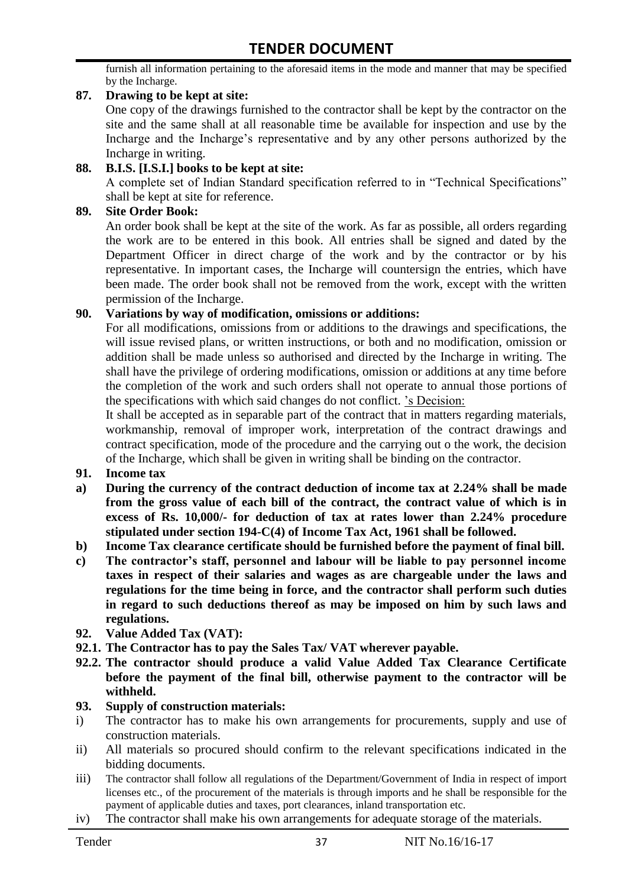furnish all information pertaining to the aforesaid items in the mode and manner that may be specified by the Incharge.

**87. Drawing to be kept at site:**

One copy of the drawings furnished to the contractor shall be kept by the contractor on the site and the same shall at all reasonable time be available for inspection and use by the Incharge and the Incharge's representative and by any other persons authorized by the Incharge in writing.

**88. B.I.S. [I.S.I.] books to be kept at site:**

A complete set of Indian Standard specification referred to in "Technical Specifications" shall be kept at site for reference.

**89. Site Order Book:**

An order book shall be kept at the site of the work. As far as possible, all orders regarding the work are to be entered in this book. All entries shall be signed and dated by the Department Officer in direct charge of the work and by the contractor or by his representative. In important cases, the Incharge will countersign the entries, which have been made. The order book shall not be removed from the work, except with the written permission of the Incharge.

**90. Variations by way of modification, omissions or additions:**

For all modifications, omissions from or additions to the drawings and specifications, the will issue revised plans, or written instructions, or both and no modification, omission or addition shall be made unless so authorised and directed by the Incharge in writing. The shall have the privilege of ordering modifications, omission or additions at any time before the completion of the work and such orders shall not operate to annual those portions of the specifications with which said changes do not conflict. 's Decision:

It shall be accepted as in separable part of the contract that in matters regarding materials, workmanship, removal of improper work, interpretation of the contract drawings and contract specification, mode of the procedure and the carrying out o the work, the decision of the Incharge, which shall be given in writing shall be binding on the contractor.

**91. Income tax**

**a) During the currency of the contract deduction of income tax at 2.24% shall be made from the gross value of each bill of the contract, the contract value of which is in excess of Rs. 10,000/- for deduction of tax at rates lower than 2.24% procedure stipulated under section 194-C(4) of Income Tax Act, 1961 shall be followed.**

**b) Income Tax clearance certificate should be furnished before the payment of final bill.**

**c) The contractor's staff, personnel and labour will be liable to pay personnel income taxes in respect of their salaries and wages as are chargeable under the laws and regulations for the time being in force, and the contractor shall perform such duties in regard to such deductions thereof as may be imposed on him by such laws and regulations.**

**92. Value Added Tax (VAT):**

**92.1. The Contractor has to pay the Sales Tax/ VAT wherever payable.**

**92.2. The contractor should produce a valid Value Added Tax Clearance Certificate before the payment of the final bill, otherwise payment to the contractor will be withheld.**

**93. Supply of construction materials:**

i) The contractor has to make his own arrangements for procurements, supply and use of construction materials.

ii) All materials so procured should confirm to the relevant specifications indicated in the bidding documents.

iii) The contractor shall follow all regulations of the Department/Government of India in respect of import licenses etc., of the procurement of the materials is through imports and he shall be responsible for the payment of applicable duties and taxes, port clearances, inland transportation etc.

iv) The contractor shall make his own arrangements for adequate storage of the materials.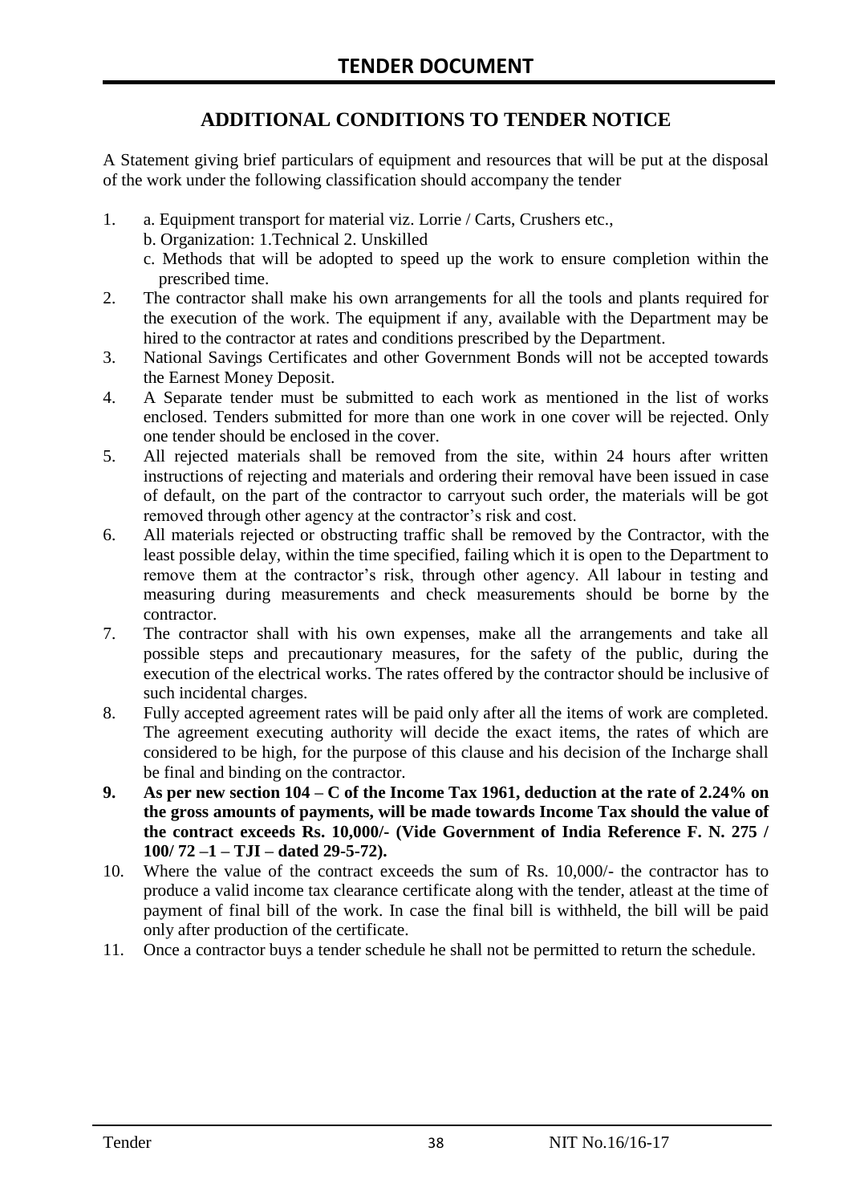# TENDER DOCUMENT

## ADDITIONAL CONDITIONS TO TENDER NOTICE

A Statement giving brief particulars of equipment and resources that will be put at the disposal of the work under the following classification should accompany the tender

1. a. Equipment transport for material viz. Lorrie / Carts, Crushers etc.,
   b. Organization: 1.Technical 2. Unskilled
   c. Methods that will be adopted to speed up the work to ensure completion within the prescribed time.
2. The contractor shall make his own arrangements for all the tools and plants required for the execution of the work. The equipment if any, available with the Department may be hired to the contractor at rates and conditions prescribed by the Department.
3. National Savings Certificates and other Government Bonds will not be accepted towards the Earnest Money Deposit.
4. A Separate tender must be submitted to each work as mentioned in the list of works enclosed. Tenders submitted for more than one work in one cover will be rejected. Only one tender should be enclosed in the cover.
5. All rejected materials shall be removed from the site, within 24 hours after written instructions of rejecting and materials and ordering their removal have been issued in case of default, on the part of the contractor to carryout such order, the materials will be got removed through other agency at the contractor's risk and cost.
6. All materials rejected or obstructing traffic shall be removed by the Contractor, with the least possible delay, within the time specified, failing which it is open to the Department to remove them at the contractor's risk, through other agency. All labour in testing and measuring during measurements and check measurements should be borne by the contractor.
7. The contractor shall with his own expenses, make all the arrangements and take all possible steps and precautionary measures, for the safety of the public, during the execution of the electrical works. The rates offered by the contractor should be inclusive of such incidental charges.
8. Fully accepted agreement rates will be paid only after all the items of work are completed. The agreement executing authority will decide the exact items, the rates of which are considered to be high, for the purpose of this clause and his decision of the Incharge shall be final and binding on the contractor.
9. **As per new section 104 – C of the Income Tax 1961, deduction at the rate of 2.24% on the gross amounts of payments, will be made towards Income Tax should the value of the contract exceeds Rs. 10,000/- (Vide Government of India Reference F. N. 275 / 100/ 72 –1 – TJI – dated 29-5-72).**
10. Where the value of the contract exceeds the sum of Rs. 10,000/- the contractor has to produce a valid income tax clearance certificate along with the tender, atleast at the time of payment of final bill of the work. In case the final bill is withheld, the bill will be paid only after production of the certificate.
11. Once a contractor buys a tender schedule he shall not be permitted to return the schedule.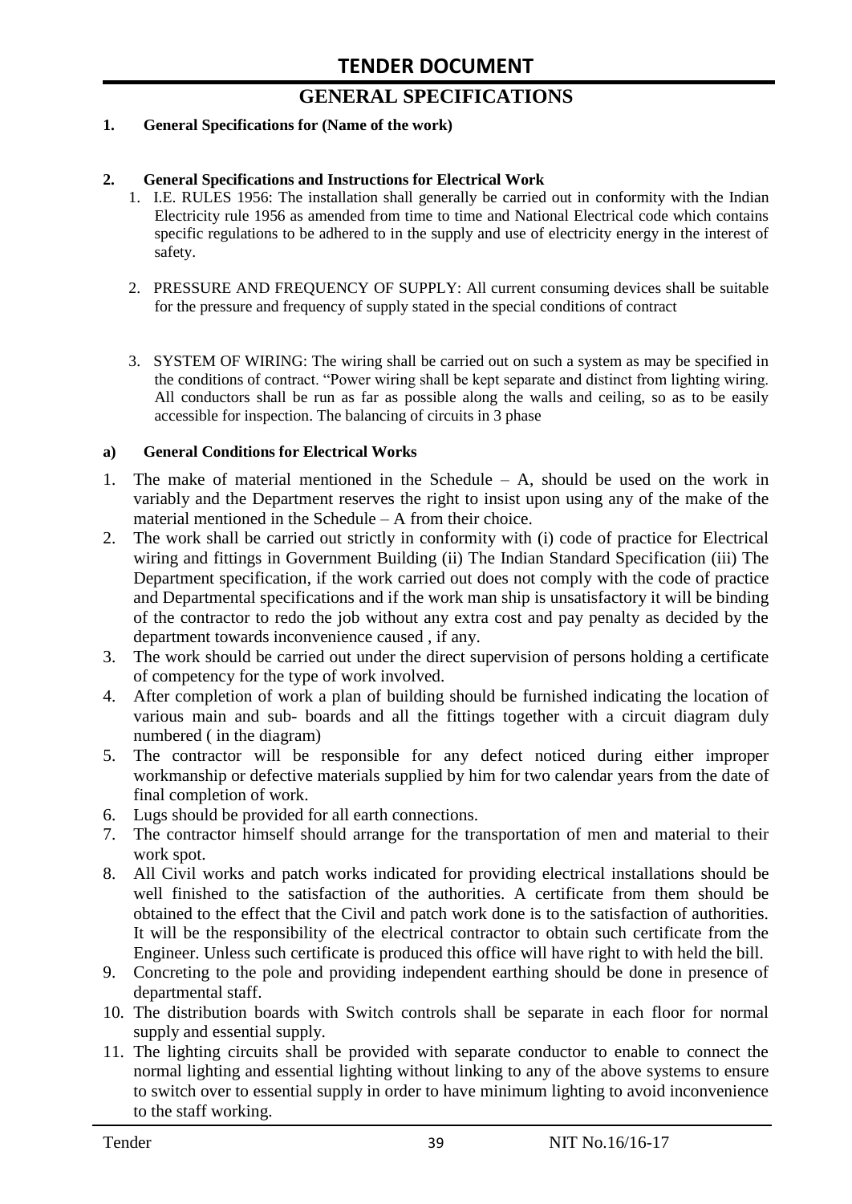# GENERAL SPECIFICATIONS

**1. General Specifications for (Name of the work)**

**2. General Specifications and Instructions for Electrical Work**

1. I.E. RULES 1956: The installation shall generally be carried out in conformity with the Indian Electricity rule 1956 as amended from time to time and National Electrical code which contains specific regulations to be adhered to in the supply and use of electricity energy in the interest of safety.

2. PRESSURE AND FREQUENCY OF SUPPLY: All current consuming devices shall be suitable for the pressure and frequency of supply stated in the special conditions of contract

3. SYSTEM OF WIRING: The wiring shall be carried out on such a system as may be specified in the conditions of contract. "Power wiring shall be kept separate and distinct from lighting wiring. All conductors shall be run as far as possible along the walls and ceiling, so as to be easily accessible for inspection. The balancing of circuits in 3 phase

**a) General Conditions for Electrical Works**

1. The make of material mentioned in the Schedule – A, should be used on the work in variably and the Department reserves the right to insist upon using any of the make of the material mentioned in the Schedule – A from their choice.
2. The work shall be carried out strictly in conformity with (i) code of practice for Electrical wiring and fittings in Government Building (ii) The Indian Standard Specification (iii) The Department specification, if the work carried out does not comply with the code of practice and Departmental specifications and if the work man ship is unsatisfactory it will be binding of the contractor to redo the job without any extra cost and pay penalty as decided by the department towards inconvenience caused , if any.
3. The work should be carried out under the direct supervision of persons holding a certificate of competency for the type of work involved.
4. After completion of work a plan of building should be furnished indicating the location of various main and sub- boards and all the fittings together with a circuit diagram duly numbered ( in the diagram)
5. The contractor will be responsible for any defect noticed during either improper workmanship or defective materials supplied by him for two calendar years from the date of final completion of work.
6. Lugs should be provided for all earth connections.
7. The contractor himself should arrange for the transportation of men and material to their work spot.
8. All Civil works and patch works indicated for providing electrical installations should be well finished to the satisfaction of the authorities. A certificate from them should be obtained to the effect that the Civil and patch work done is to the satisfaction of authorities. It will be the responsibility of the electrical contractor to obtain such certificate from the Engineer. Unless such certificate is produced this office will have right to with held the bill.
9. Concreting to the pole and providing independent earthing should be done in presence of departmental staff.
10. The distribution boards with Switch controls shall be separate in each floor for normal supply and essential supply.
11. The lighting circuits shall be provided with separate conductor to enable to connect the normal lighting and essential lighting without linking to any of the above systems to ensure to switch over to essential supply in order to have minimum lighting to avoid inconvenience to the staff working.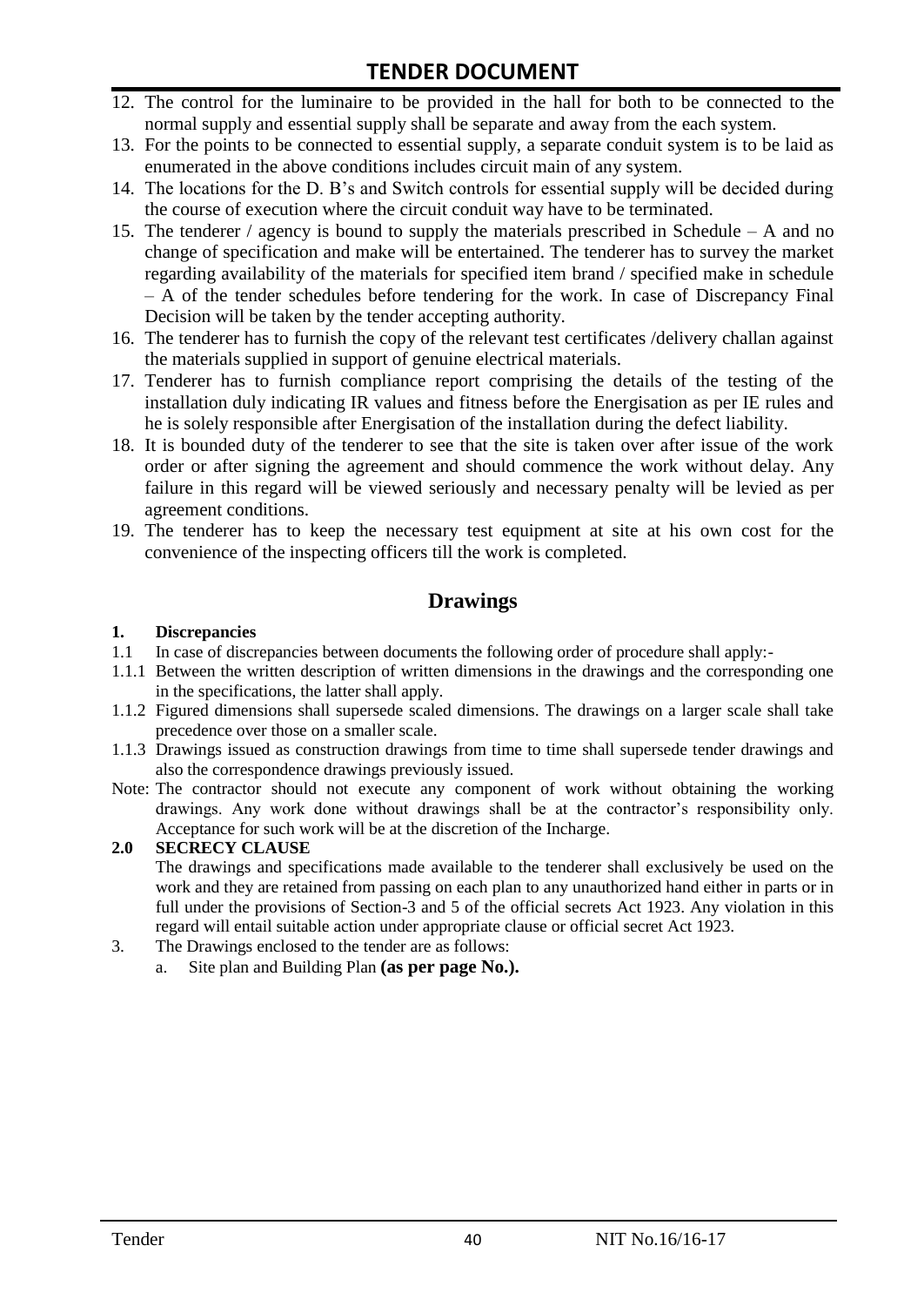12. The control for the luminaire to be provided in the hall for both to be connected to the normal supply and essential supply shall be separate and away from the each system.
13. For the points to be connected to essential supply, a separate conduit system is to be laid as enumerated in the above conditions includes circuit main of any system.
14. The locations for the D. B's and Switch controls for essential supply will be decided during the course of execution where the circuit conduit way have to be terminated.
15. The tenderer / agency is bound to supply the materials prescribed in Schedule – A and no change of specification and make will be entertained. The tenderer has to survey the market regarding availability of the materials for specified item brand / specified make in schedule – A of the tender schedules before tendering for the work. In case of Discrepancy Final Decision will be taken by the tender accepting authority.
16. The tenderer has to furnish the copy of the relevant test certificates /delivery challan against the materials supplied in support of genuine electrical materials.
17. Tenderer has to furnish compliance report comprising the details of the testing of the installation duly indicating IR values and fitness before the Energisation as per IE rules and he is solely responsible after Energisation of the installation during the defect liability.
18. It is bounded duty of the tenderer to see that the site is taken over after issue of the work order or after signing the agreement and should commence the work without delay. Any failure in this regard will be viewed seriously and necessary penalty will be levied as per agreement conditions.
19. The tenderer has to keep the necessary test equipment at site at his own cost for the convenience of the inspecting officers till the work is completed.

## Drawings

**1. Discrepancies**

1.1 In case of discrepancies between documents the following order of procedure shall apply:-

1.1.1 Between the written description of written dimensions in the drawings and the corresponding one in the specifications, the latter shall apply.

1.1.2 Figured dimensions shall supersede scaled dimensions. The drawings on a larger scale shall take precedence over those on a smaller scale.

1.1.3 Drawings issued as construction drawings from time to time shall supersede tender drawings and also the correspondence drawings previously issued.

Note: The contractor should not execute any component of work without obtaining the working drawings. Any work done without drawings shall be at the contractor's responsibility only. Acceptance for such work will be at the discretion of the Incharge.

**2.0 SECRECY CLAUSE**

The drawings and specifications made available to the tenderer shall exclusively be used on the work and they are retained from passing on each plan to any unauthorized hand either in parts or in full under the provisions of Section-3 and 5 of the official secrets Act 1923. Any violation in this regard will entail suitable action under appropriate clause or official secret Act 1923.

3. The Drawings enclosed to the tender are as follows:
   a. Site plan and Building Plan **(as per page No.).**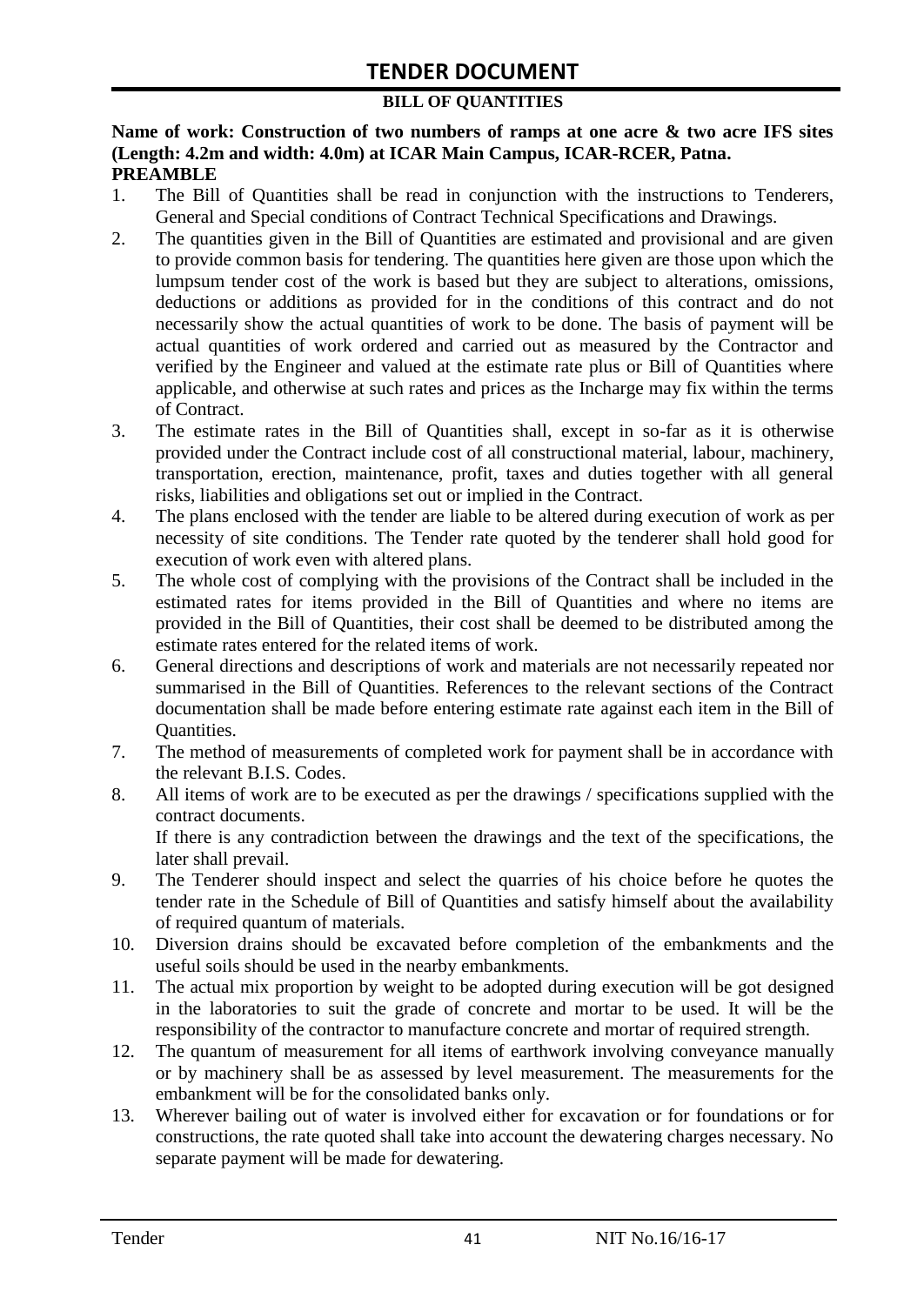# TENDER DOCUMENT

**BILL OF QUANTITIES**

**Name of work: Construction of two numbers of ramps at one acre & two acre IFS sites (Length: 4.2m and width: 4.0m) at ICAR Main Campus, ICAR-RCER, Patna.**

**PREAMBLE**

1. The Bill of Quantities shall be read in conjunction with the instructions to Tenderers, General and Special conditions of Contract Technical Specifications and Drawings.
2. The quantities given in the Bill of Quantities are estimated and provisional and are given to provide common basis for tendering. The quantities here given are those upon which the lumpsum tender cost of the work is based but they are subject to alterations, omissions, deductions or additions as provided for in the conditions of this contract and do not necessarily show the actual quantities of work to be done. The basis of payment will be actual quantities of work ordered and carried out as measured by the Contractor and verified by the Engineer and valued at the estimate rate plus or Bill of Quantities where applicable, and otherwise at such rates and prices as the Incharge may fix within the terms of Contract.
3. The estimate rates in the Bill of Quantities shall, except in so-far as it is otherwise provided under the Contract include cost of all constructional material, labour, machinery, transportation, erection, maintenance, profit, taxes and duties together with all general risks, liabilities and obligations set out or implied in the Contract.
4. The plans enclosed with the tender are liable to be altered during execution of work as per necessity of site conditions. The Tender rate quoted by the tenderer shall hold good for execution of work even with altered plans.
5. The whole cost of complying with the provisions of the Contract shall be included in the estimated rates for items provided in the Bill of Quantities and where no items are provided in the Bill of Quantities, their cost shall be deemed to be distributed among the estimate rates entered for the related items of work.
6. General directions and descriptions of work and materials are not necessarily repeated nor summarised in the Bill of Quantities. References to the relevant sections of the Contract documentation shall be made before entering estimate rate against each item in the Bill of Quantities.
7. The method of measurements of completed work for payment shall be in accordance with the relevant B.I.S. Codes.
8. All items of work are to be executed as per the drawings / specifications supplied with the contract documents.
   If there is any contradiction between the drawings and the text of the specifications, the later shall prevail.
9. The Tenderer should inspect and select the quarries of his choice before he quotes the tender rate in the Schedule of Bill of Quantities and satisfy himself about the availability of required quantum of materials.
10. Diversion drains should be excavated before completion of the embankments and the useful soils should be used in the nearby embankments.
11. The actual mix proportion by weight to be adopted during execution will be got designed in the laboratories to suit the grade of concrete and mortar to be used. It will be the responsibility of the contractor to manufacture concrete and mortar of required strength.
12. The quantum of measurement for all items of earthwork involving conveyance manually or by machinery shall be as assessed by level measurement. The measurements for the embankment will be for the consolidated banks only.
13. Wherever bailing out of water is involved either for excavation or for foundations or for constructions, the rate quoted shall take into account the dewatering charges necessary. No separate payment will be made for dewatering.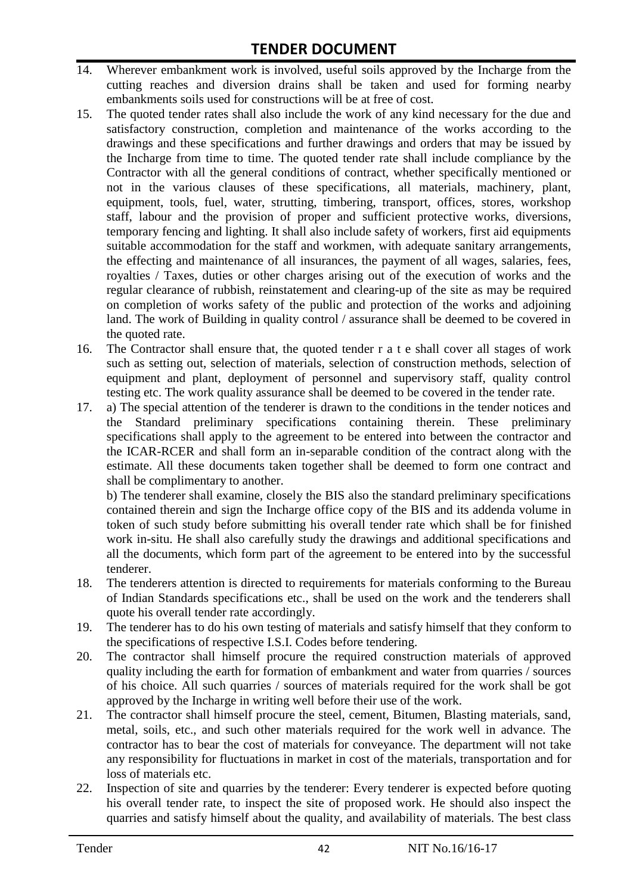14. Wherever embankment work is involved, useful soils approved by the Incharge from the cutting reaches and diversion drains shall be taken and used for forming nearby embankments soils used for constructions will be at free of cost.
15. The quoted tender rates shall also include the work of any kind necessary for the due and satisfactory construction, completion and maintenance of the works according to the drawings and these specifications and further drawings and orders that may be issued by the Incharge from time to time. The quoted tender rate shall include compliance by the Contractor with all the general conditions of contract, whether specifically mentioned or not in the various clauses of these specifications, all materials, machinery, plant, equipment, tools, fuel, water, strutting, timbering, transport, offices, stores, workshop staff, labour and the provision of proper and sufficient protective works, diversions, temporary fencing and lighting. It shall also include safety of workers, first aid equipments suitable accommodation for the staff and workmen, with adequate sanitary arrangements, the effecting and maintenance of all insurances, the payment of all wages, salaries, fees, royalties / Taxes, duties or other charges arising out of the execution of works and the regular clearance of rubbish, reinstatement and clearing-up of the site as may be required on completion of works safety of the public and protection of the works and adjoining land. The work of Building in quality control / assurance shall be deemed to be covered in the quoted rate.
16. The Contractor shall ensure that, the quoted tender r a t e shall cover all stages of work such as setting out, selection of materials, selection of construction methods, selection of equipment and plant, deployment of personnel and supervisory staff, quality control testing etc. The work quality assurance shall be deemed to be covered in the tender rate.
17. a) The special attention of the tenderer is drawn to the conditions in the tender notices and the Standard preliminary specifications containing therein. These preliminary specifications shall apply to the agreement to be entered into between the contractor and the ICAR-RCER and shall form an in-separable condition of the contract along with the estimate. All these documents taken together shall be deemed to form one contract and shall be complimentary to another.

    b) The tenderer shall examine, closely the BIS also the standard preliminary specifications contained therein and sign the Incharge office copy of the BIS and its addenda volume in token of such study before submitting his overall tender rate which shall be for finished work in-situ. He shall also carefully study the drawings and additional specifications and all the documents, which form part of the agreement to be entered into by the successful tenderer.
18. The tenderers attention is directed to requirements for materials conforming to the Bureau of Indian Standards specifications etc., shall be used on the work and the tenderers shall quote his overall tender rate accordingly.
19. The tenderer has to do his own testing of materials and satisfy himself that they conform to the specifications of respective I.S.I. Codes before tendering.
20. The contractor shall himself procure the required construction materials of approved quality including the earth for formation of embankment and water from quarries / sources of his choice. All such quarries / sources of materials required for the work shall be got approved by the Incharge in writing well before their use of the work.
21. The contractor shall himself procure the steel, cement, Bitumen, Blasting materials, sand, metal, soils, etc., and such other materials required for the work well in advance. The contractor has to bear the cost of materials for conveyance. The department will not take any responsibility for fluctuations in market in cost of the materials, transportation and for loss of materials etc.
22. Inspection of site and quarries by the tenderer: Every tenderer is expected before quoting his overall tender rate, to inspect the site of proposed work. He should also inspect the quarries and satisfy himself about the quality, and availability of materials. The best class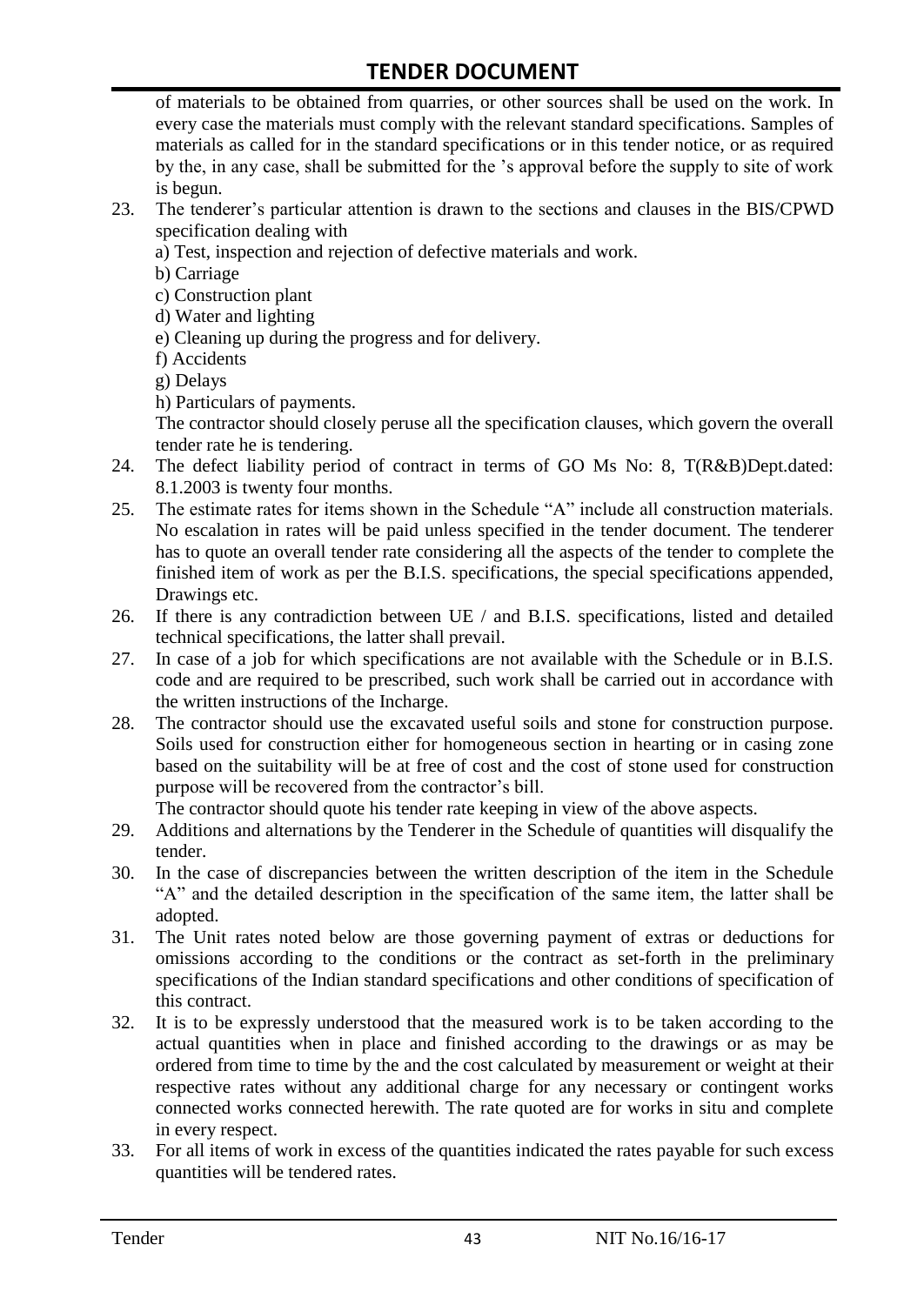of materials to be obtained from quarries, or other sources shall be used on the work. In every case the materials must comply with the relevant standard specifications. Samples of materials as called for in the standard specifications or in this tender notice, or as required by the, in any case, shall be submitted for the 's approval before the supply to site of work is begun.

23. The tenderer's particular attention is drawn to the sections and clauses in the BIS/CPWD specification dealing with
    a) Test, inspection and rejection of defective materials and work.
    b) Carriage
    c) Construction plant
    d) Water and lighting
    e) Cleaning up during the progress and for delivery.
    f) Accidents
    g) Delays
    h) Particulars of payments.

    The contractor should closely peruse all the specification clauses, which govern the overall tender rate he is tendering.
24. The defect liability period of contract in terms of GO Ms No: 8, T(R&B)Dept.dated: 8.1.2003 is twenty four months.
25. The estimate rates for items shown in the Schedule "A" include all construction materials. No escalation in rates will be paid unless specified in the tender document. The tenderer has to quote an overall tender rate considering all the aspects of the tender to complete the finished item of work as per the B.I.S. specifications, the special specifications appended, Drawings etc.
26. If there is any contradiction between UE / and B.I.S. specifications, listed and detailed technical specifications, the latter shall prevail.
27. In case of a job for which specifications are not available with the Schedule or in B.I.S. code and are required to be prescribed, such work shall be carried out in accordance with the written instructions of the Incharge.
28. The contractor should use the excavated useful soils and stone for construction purpose. Soils used for construction either for homogeneous section in hearting or in casing zone based on the suitability will be at free of cost and the cost of stone used for construction purpose will be recovered from the contractor's bill.

    The contractor should quote his tender rate keeping in view of the above aspects.
29. Additions and alternations by the Tenderer in the Schedule of quantities will disqualify the tender.
30. In the case of discrepancies between the written description of the item in the Schedule "A" and the detailed description in the specification of the same item, the latter shall be adopted.
31. The Unit rates noted below are those governing payment of extras or deductions for omissions according to the conditions or the contract as set-forth in the preliminary specifications of the Indian standard specifications and other conditions of specification of this contract.
32. It is to be expressly understood that the measured work is to be taken according to the actual quantities when in place and finished according to the drawings or as may be ordered from time to time by the and the cost calculated by measurement or weight at their respective rates without any additional charge for any necessary or contingent works connected works connected herewith. The rate quoted are for works in situ and complete in every respect.
33. For all items of work in excess of the quantities indicated the rates payable for such excess quantities will be tendered rates.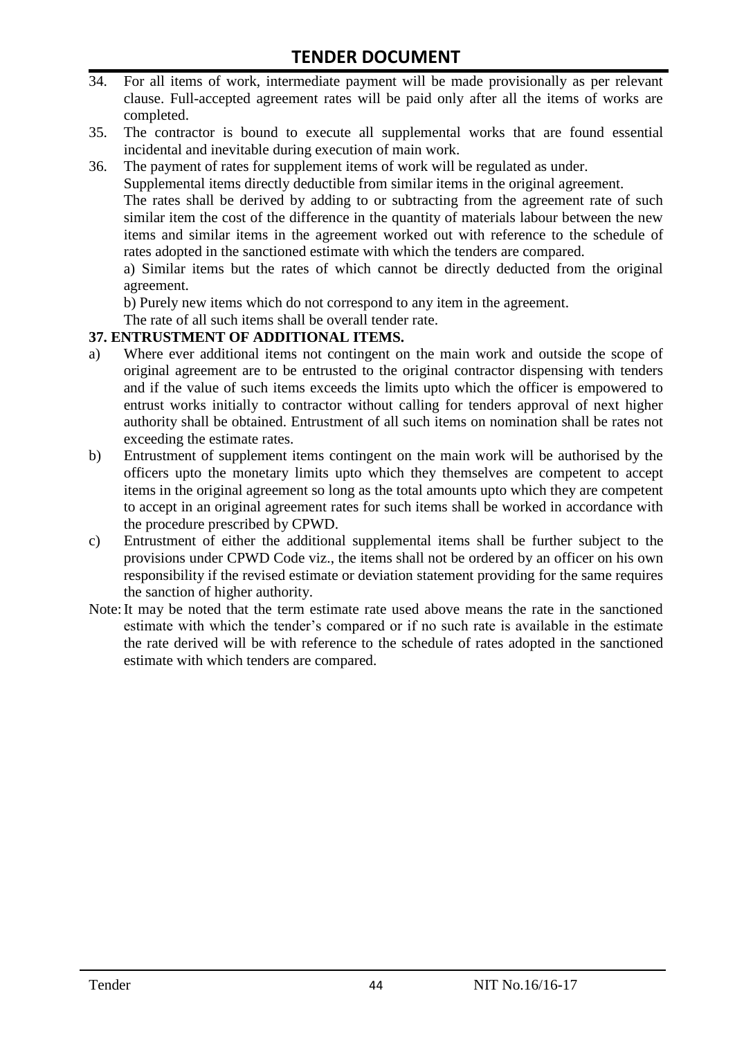34. For all items of work, intermediate payment will be made provisionally as per relevant clause. Full-accepted agreement rates will be paid only after all the items of works are completed.
35. The contractor is bound to execute all supplemental works that are found essential incidental and inevitable during execution of main work.
36. The payment of rates for supplement items of work will be regulated as under.

    Supplemental items directly deductible from similar items in the original agreement.

    The rates shall be derived by adding to or subtracting from the agreement rate of such similar item the cost of the difference in the quantity of materials labour between the new items and similar items in the agreement worked out with reference to the schedule of rates adopted in the sanctioned estimate with which the tenders are compared.

    a) Similar items but the rates of which cannot be directly deducted from the original agreement.

    b) Purely new items which do not correspond to any item in the agreement.

    The rate of all such items shall be overall tender rate.

**37. ENTRUSTMENT OF ADDITIONAL ITEMS.**

a) Where ever additional items not contingent on the main work and outside the scope of original agreement are to be entrusted to the original contractor dispensing with tenders and if the value of such items exceeds the limits upto which the officer is empowered to entrust works initially to contractor without calling for tenders approval of next higher authority shall be obtained. Entrustment of all such items on nomination shall be rates not exceeding the estimate rates.

b) Entrustment of supplement items contingent on the main work will be authorised by the officers upto the monetary limits upto which they themselves are competent to accept items in the original agreement so long as the total amounts upto which they are competent to accept in an original agreement rates for such items shall be worked in accordance with the procedure prescribed by CPWD.

c) Entrustment of either the additional supplemental items shall be further subject to the provisions under CPWD Code viz., the items shall not be ordered by an officer on his own responsibility if the revised estimate or deviation statement providing for the same requires the sanction of higher authority.

Note: It may be noted that the term estimate rate used above means the rate in the sanctioned estimate with which the tender's compared or if no such rate is available in the estimate the rate derived will be with reference to the schedule of rates adopted in the sanctioned estimate with which tenders are compared.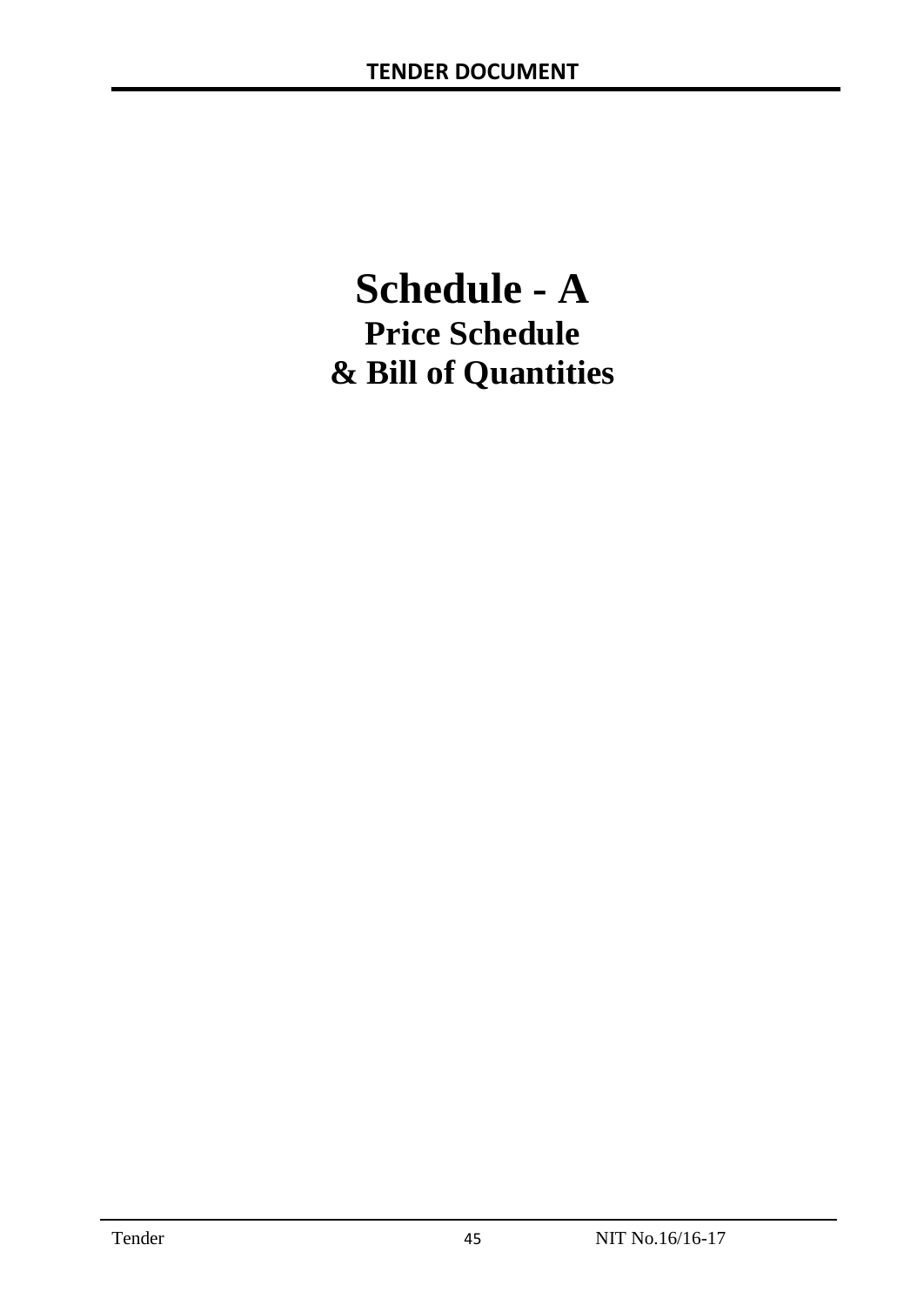# Schedule - A

## Price Schedule

## & Bill of Quantities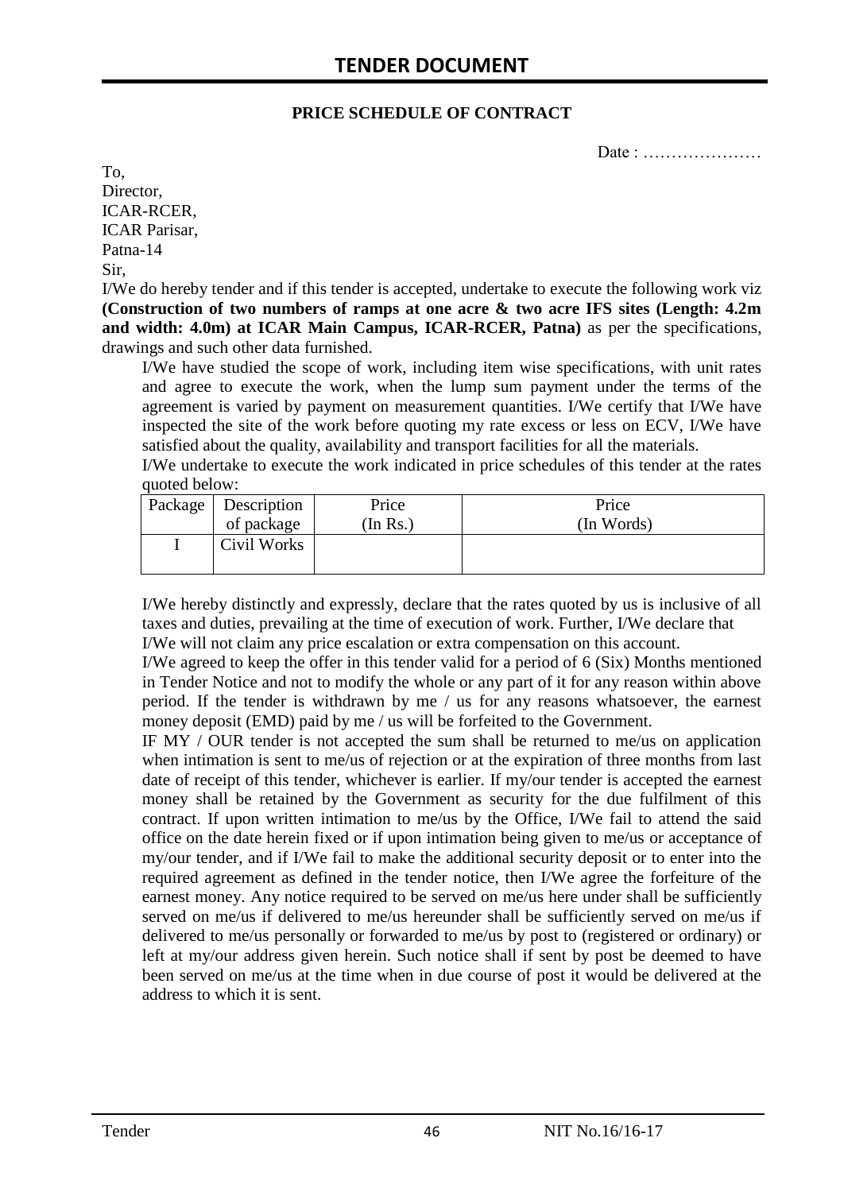# TENDER DOCUMENT

**PRICE SCHEDULE OF CONTRACT**

Date : …………………

To,
Director,
ICAR-RCER,
ICAR Parisar,
Patna-14

Sir,

I/We do hereby tender and if this tender is accepted, undertake to execute the following work viz **(Construction of two numbers of ramps at one acre & two acre IFS sites (Length: 4.2m and width: 4.0m) at ICAR Main Campus, ICAR-RCER, Patna)** as per the specifications, drawings and such other data furnished.

I/We have studied the scope of work, including item wise specifications, with unit rates and agree to execute the work, when the lump sum payment under the terms of the agreement is varied by payment on measurement quantities. I/We certify that I/We have inspected the site of the work before quoting my rate excess or less on ECV, I/We have satisfied about the quality, availability and transport facilities for all the materials.

I/We undertake to execute the work indicated in price schedules of this tender at the rates quoted below:

| Package | Description of package | Price (In Rs.) | Price (In Words) |
|---|---|---|---|
| I | Civil Works | | |

I/We hereby distinctly and expressly, declare that the rates quoted by us is inclusive of all taxes and duties, prevailing at the time of execution of work. Further, I/We declare that I/We will not claim any price escalation or extra compensation on this account.

I/We agreed to keep the offer in this tender valid for a period of 6 (Six) Months mentioned in Tender Notice and not to modify the whole or any part of it for any reason within above period. If the tender is withdrawn by me / us for any reasons whatsoever, the earnest money deposit (EMD) paid by me / us will be forfeited to the Government.

IF MY / OUR tender is not accepted the sum shall be returned to me/us on application when intimation is sent to me/us of rejection or at the expiration of three months from last date of receipt of this tender, whichever is earlier. If my/our tender is accepted the earnest money shall be retained by the Government as security for the due fulfilment of this contract. If upon written intimation to me/us by the Office, I/We fail to attend the said office on the date herein fixed or if upon intimation being given to me/us or acceptance of my/our tender, and if I/We fail to make the additional security deposit or to enter into the required agreement as defined in the tender notice, then I/We agree the forfeiture of the earnest money. Any notice required to be served on me/us here under shall be sufficiently served on me/us if delivered to me/us hereunder shall be sufficiently served on me/us if delivered to me/us personally or forwarded to me/us by post to (registered or ordinary) or left at my/our address given herein. Such notice shall if sent by post be deemed to have been served on me/us at the time when in due course of post it would be delivered at the address to which it is sent.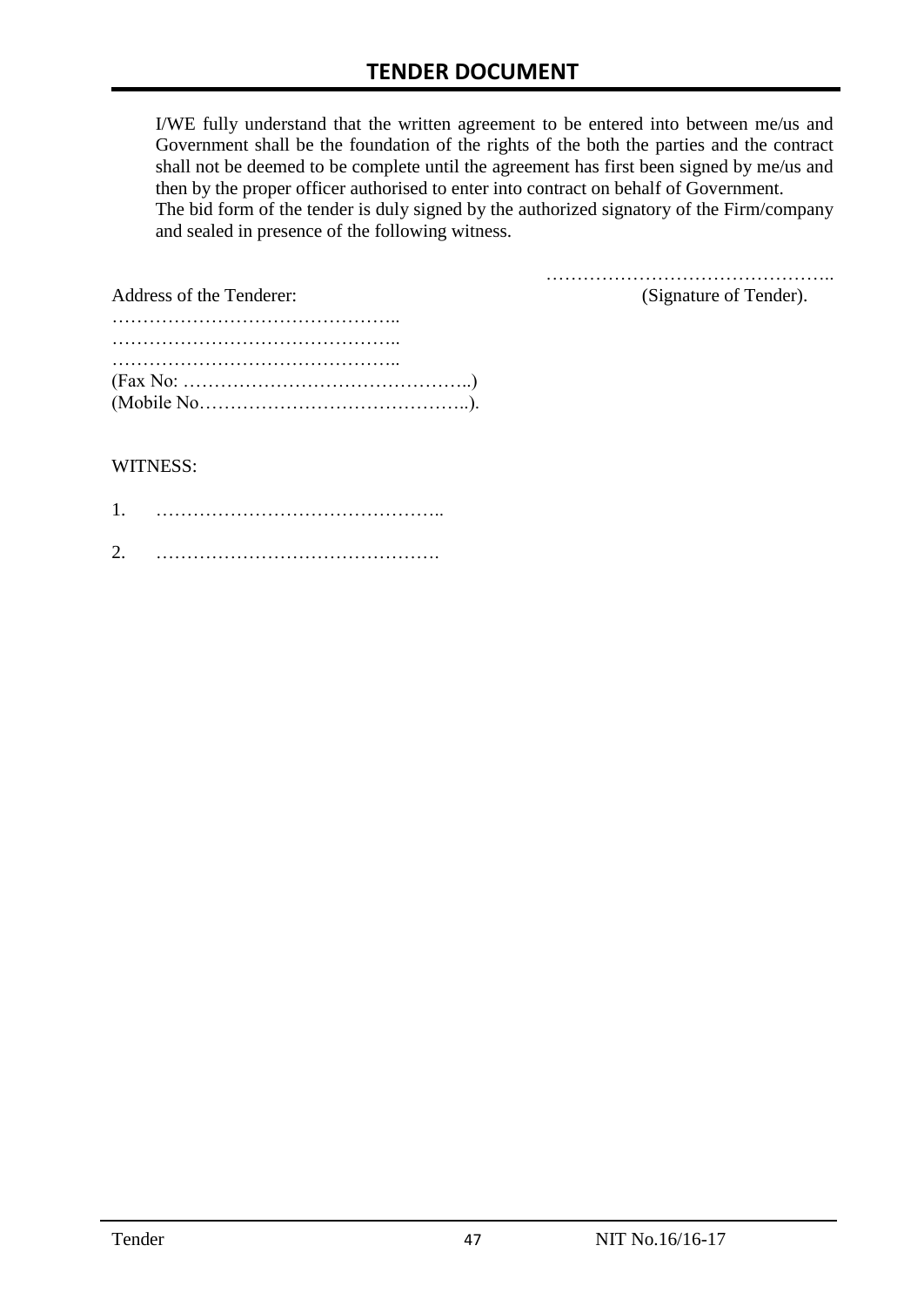I/WE fully understand that the written agreement to be entered into between me/us and Government shall be the foundation of the rights of the both the parties and the contract shall not be deemed to be complete until the agreement has first been signed by me/us and then by the proper officer authorised to enter into contract on behalf of Government.
The bid form of the tender is duly signed by the authorized signatory of the Firm/company and sealed in presence of the following witness.

………………………………………..
(Signature of Tender).

Address of the Tenderer:
………………………………………..
………………………………………..
………………………………………..
(Fax No: ………………………………………..)
(Mobile No……………………………………..).

WITNESS:

1. ………………………………………..

2. ……………………………………….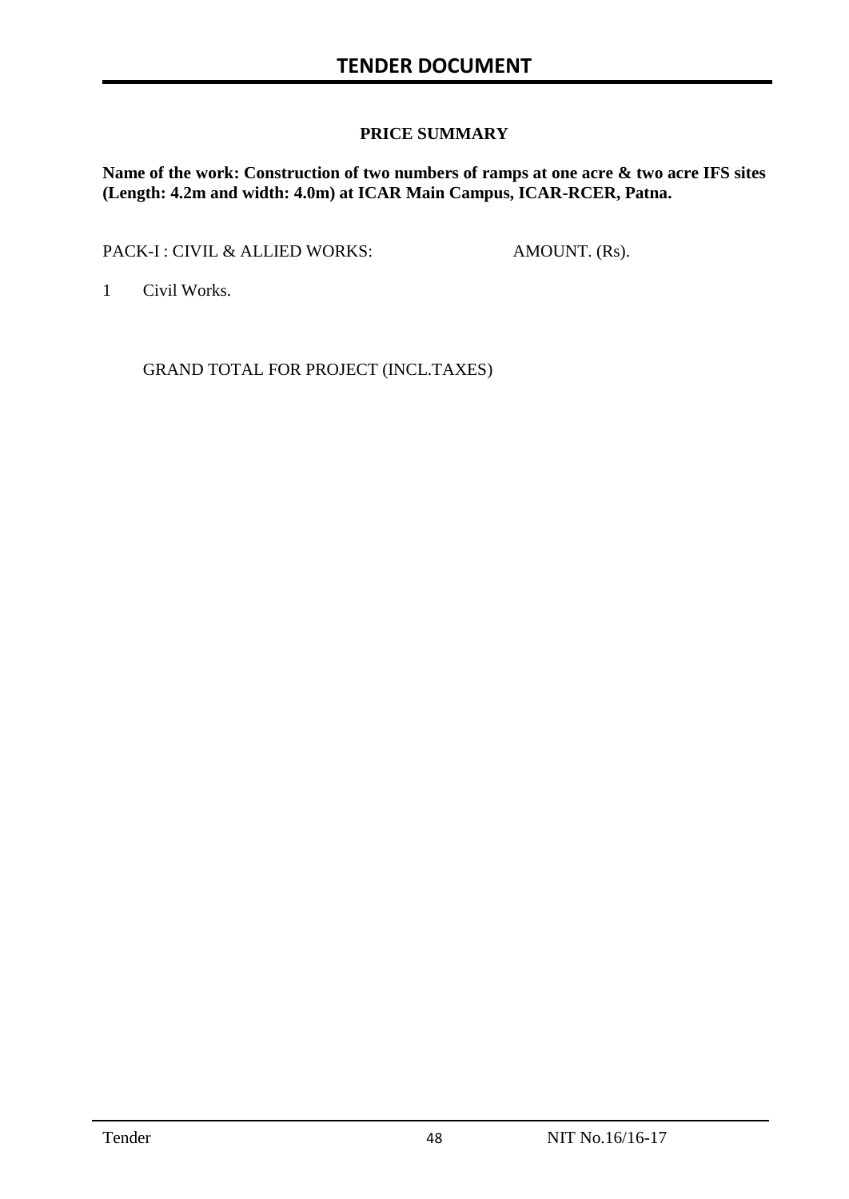**PRICE SUMMARY**

**Name of the work: Construction of two numbers of ramps at one acre & two acre IFS sites (Length: 4.2m and width: 4.0m) at ICAR Main Campus, ICAR-RCER, Patna.**

| PACK-I : CIVIL & ALLIED WORKS: | AMOUNT. (Rs). |
|---|---|
| 1 Civil Works. | |
| GRAND TOTAL FOR PROJECT (INCL.TAXES) | |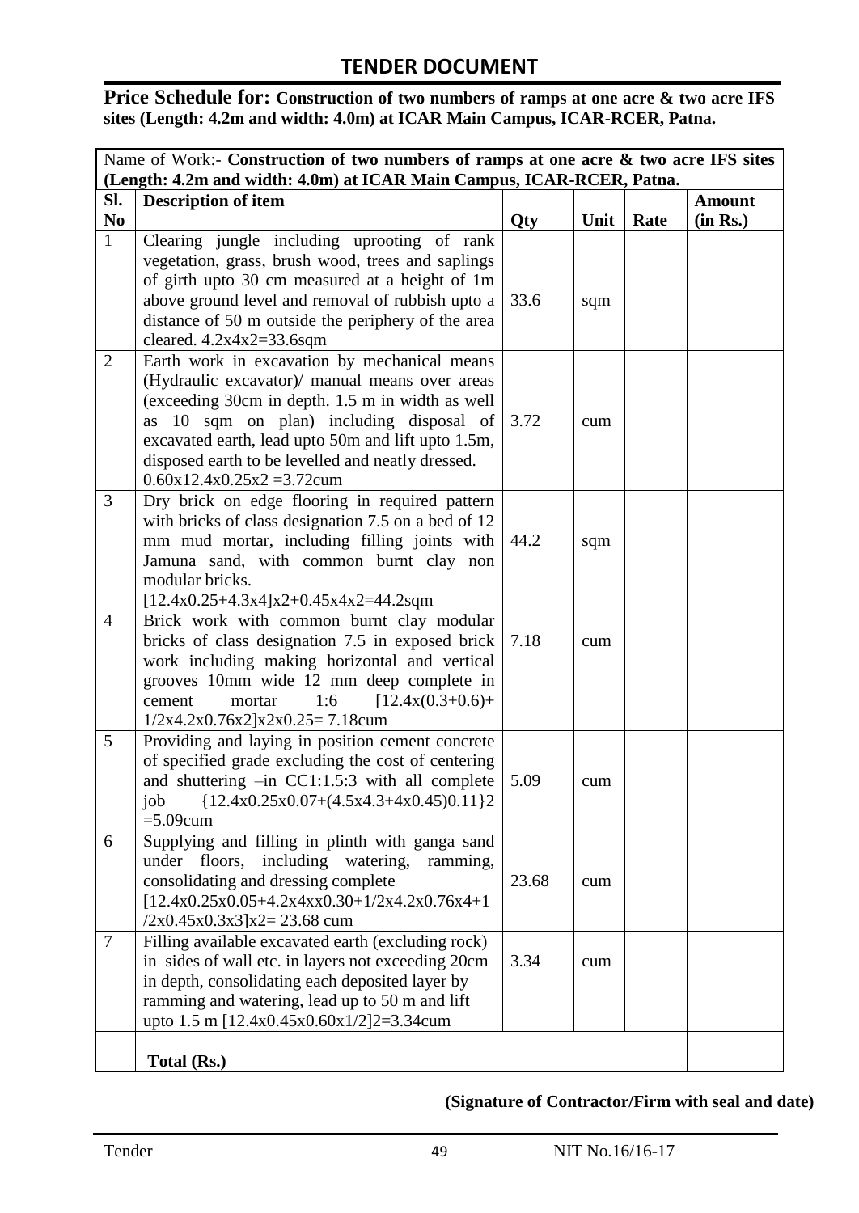## TENDER DOCUMENT

**Price Schedule for: Construction of two numbers of ramps at one acre & two acre IFS sites (Length: 4.2m and width: 4.0m) at ICAR Main Campus, ICAR-RCER, Patna.**

| Name of Work:- **Construction of two numbers of ramps at one acre & two acre IFS sites (Length: 4.2m and width: 4.0m) at ICAR Main Campus, ICAR-RCER, Patna.** | | | | | |
|---|---|---|---|---|---|
| **Sl. No** | **Description of item** | **Qty** | **Unit** | **Rate** | **Amount (in Rs.)** |
| 1 | Clearing jungle including uprooting of rank vegetation, grass, brush wood, trees and saplings of girth upto 30 cm measured at a height of 1m above ground level and removal of rubbish upto a distance of 50 m outside the periphery of the area cleared. 4.2x4x2=33.6sqm | 33.6 | sqm | | |
| 2 | Earth work in excavation by mechanical means (Hydraulic excavator)/ manual means over areas (exceeding 30cm in depth. 1.5 m in width as well as 10 sqm on plan) including disposal of excavated earth, lead upto 50m and lift upto 1.5m, disposed earth to be levelled and neatly dressed. 0.60x12.4x0.25x2 =3.72cum | 3.72 | cum | | |
| 3 | Dry brick on edge flooring in required pattern with bricks of class designation 7.5 on a bed of 12 mm mud mortar, including filling joints with Jamuna sand, with common burnt clay non modular bricks. [12.4x0.25+4.3x4]x2+0.45x4x2=44.2sqm | 44.2 | sqm | | |
| 4 | Brick work with common burnt clay modular bricks of class designation 7.5 in exposed brick work including making horizontal and vertical grooves 10mm wide 12 mm deep complete in cement mortar 1:6 [12.4x(0.3+0.6)+ 1/2x4.2x0.76x2]x2x0.25= 7.18cum | 7.18 | cum | | |
| 5 | Providing and laying in position cement concrete of specified grade excluding the cost of centering and shuttering –in CC1:1.5:3 with all complete job {12.4x0.25x0.07+(4.5x4.3+4x0.45)0.11}2 =5.09cum | 5.09 | cum | | |
| 6 | Supplying and filling in plinth with ganga sand under floors, including watering, ramming, consolidating and dressing complete [12.4x0.25x0.05+4.2x4xx0.30+1/2x4.2x0.76x4+1 /2x0.45x0.3x3]x2= 23.68 cum | 23.68 | cum | | |
| 7 | Filling available excavated earth (excluding rock) in sides of wall etc. in layers not exceeding 20cm in depth, consolidating each deposited layer by ramming and watering, lead up to 50 m and lift upto 1.5 m [12.4x0.45x0.60x1/2]2=3.34cum | 3.34 | cum | | |
| | **Total (Rs.)** | | | | |

**(Signature of Contractor/Firm with seal and date)**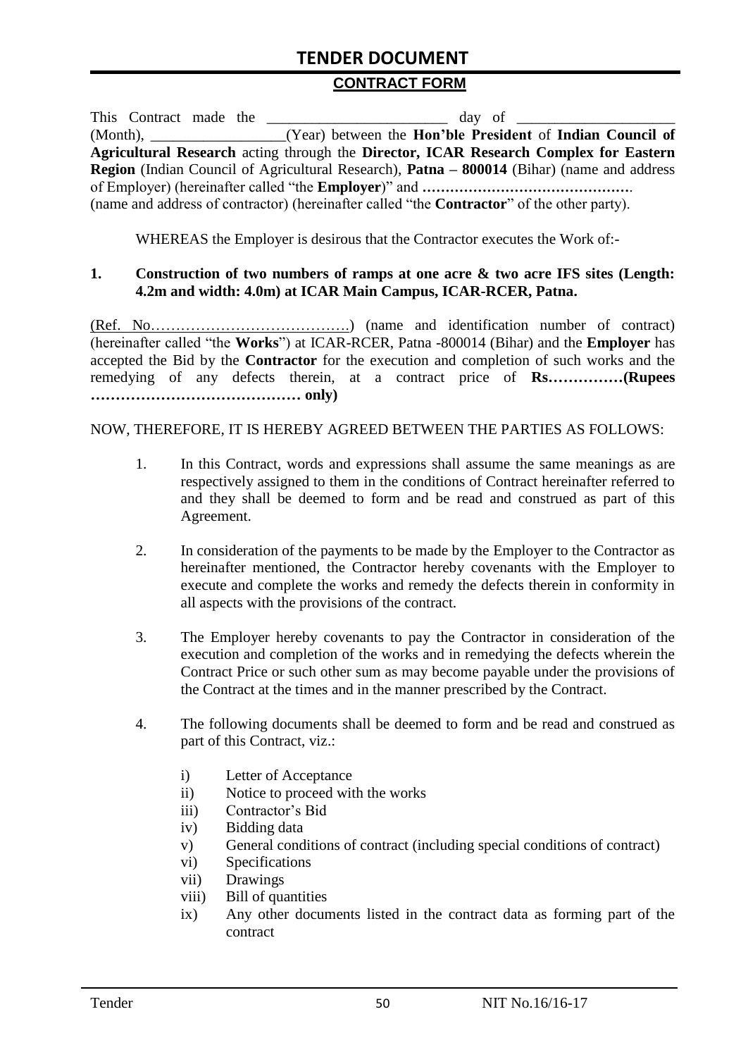## TENDER DOCUMENT

### CONTRACT FORM

This Contract made the ________________________ day of ____________________ (Month), __________________(Year) between the **Hon'ble President** of **Indian Council of Agricultural Research** acting through the **Director, ICAR Research Complex for Eastern Region** (Indian Council of Agricultural Research), **Patna – 800014** (Bihar) (name and address of Employer) (hereinafter called "the **Employer**)" and **……………………………………….** (name and address of contractor) (hereinafter called "the **Contractor**" of the other party).

WHEREAS the Employer is desirous that the Contractor executes the Work of:-

**1. Construction of two numbers of ramps at one acre & two acre IFS sites (Length: 4.2m and width: 4.0m) at ICAR Main Campus, ICAR-RCER, Patna.**

(Ref. No…………………………………..) (name and identification number of contract) (hereinafter called "the **Works**") at ICAR-RCER, Patna -800014 (Bihar) and the **Employer** has accepted the Bid by the **Contractor** for the execution and completion of such works and the remedying of any defects therein, at a contract price of **Rs……………(Rupees …………………………………… only)**

NOW, THEREFORE, IT IS HEREBY AGREED BETWEEN THE PARTIES AS FOLLOWS:

1. In this Contract, words and expressions shall assume the same meanings as are respectively assigned to them in the conditions of Contract hereinafter referred to and they shall be deemed to form and be read and construed as part of this Agreement.

2. In consideration of the payments to be made by the Employer to the Contractor as hereinafter mentioned, the Contractor hereby covenants with the Employer to execute and complete the works and remedy the defects therein in conformity in all aspects with the provisions of the contract.

3. The Employer hereby covenants to pay the Contractor in consideration of the execution and completion of the works and in remedying the defects wherein the Contract Price or such other sum as may become payable under the provisions of the Contract at the times and in the manner prescribed by the Contract.

4. The following documents shall be deemed to form and be read and construed as part of this Contract, viz.:

   i) Letter of Acceptance
   ii) Notice to proceed with the works
   iii) Contractor's Bid
   iv) Bidding data
   v) General conditions of contract (including special conditions of contract)
   vi) Specifications
   vii) Drawings
   viii) Bill of quantities
   ix) Any other documents listed in the contract data as forming part of the contract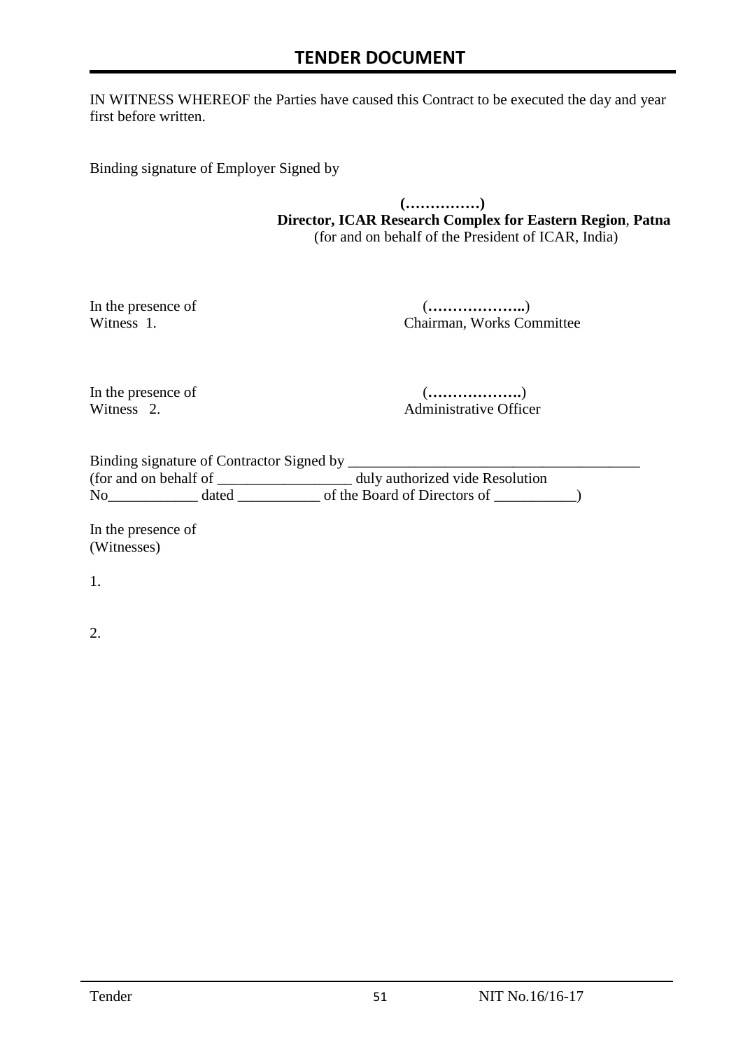IN WITNESS WHEREOF the Parties have caused this Contract to be executed the day and year first before written.

Binding signature of Employer Signed by

**(……………)**
**Director, ICAR Research Complex for Eastern Region**, **Patna**
(for and on behalf of the President of ICAR, India)

In the presence of
Witness 1.

(**………………..**)
Chairman, Works Committee

In the presence of
Witness 2.

(**……………….**)
Administrative Officer

Binding signature of Contractor Signed by ______________________________________
(for and on behalf of _________________ duly authorized vide Resolution No____________ dated ___________ of the Board of Directors of ___________)

In the presence of
(Witnesses)

1.

2.